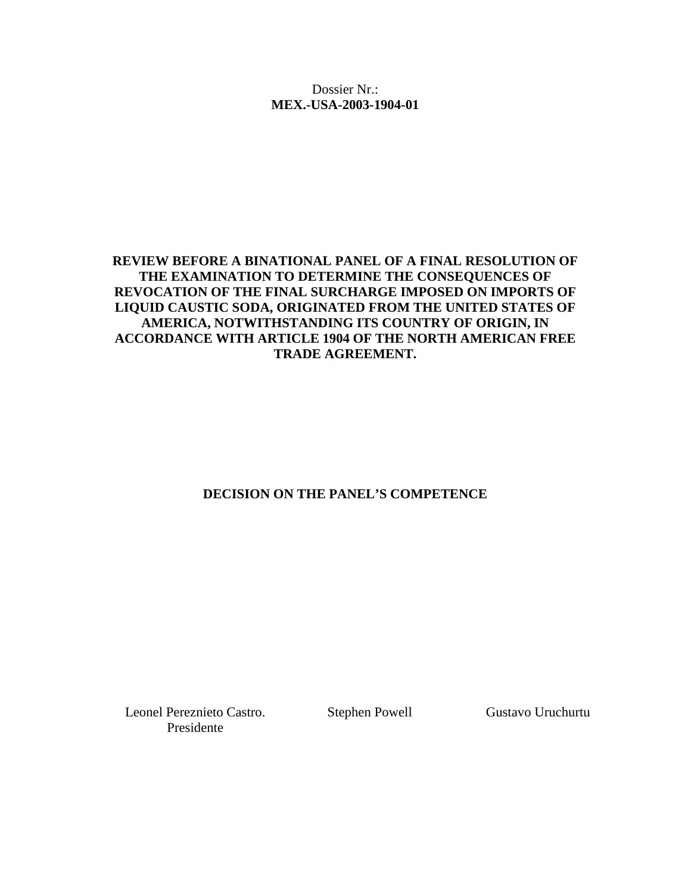Dossier Nr.:
**MEX.-USA-2003-1904-01**

**REVIEW BEFORE A BINATIONAL PANEL OF A FINAL RESOLUTION OF THE EXAMINATION TO DETERMINE THE CONSEQUENCES OF REVOCATION OF THE FINAL SURCHARGE IMPOSED ON IMPORTS OF LIQUID CAUSTIC SODA, ORIGINATED FROM THE UNITED STATES OF AMERICA, NOTWITHSTANDING ITS COUNTRY OF ORIGIN, IN ACCORDANCE WITH ARTICLE 1904 OF THE NORTH AMERICAN FREE TRADE AGREEMENT.**

**DECISION ON THE PANEL'S COMPETENCE**

Leonel Pereznieto Castro.
Presidente

Stephen Powell

Gustavo Uruchurtu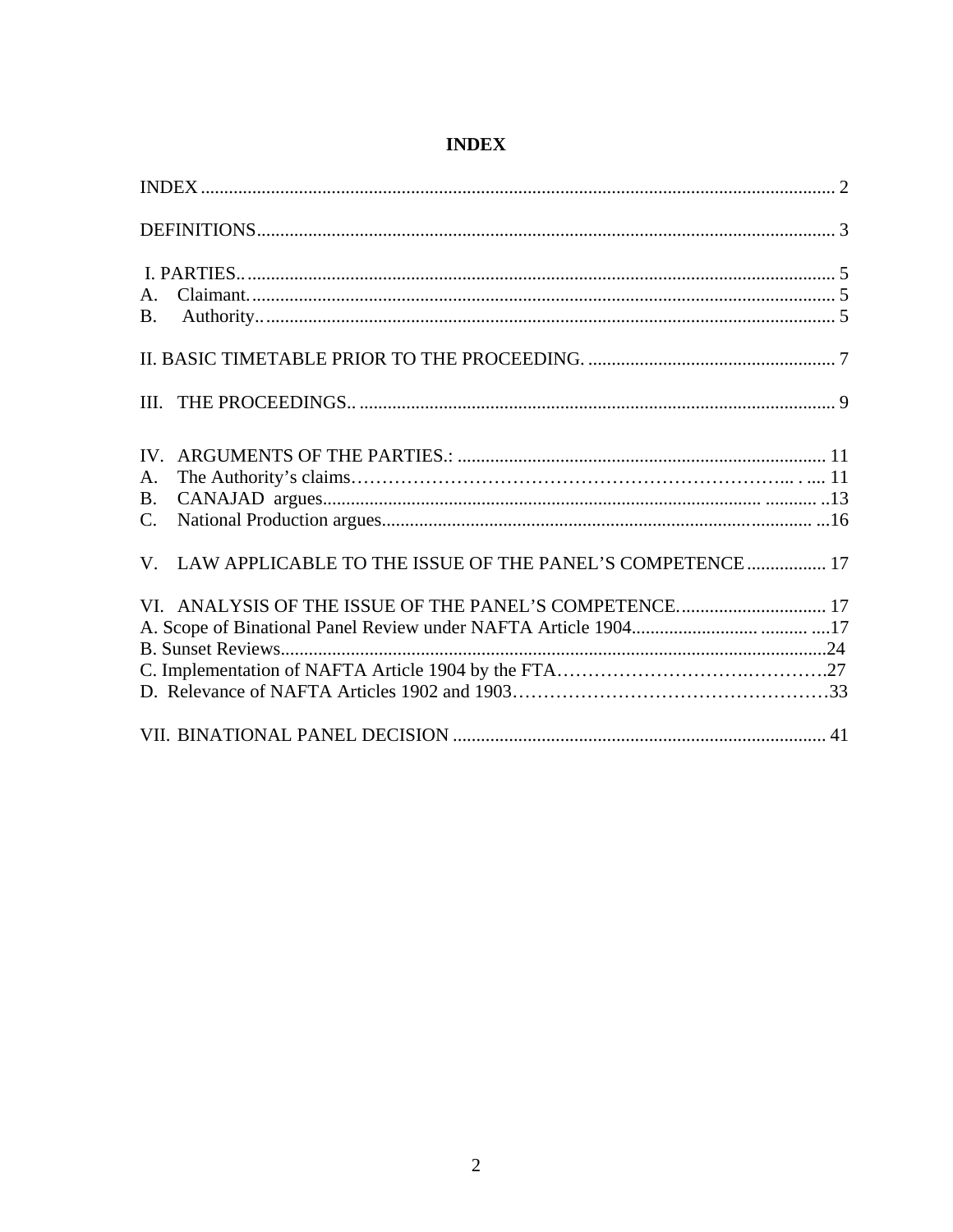# INDEX

INDEX ........................................................................................................................ 2

DEFINITIONS............................................................................................................ 3

I. PARTIES.. ............................................................................................................. 5
A. Claimant. ............................................................................................................. 5
B. Authority.. ........................................................................................................... 5

II. BASIC TIMETABLE PRIOR TO THE PROCEEDING. ..................................................... 7

III. THE PROCEEDINGS.. ..................................................................................... 9

IV. ARGUMENTS OF THE PARTIES.: .............................................................................. 11
A. The Authority's claims……………………………………………………………... . .... 11
B. CANAJAD argues............................................................................................ ........... ..13
C. National Production argues............................................................................................ ...16

V. LAW APPLICABLE TO THE ISSUE OF THE PANEL'S COMPETENCE ................. 17

VI. ANALYSIS OF THE ISSUE OF THE PANEL'S COMPETENCE................................ 17
A. Scope of Binational Panel Review under NAFTA Article 1904......................... .......... ....17
B. Sunset Reviews......................................................................................................24
C. Implementation of NAFTA Article 1904 by the FTA……………………….………….27
D. Relevance of NAFTA Articles 1902 and 1903……………………………………………33

VII. BINATIONAL PANEL DECISION ............................................................................... 41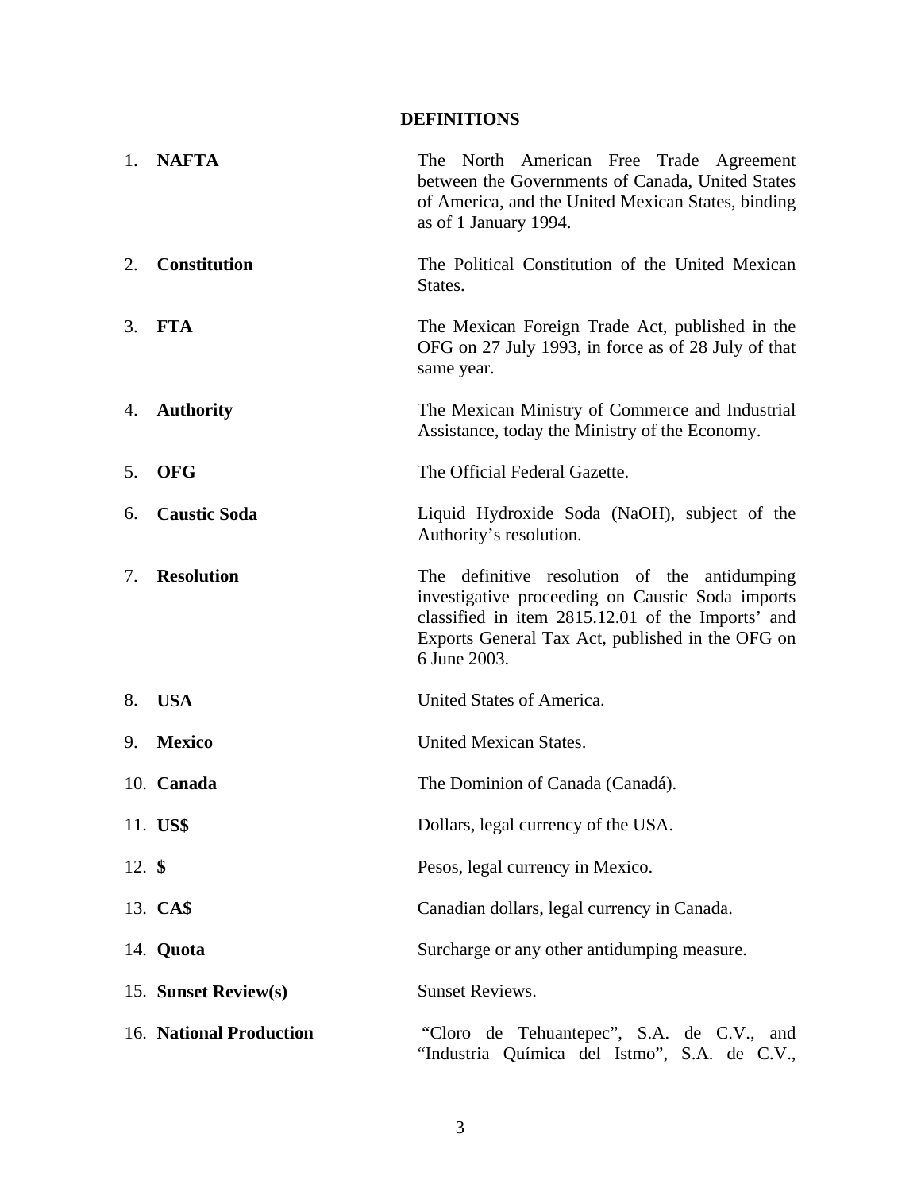# DEFINITIONS

| | | |
|---|---|---|
| 1. | **NAFTA** | The North American Free Trade Agreement between the Governments of Canada, United States of America, and the United Mexican States, binding as of 1 January 1994. |
| 2. | **Constitution** | The Political Constitution of the United Mexican States. |
| 3. | **FTA** | The Mexican Foreign Trade Act, published in the OFG on 27 July 1993, in force as of 28 July of that same year. |
| 4. | **Authority** | The Mexican Ministry of Commerce and Industrial Assistance, today the Ministry of the Economy. |
| 5. | **OFG** | The Official Federal Gazette. |
| 6. | **Caustic Soda** | Liquid Hydroxide Soda (NaOH), subject of the Authority's resolution. |
| 7. | **Resolution** | The definitive resolution of the antidumping investigative proceeding on Caustic Soda imports classified in item 2815.12.01 of the Imports' and Exports General Tax Act, published in the OFG on 6 June 2003. |
| 8. | **USA** | United States of America. |
| 9. | **Mexico** | United Mexican States. |
| 10. | **Canada** | The Dominion of Canada (Canadá). |
| 11. | **US$** | Dollars, legal currency of the USA. |
| 12. | **$** | Pesos, legal currency in Mexico. |
| 13. | **CA$** | Canadian dollars, legal currency in Canada. |
| 14. | **Quota** | Surcharge or any other antidumping measure. |
| 15. | **Sunset Review(s)** | Sunset Reviews. |
| 16. | **National Production** | "Cloro de Tehuantepec", S.A. de C.V., and "Industria Química del Istmo", S.A. de C.V., |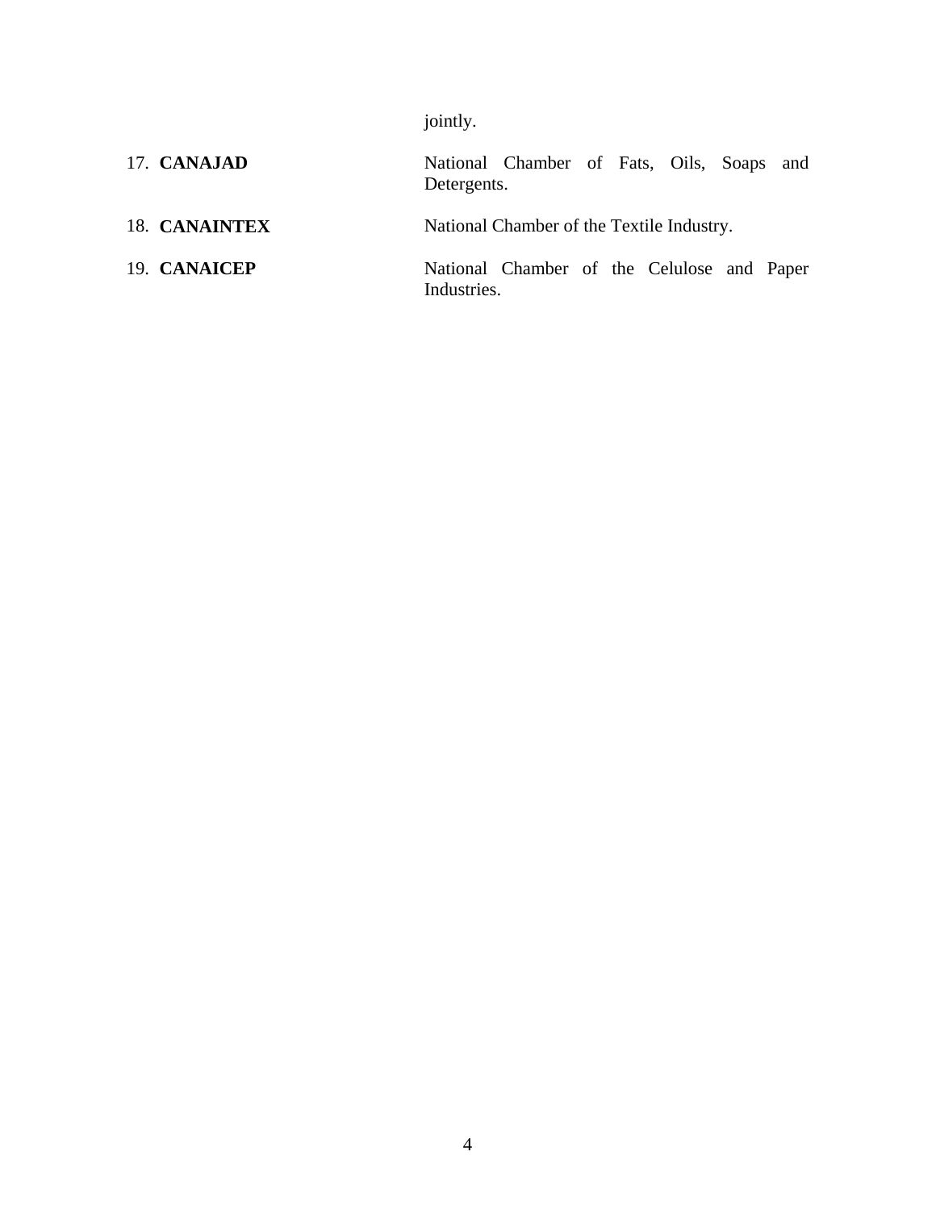| | | |
|---|---|---|
| | | jointly. |
| 17. | **CANAJAD** | National Chamber of Fats, Oils, Soaps and Detergents. |
| 18. | **CANAINTEX** | National Chamber of the Textile Industry. |
| 19. | **CANAICEP** | National Chamber of the Celulose and Paper Industries. |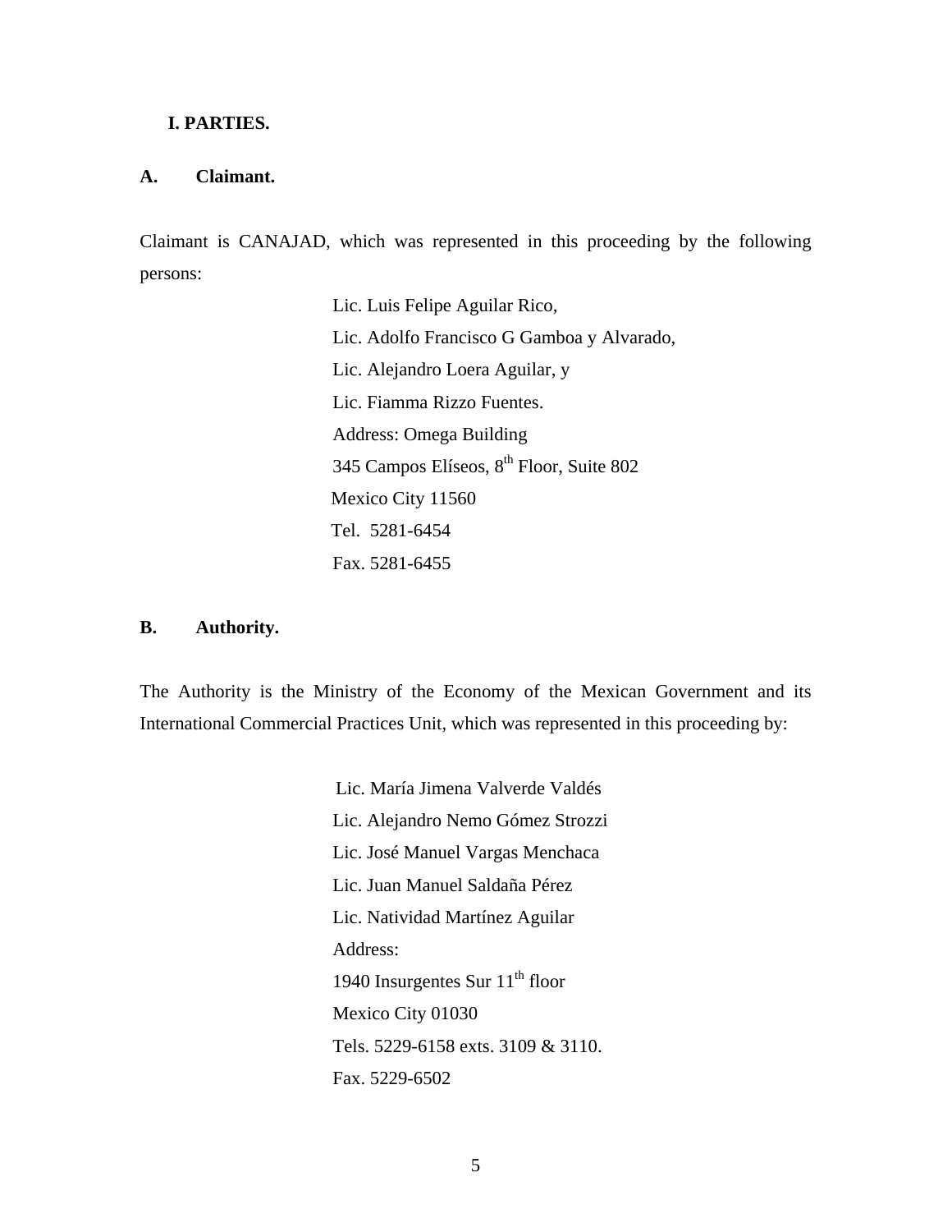## I. PARTIES.

### A. Claimant.

Claimant is CANAJAD, which was represented in this proceeding by the following persons:

Lic. Luis Felipe Aguilar Rico,  
Lic. Adolfo Francisco G Gamboa y Alvarado,  
Lic. Alejandro Loera Aguilar, y  
Lic. Fiamma Rizzo Fuentes.  
Address: Omega Building  
345 Campos Elíseos, 8th Floor, Suite 802  
Mexico City 11560  
Tel. 5281-6454  
Fax. 5281-6455

### B. Authority.

The Authority is the Ministry of the Economy of the Mexican Government and its International Commercial Practices Unit, which was represented in this proceeding by:

Lic. María Jimena Valverde Valdés  
Lic. Alejandro Nemo Gómez Strozzi  
Lic. José Manuel Vargas Menchaca  
Lic. Juan Manuel Saldaña Pérez  
Lic. Natividad Martínez Aguilar  
Address:  
1940 Insurgentes Sur 11th floor  
Mexico City 01030  
Tels. 5229-6158 exts. 3109 & 3110.  
Fax. 5229-6502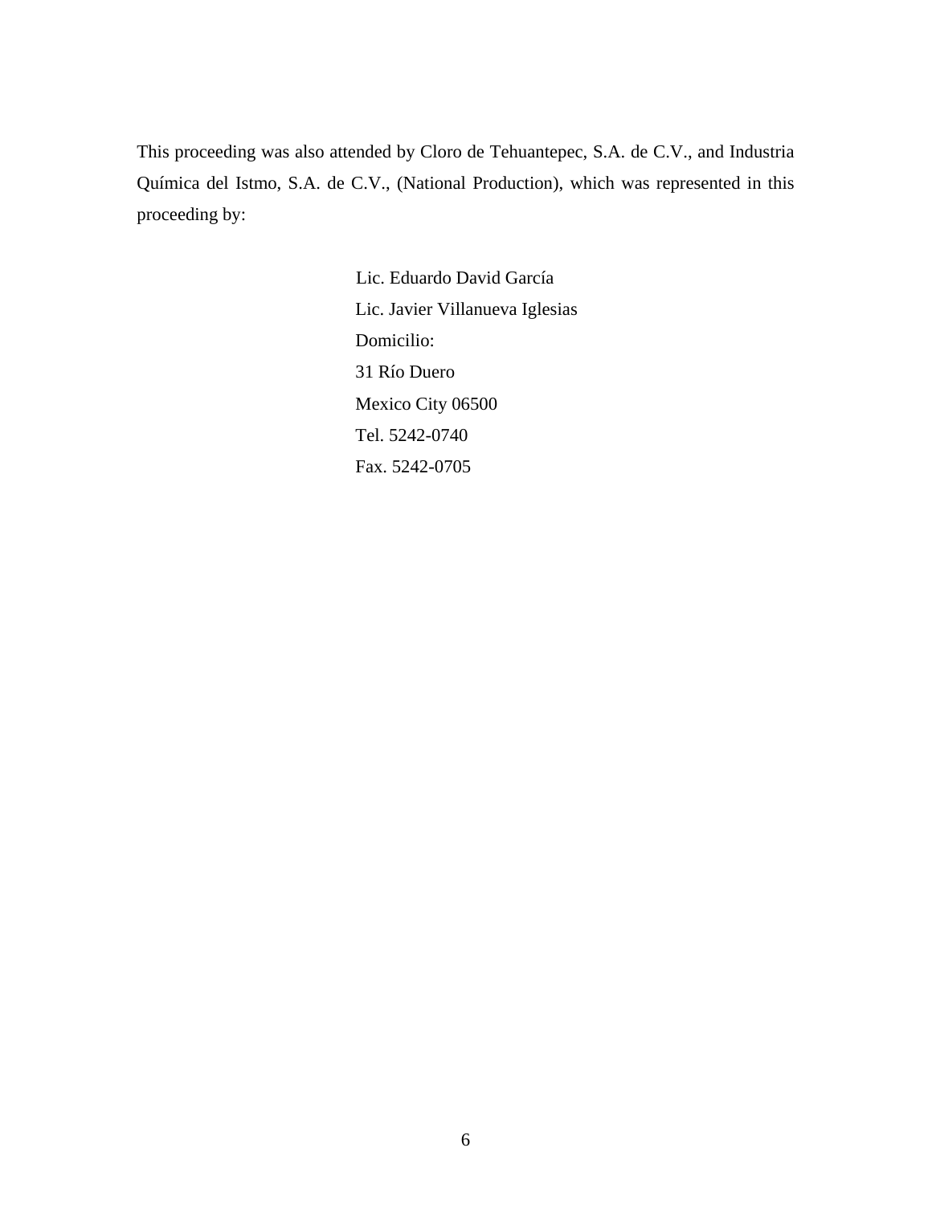This proceeding was also attended by Cloro de Tehuantepec, S.A. de C.V., and Industria Química del Istmo, S.A. de C.V., (National Production), which was represented in this proceeding by:

Lic. Eduardo David García  
Lic. Javier Villanueva Iglesias  
Domicilio:  
31 Río Duero  
Mexico City 06500  
Tel. 5242-0740  
Fax. 5242-0705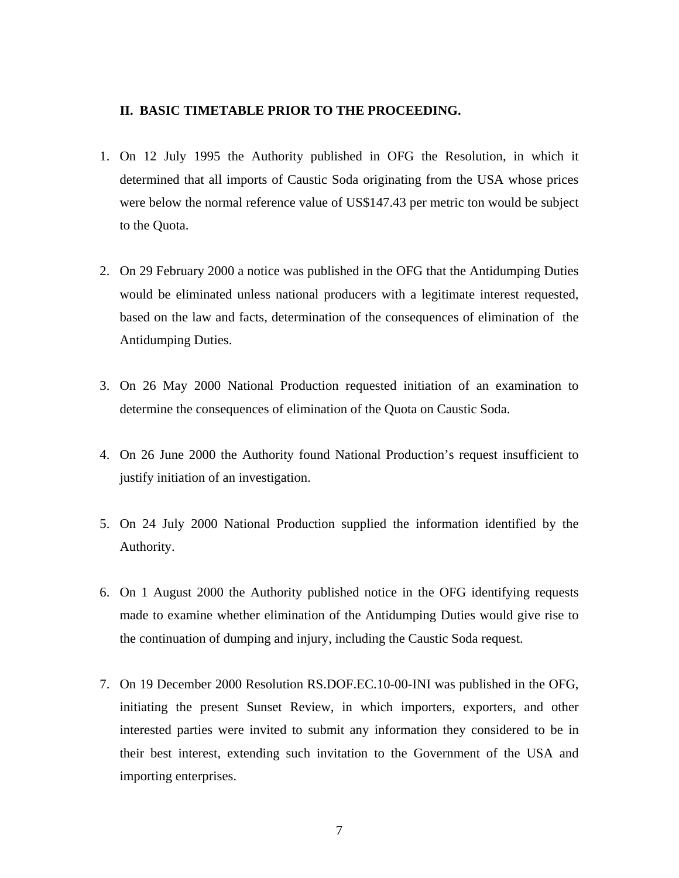## II. BASIC TIMETABLE PRIOR TO THE PROCEEDING.

1. On 12 July 1995 the Authority published in OFG the Resolution, in which it determined that all imports of Caustic Soda originating from the USA whose prices were below the normal reference value of US$147.43 per metric ton would be subject to the Quota.

2. On 29 February 2000 a notice was published in the OFG that the Antidumping Duties would be eliminated unless national producers with a legitimate interest requested, based on the law and facts, determination of the consequences of elimination of the Antidumping Duties.

3. On 26 May 2000 National Production requested initiation of an examination to determine the consequences of elimination of the Quota on Caustic Soda.

4. On 26 June 2000 the Authority found National Production's request insufficient to justify initiation of an investigation.

5. On 24 July 2000 National Production supplied the information identified by the Authority.

6. On 1 August 2000 the Authority published notice in the OFG identifying requests made to examine whether elimination of the Antidumping Duties would give rise to the continuation of dumping and injury, including the Caustic Soda request.

7. On 19 December 2000 Resolution RS.DOF.EC.10-00-INI was published in the OFG, initiating the present Sunset Review, in which importers, exporters, and other interested parties were invited to submit any information they considered to be in their best interest, extending such invitation to the Government of the USA and importing enterprises.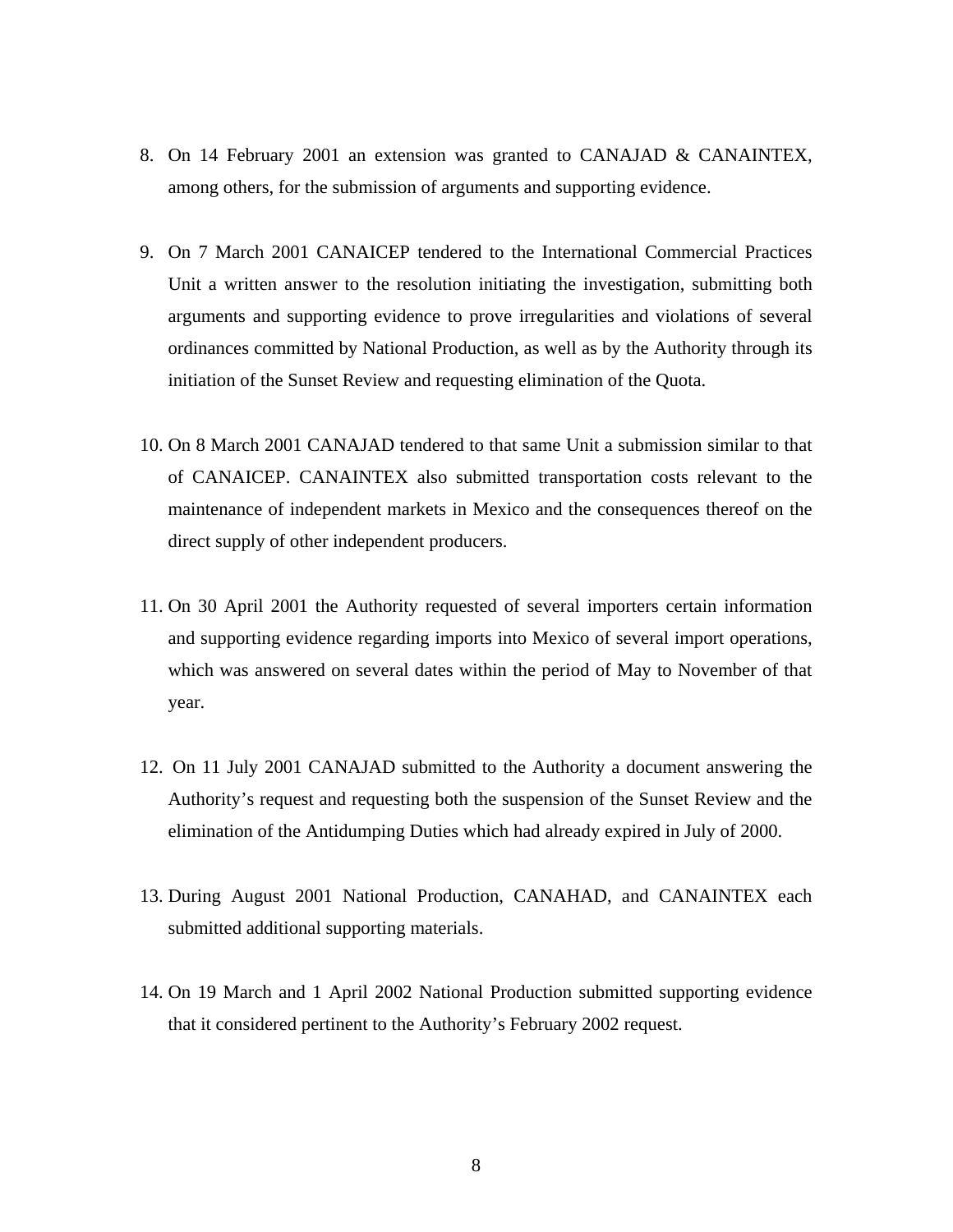8. On 14 February 2001 an extension was granted to CANAJAD & CANAINTEX, among others, for the submission of arguments and supporting evidence.

9. On 7 March 2001 CANAICEP tendered to the International Commercial Practices Unit a written answer to the resolution initiating the investigation, submitting both arguments and supporting evidence to prove irregularities and violations of several ordinances committed by National Production, as well as by the Authority through its initiation of the Sunset Review and requesting elimination of the Quota.

10. On 8 March 2001 CANAJAD tendered to that same Unit a submission similar to that of CANAICEP. CANAINTEX also submitted transportation costs relevant to the maintenance of independent markets in Mexico and the consequences thereof on the direct supply of other independent producers.

11. On 30 April 2001 the Authority requested of several importers certain information and supporting evidence regarding imports into Mexico of several import operations, which was answered on several dates within the period of May to November of that year.

12. On 11 July 2001 CANAJAD submitted to the Authority a document answering the Authority's request and requesting both the suspension of the Sunset Review and the elimination of the Antidumping Duties which had already expired in July of 2000.

13. During August 2001 National Production, CANAHAD, and CANAINTEX each submitted additional supporting materials.

14. On 19 March and 1 April 2002 National Production submitted supporting evidence that it considered pertinent to the Authority's February 2002 request.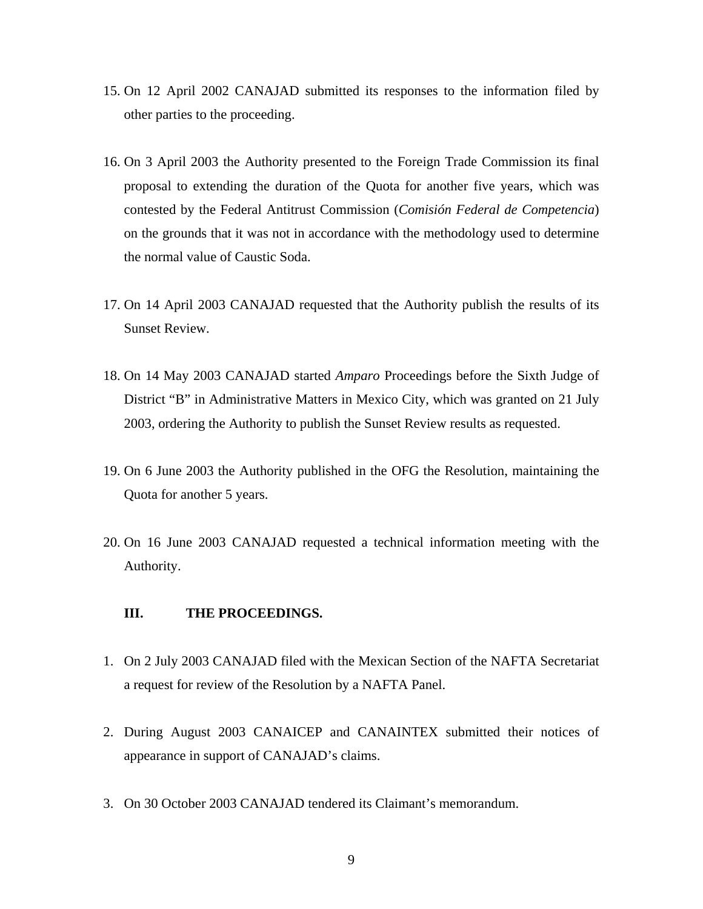15. On 12 April 2002 CANAJAD submitted its responses to the information filed by other parties to the proceeding.

16. On 3 April 2003 the Authority presented to the Foreign Trade Commission its final proposal to extending the duration of the Quota for another five years, which was contested by the Federal Antitrust Commission (*Comisión Federal de Competencia*) on the grounds that it was not in accordance with the methodology used to determine the normal value of Caustic Soda.

17. On 14 April 2003 CANAJAD requested that the Authority publish the results of its Sunset Review.

18. On 14 May 2003 CANAJAD started *Amparo* Proceedings before the Sixth Judge of District "B" in Administrative Matters in Mexico City, which was granted on 21 July 2003, ordering the Authority to publish the Sunset Review results as requested.

19. On 6 June 2003 the Authority published in the OFG the Resolution, maintaining the Quota for another 5 years.

20. On 16 June 2003 CANAJAD requested a technical information meeting with the Authority.

## III. THE PROCEEDINGS.

1. On 2 July 2003 CANAJAD filed with the Mexican Section of the NAFTA Secretariat a request for review of the Resolution by a NAFTA Panel.

2. During August 2003 CANAICEP and CANAINTEX submitted their notices of appearance in support of CANAJAD's claims.

3. On 30 October 2003 CANAJAD tendered its Claimant's memorandum.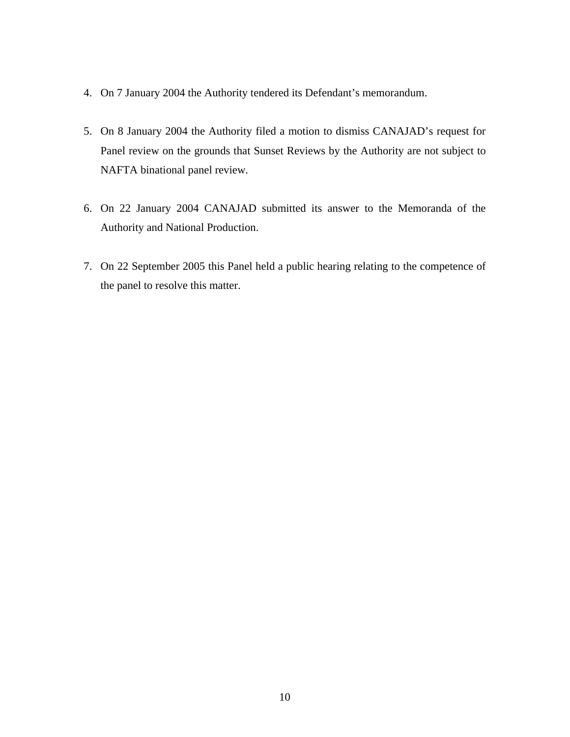4. On 7 January 2004 the Authority tendered its Defendant's memorandum.

5. On 8 January 2004 the Authority filed a motion to dismiss CANAJAD's request for Panel review on the grounds that Sunset Reviews by the Authority are not subject to NAFTA binational panel review.

6. On 22 January 2004 CANAJAD submitted its answer to the Memoranda of the Authority and National Production.

7. On 22 September 2005 this Panel held a public hearing relating to the competence of the panel to resolve this matter.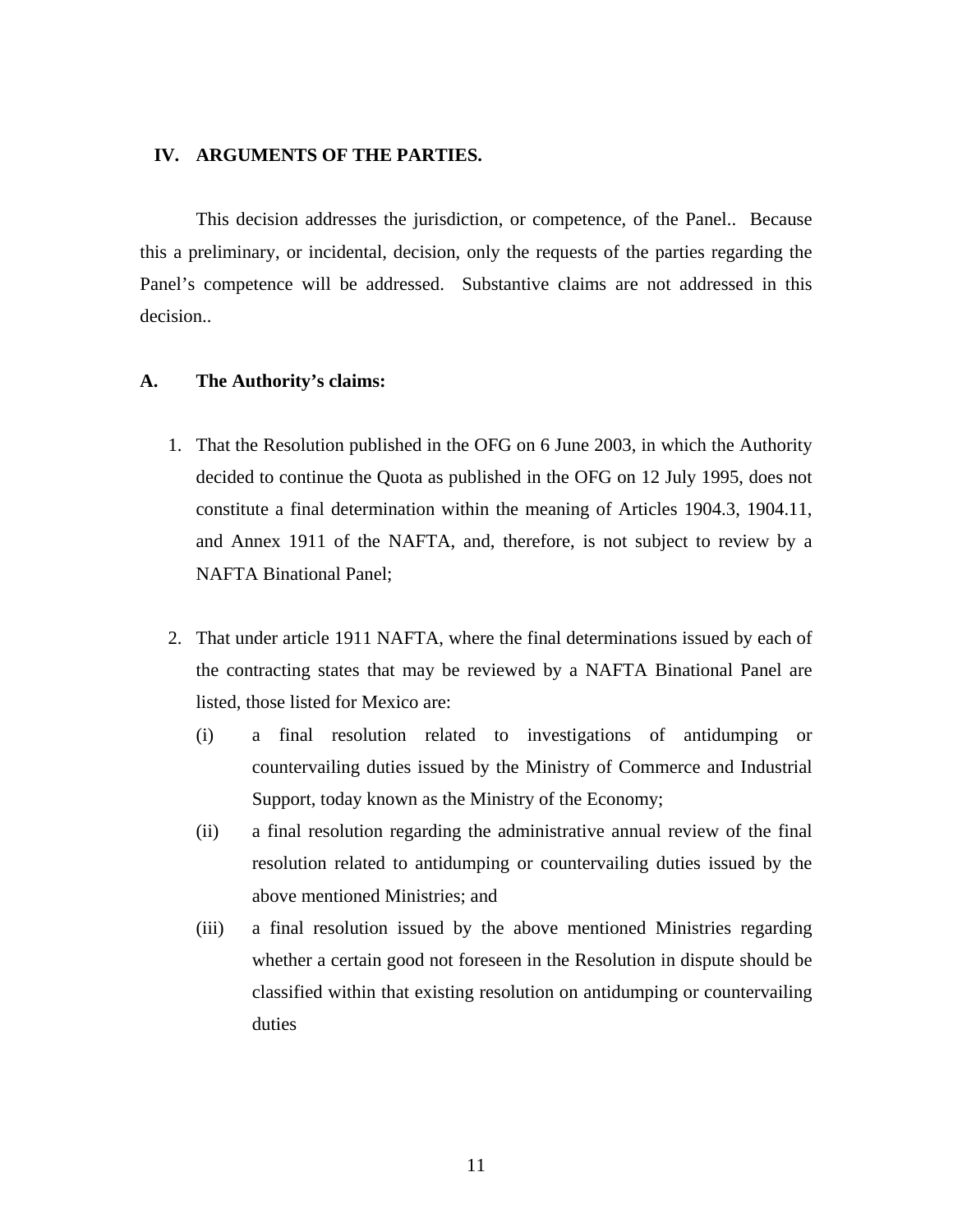## IV. ARGUMENTS OF THE PARTIES.

This decision addresses the jurisdiction, or competence, of the Panel.. Because this a preliminary, or incidental, decision, only the requests of the parties regarding the Panel's competence will be addressed. Substantive claims are not addressed in this decision..

### A. The Authority's claims:

1. That the Resolution published in the OFG on 6 June 2003, in which the Authority decided to continue the Quota as published in the OFG on 12 July 1995, does not constitute a final determination within the meaning of Articles 1904.3, 1904.11, and Annex 1911 of the NAFTA, and, therefore, is not subject to review by a NAFTA Binational Panel;

2. That under article 1911 NAFTA, where the final determinations issued by each of the contracting states that may be reviewed by a NAFTA Binational Panel are listed, those listed for Mexico are:

   (i) a final resolution related to investigations of antidumping or countervailing duties issued by the Ministry of Commerce and Industrial Support, today known as the Ministry of the Economy;

   (ii) a final resolution regarding the administrative annual review of the final resolution related to antidumping or countervailing duties issued by the above mentioned Ministries; and

   (iii) a final resolution issued by the above mentioned Ministries regarding whether a certain good not foreseen in the Resolution in dispute should be classified within that existing resolution on antidumping or countervailing duties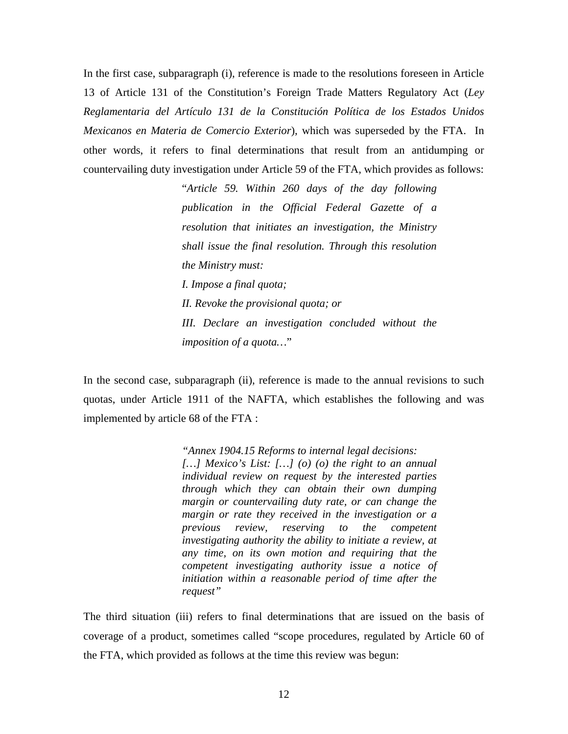In the first case, subparagraph (i), reference is made to the resolutions foreseen in Article 13 of Article 131 of the Constitution's Foreign Trade Matters Regulatory Act (*Ley Reglamentaria del Artículo 131 de la Constitución Política de los Estados Unidos Mexicanos en Materia de Comercio Exterior*), which was superseded by the FTA. In other words, it refers to final determinations that result from an antidumping or countervailing duty investigation under Article 59 of the FTA, which provides as follows:

> "*Article 59. Within 260 days of the day following publication in the Official Federal Gazette of a resolution that initiates an investigation, the Ministry shall issue the final resolution. Through this resolution the Ministry must:*
>
> *I. Impose a final quota;*
>
> *II. Revoke the provisional quota; or*
>
> *III. Declare an investigation concluded without the imposition of a quota…*"

In the second case, subparagraph (ii), reference is made to the annual revisions to such quotas, under Article 1911 of the NAFTA, which establishes the following and was implemented by article 68 of the FTA :

> *"Annex 1904.15 Reforms to internal legal decisions:*
> *[…] Mexico's List: […] (o) (o) the right to an annual individual review on request by the interested parties through which they can obtain their own dumping margin or countervailing duty rate, or can change the margin or rate they received in the investigation or a previous review, reserving to the competent investigating authority the ability to initiate a review, at any time, on its own motion and requiring that the competent investigating authority issue a notice of initiation within a reasonable period of time after the request"*

The third situation (iii) refers to final determinations that are issued on the basis of coverage of a product, sometimes called "scope procedures, regulated by Article 60 of the FTA, which provided as follows at the time this review was begun: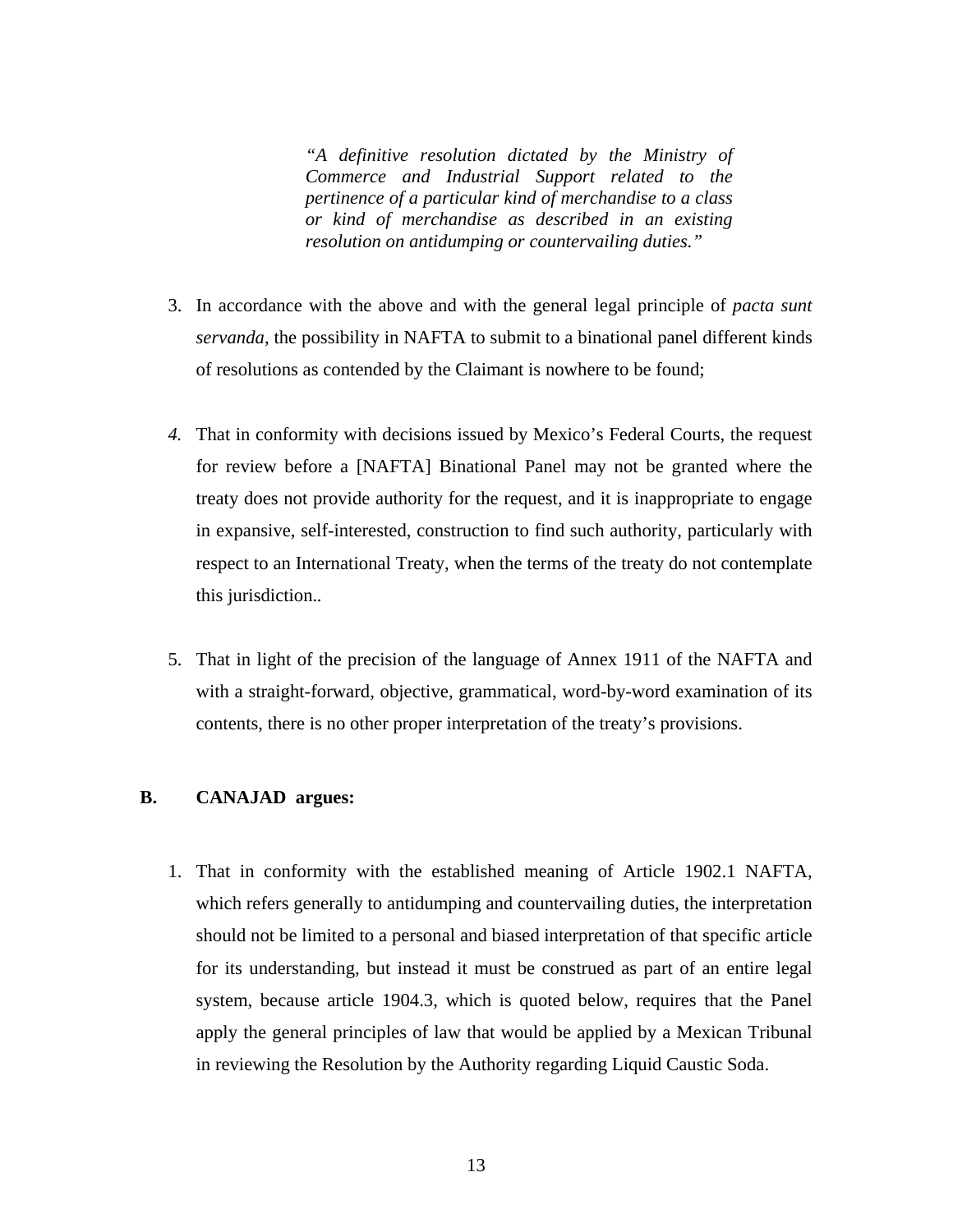> *"A definitive resolution dictated by the Ministry of Commerce and Industrial Support related to the pertinence of a particular kind of merchandise to a class or kind of merchandise as described in an existing resolution on antidumping or countervailing duties."*

3. In accordance with the above and with the general legal principle of *pacta sunt servanda*, the possibility in NAFTA to submit to a binational panel different kinds of resolutions as contended by the Claimant is nowhere to be found;

4. That in conformity with decisions issued by Mexico's Federal Courts, the request for review before a [NAFTA] Binational Panel may not be granted where the treaty does not provide authority for the request, and it is inappropriate to engage in expansive, self-interested, construction to find such authority, particularly with respect to an International Treaty, when the terms of the treaty do not contemplate this jurisdiction..

5. That in light of the precision of the language of Annex 1911 of the NAFTA and with a straight-forward, objective, grammatical, word-by-word examination of its contents, there is no other proper interpretation of the treaty's provisions.

**B. CANAJAD argues:**

1. That in conformity with the established meaning of Article 1902.1 NAFTA, which refers generally to antidumping and countervailing duties, the interpretation should not be limited to a personal and biased interpretation of that specific article for its understanding, but instead it must be construed as part of an entire legal system, because article 1904.3, which is quoted below, requires that the Panel apply the general principles of law that would be applied by a Mexican Tribunal in reviewing the Resolution by the Authority regarding Liquid Caustic Soda.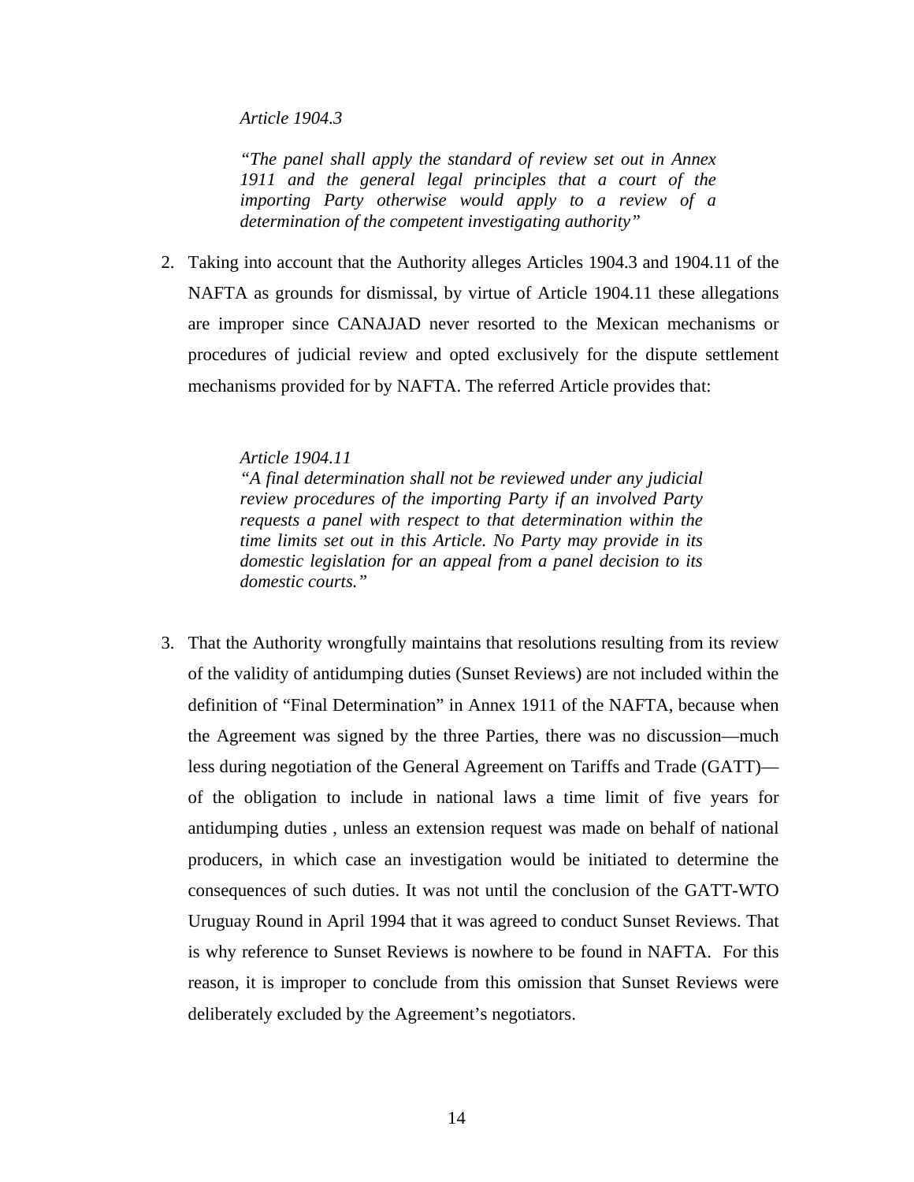*Article 1904.3*

*"The panel shall apply the standard of review set out in Annex 1911 and the general legal principles that a court of the importing Party otherwise would apply to a review of a determination of the competent investigating authority"*

2. Taking into account that the Authority alleges Articles 1904.3 and 1904.11 of the NAFTA as grounds for dismissal, by virtue of Article 1904.11 these allegations are improper since CANAJAD never resorted to the Mexican mechanisms or procedures of judicial review and opted exclusively for the dispute settlement mechanisms provided for by NAFTA. The referred Article provides that:

   *Article 1904.11*
   *"A final determination shall not be reviewed under any judicial review procedures of the importing Party if an involved Party requests a panel with respect to that determination within the time limits set out in this Article. No Party may provide in its domestic legislation for an appeal from a panel decision to its domestic courts."*

3. That the Authority wrongfully maintains that resolutions resulting from its review of the validity of antidumping duties (Sunset Reviews) are not included within the definition of "Final Determination" in Annex 1911 of the NAFTA, because when the Agreement was signed by the three Parties, there was no discussion—much less during negotiation of the General Agreement on Tariffs and Trade (GATT)—of the obligation to include in national laws a time limit of five years for antidumping duties , unless an extension request was made on behalf of national producers, in which case an investigation would be initiated to determine the consequences of such duties. It was not until the conclusion of the GATT-WTO Uruguay Round in April 1994 that it was agreed to conduct Sunset Reviews. That is why reference to Sunset Reviews is nowhere to be found in NAFTA. For this reason, it is improper to conclude from this omission that Sunset Reviews were deliberately excluded by the Agreement's negotiators.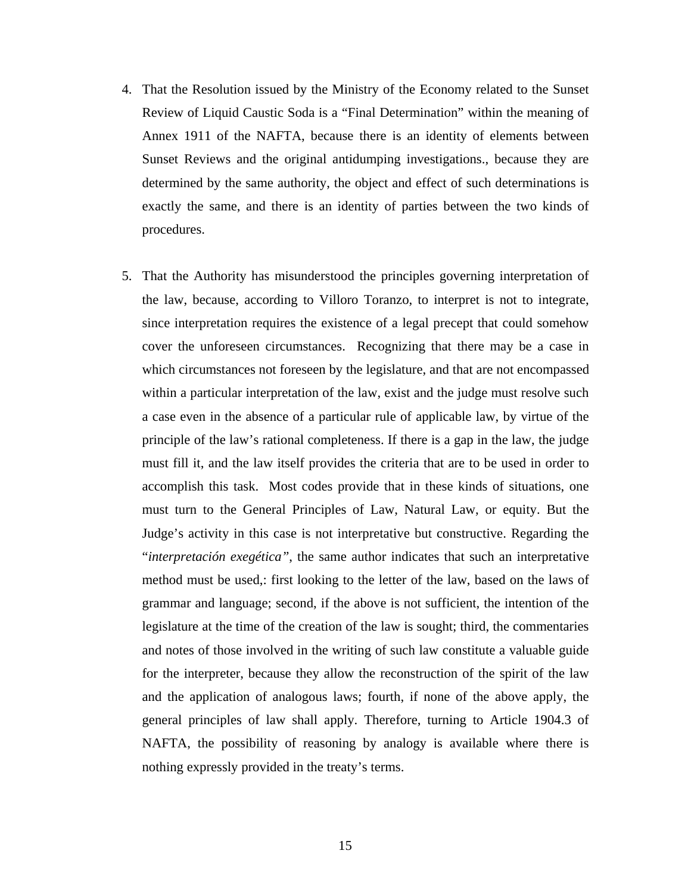4. That the Resolution issued by the Ministry of the Economy related to the Sunset Review of Liquid Caustic Soda is a "Final Determination" within the meaning of Annex 1911 of the NAFTA, because there is an identity of elements between Sunset Reviews and the original antidumping investigations., because they are determined by the same authority, the object and effect of such determinations is exactly the same, and there is an identity of parties between the two kinds of procedures.

5. That the Authority has misunderstood the principles governing interpretation of the law, because, according to Villoro Toranzo, to interpret is not to integrate, since interpretation requires the existence of a legal precept that could somehow cover the unforeseen circumstances. Recognizing that there may be a case in which circumstances not foreseen by the legislature, and that are not encompassed within a particular interpretation of the law, exist and the judge must resolve such a case even in the absence of a particular rule of applicable law, by virtue of the principle of the law's rational completeness. If there is a gap in the law, the judge must fill it, and the law itself provides the criteria that are to be used in order to accomplish this task. Most codes provide that in these kinds of situations, one must turn to the General Principles of Law, Natural Law, or equity. But the Judge's activity in this case is not interpretative but constructive. Regarding the "*interpretación exegética"*, the same author indicates that such an interpretative method must be used,: first looking to the letter of the law, based on the laws of grammar and language; second, if the above is not sufficient, the intention of the legislature at the time of the creation of the law is sought; third, the commentaries and notes of those involved in the writing of such law constitute a valuable guide for the interpreter, because they allow the reconstruction of the spirit of the law and the application of analogous laws; fourth, if none of the above apply, the general principles of law shall apply. Therefore, turning to Article 1904.3 of NAFTA, the possibility of reasoning by analogy is available where there is nothing expressly provided in the treaty's terms.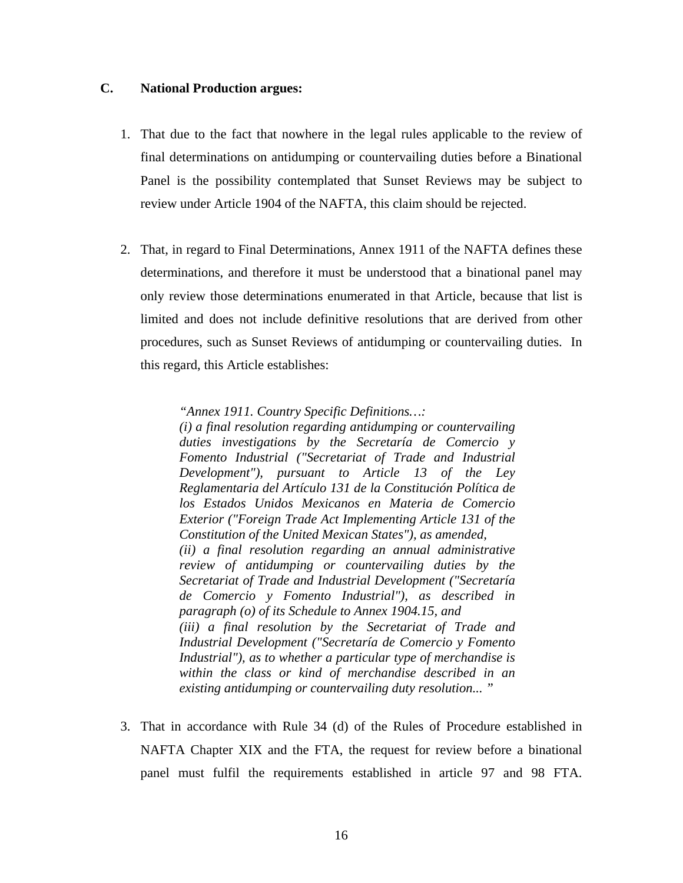### C. National Production argues:

1. That due to the fact that nowhere in the legal rules applicable to the review of final determinations on antidumping or countervailing duties before a Binational Panel is the possibility contemplated that Sunset Reviews may be subject to review under Article 1904 of the NAFTA, this claim should be rejected.

2. That, in regard to Final Determinations, Annex 1911 of the NAFTA defines these determinations, and therefore it must be understood that a binational panel may only review those determinations enumerated in that Article, because that list is limited and does not include definitive resolutions that are derived from other procedures, such as Sunset Reviews of antidumping or countervailing duties. In this regard, this Article establishes:

> *"Annex 1911. Country Specific Definitions…:*
> *(i) a final resolution regarding antidumping or countervailing duties investigations by the Secretaría de Comercio y Fomento Industrial ("Secretariat of Trade and Industrial Development"), pursuant to Article 13 of the Ley Reglamentaria del Artículo 131 de la Constitución Política de los Estados Unidos Mexicanos en Materia de Comercio Exterior ("Foreign Trade Act Implementing Article 131 of the Constitution of the United Mexican States"), as amended,*
> *(ii) a final resolution regarding an annual administrative review of antidumping or countervailing duties by the Secretariat of Trade and Industrial Development ("Secretaría de Comercio y Fomento Industrial"), as described in paragraph (o) of its Schedule to Annex 1904.15, and*
> *(iii) a final resolution by the Secretariat of Trade and Industrial Development ("Secretaría de Comercio y Fomento Industrial"), as to whether a particular type of merchandise is within the class or kind of merchandise described in an existing antidumping or countervailing duty resolution... "*

3. That in accordance with Rule 34 (d) of the Rules of Procedure established in NAFTA Chapter XIX and the FTA, the request for review before a binational panel must fulfil the requirements established in article 97 and 98 FTA.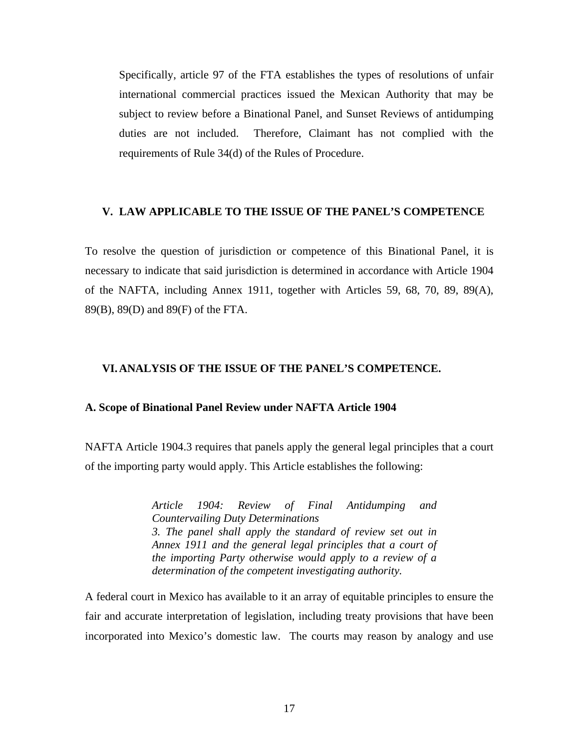Specifically, article 97 of the FTA establishes the types of resolutions of unfair international commercial practices issued the Mexican Authority that may be subject to review before a Binational Panel, and Sunset Reviews of antidumping duties are not included. Therefore, Claimant has not complied with the requirements of Rule 34(d) of the Rules of Procedure.

## V. LAW APPLICABLE TO THE ISSUE OF THE PANEL'S COMPETENCE

To resolve the question of jurisdiction or competence of this Binational Panel, it is necessary to indicate that said jurisdiction is determined in accordance with Article 1904 of the NAFTA, including Annex 1911, together with Articles 59, 68, 70, 89, 89(A), 89(B), 89(D) and 89(F) of the FTA.

## VI. ANALYSIS OF THE ISSUE OF THE PANEL'S COMPETENCE.

### A. Scope of Binational Panel Review under NAFTA Article 1904

NAFTA Article 1904.3 requires that panels apply the general legal principles that a court of the importing party would apply. This Article establishes the following:

> *Article 1904: Review of Final Antidumping and Countervailing Duty Determinations*
> *3. The panel shall apply the standard of review set out in Annex 1911 and the general legal principles that a court of the importing Party otherwise would apply to a review of a determination of the competent investigating authority.*

A federal court in Mexico has available to it an array of equitable principles to ensure the fair and accurate interpretation of legislation, including treaty provisions that have been incorporated into Mexico's domestic law. The courts may reason by analogy and use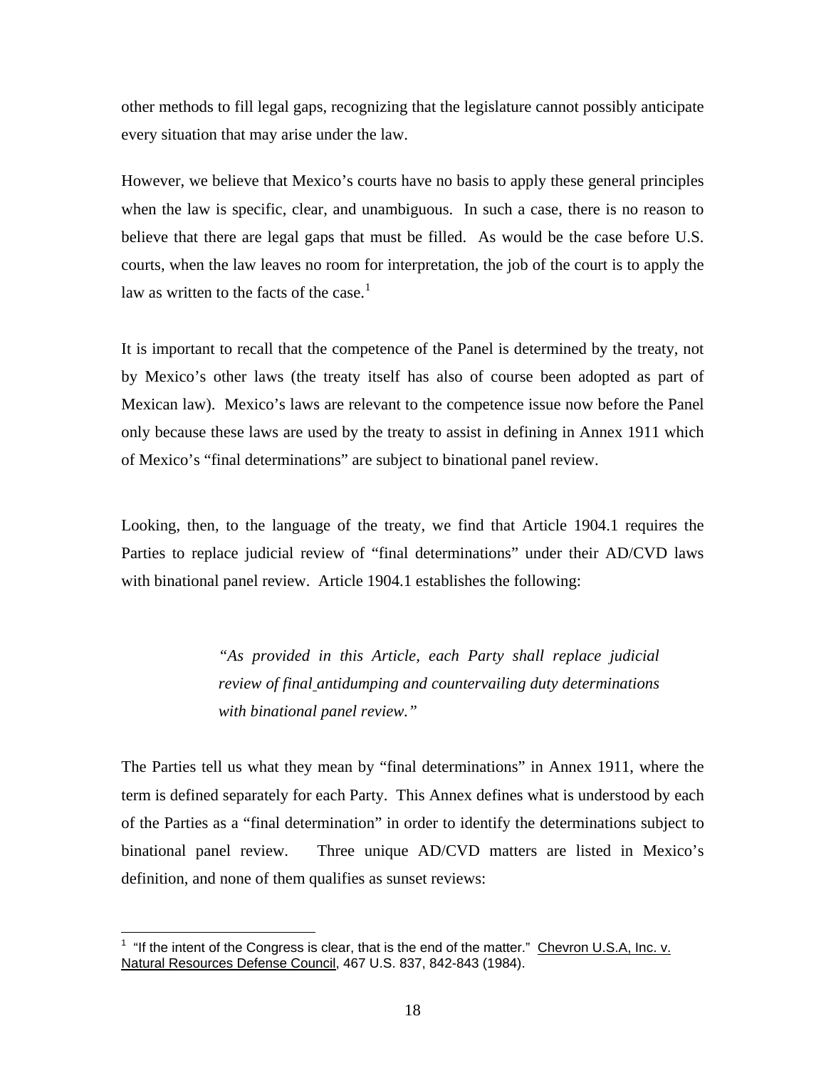other methods to fill legal gaps, recognizing that the legislature cannot possibly anticipate every situation that may arise under the law.

However, we believe that Mexico's courts have no basis to apply these general principles when the law is specific, clear, and unambiguous. In such a case, there is no reason to believe that there are legal gaps that must be filled. As would be the case before U.S. courts, when the law leaves no room for interpretation, the job of the court is to apply the law as written to the facts of the case.[1]

It is important to recall that the competence of the Panel is determined by the treaty, not by Mexico's other laws (the treaty itself has also of course been adopted as part of Mexican law). Mexico's laws are relevant to the competence issue now before the Panel only because these laws are used by the treaty to assist in defining in Annex 1911 which of Mexico's "final determinations" are subject to binational panel review.

Looking, then, to the language of the treaty, we find that Article 1904.1 requires the Parties to replace judicial review of "final determinations" under their AD/CVD laws with binational panel review. Article 1904.1 establishes the following:

> *"As provided in this Article, each Party shall replace judicial review of final antidumping and countervailing duty determinations with binational panel review."*

The Parties tell us what they mean by "final determinations" in Annex 1911, where the term is defined separately for each Party. This Annex defines what is understood by each of the Parties as a "final determination" in order to identify the determinations subject to binational panel review. Three unique AD/CVD matters are listed in Mexico's definition, and none of them qualifies as sunset reviews:

---

[1] "If the intent of the Congress is clear, that is the end of the matter." Chevron U.S.A, Inc. v. Natural Resources Defense Council, 467 U.S. 837, 842-843 (1984).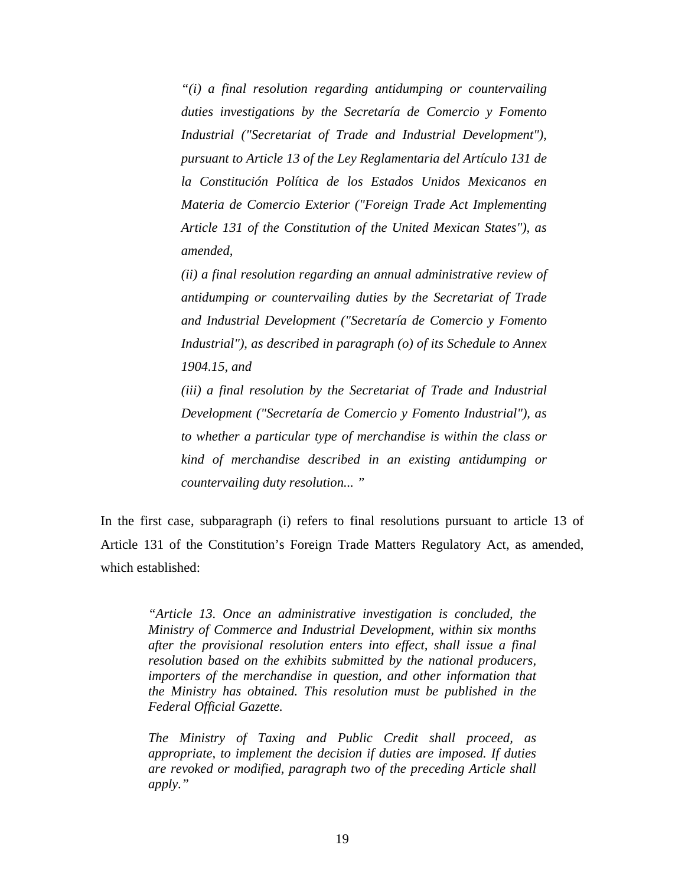> *"(i) a final resolution regarding antidumping or countervailing duties investigations by the Secretaría de Comercio y Fomento Industrial ("Secretariat of Trade and Industrial Development"), pursuant to Article 13 of the Ley Reglamentaria del Artículo 131 de la Constitución Política de los Estados Unidos Mexicanos en Materia de Comercio Exterior ("Foreign Trade Act Implementing Article 131 of the Constitution of the United Mexican States"), as amended,*
>
> *(ii) a final resolution regarding an annual administrative review of antidumping or countervailing duties by the Secretariat of Trade and Industrial Development ("Secretaría de Comercio y Fomento Industrial"), as described in paragraph (o) of its Schedule to Annex 1904.15, and*
>
> *(iii) a final resolution by the Secretariat of Trade and Industrial Development ("Secretaría de Comercio y Fomento Industrial"), as to whether a particular type of merchandise is within the class or kind of merchandise described in an existing antidumping or countervailing duty resolution... "*

In the first case, subparagraph (i) refers to final resolutions pursuant to article 13 of Article 131 of the Constitution's Foreign Trade Matters Regulatory Act, as amended, which established:

> *"Article 13. Once an administrative investigation is concluded, the Ministry of Commerce and Industrial Development, within six months after the provisional resolution enters into effect, shall issue a final resolution based on the exhibits submitted by the national producers, importers of the merchandise in question, and other information that the Ministry has obtained. This resolution must be published in the Federal Official Gazette.*
>
> *The Ministry of Taxing and Public Credit shall proceed, as appropriate, to implement the decision if duties are imposed. If duties are revoked or modified, paragraph two of the preceding Article shall apply."*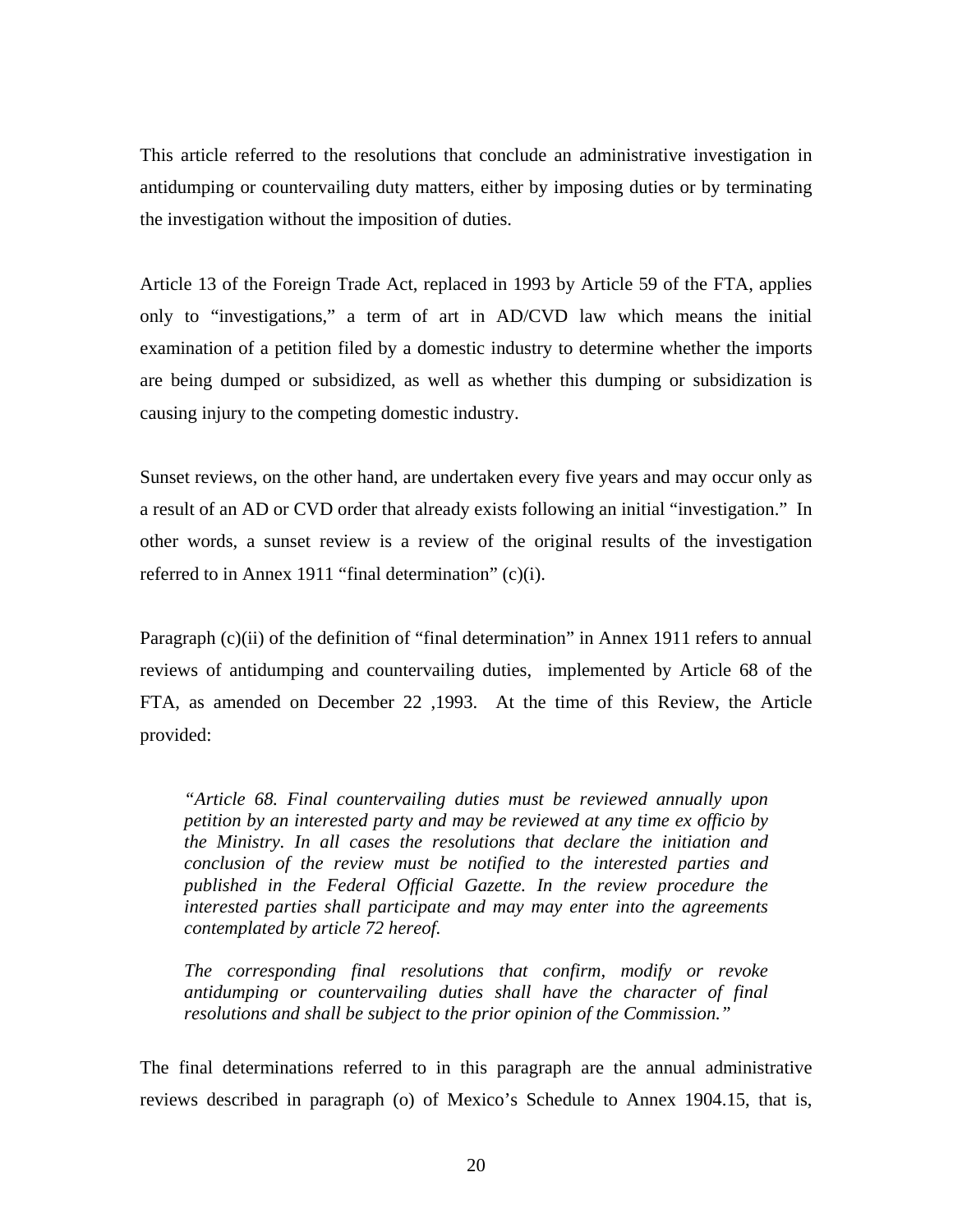This article referred to the resolutions that conclude an administrative investigation in antidumping or countervailing duty matters, either by imposing duties or by terminating the investigation without the imposition of duties.

Article 13 of the Foreign Trade Act, replaced in 1993 by Article 59 of the FTA, applies only to "investigations," a term of art in AD/CVD law which means the initial examination of a petition filed by a domestic industry to determine whether the imports are being dumped or subsidized, as well as whether this dumping or subsidization is causing injury to the competing domestic industry.

Sunset reviews, on the other hand, are undertaken every five years and may occur only as a result of an AD or CVD order that already exists following an initial "investigation." In other words, a sunset review is a review of the original results of the investigation referred to in Annex 1911 "final determination" (c)(i).

Paragraph (c)(ii) of the definition of "final determination" in Annex 1911 refers to annual reviews of antidumping and countervailing duties, implemented by Article 68 of the FTA, as amended on December 22 ,1993. At the time of this Review, the Article provided:

> *"Article 68. Final countervailing duties must be reviewed annually upon petition by an interested party and may be reviewed at any time ex officio by the Ministry. In all cases the resolutions that declare the initiation and conclusion of the review must be notified to the interested parties and published in the Federal Official Gazette. In the review procedure the interested parties shall participate and may may enter into the agreements contemplated by article 72 hereof.*
>
> *The corresponding final resolutions that confirm, modify or revoke antidumping or countervailing duties shall have the character of final resolutions and shall be subject to the prior opinion of the Commission."*

The final determinations referred to in this paragraph are the annual administrative reviews described in paragraph (o) of Mexico's Schedule to Annex 1904.15, that is,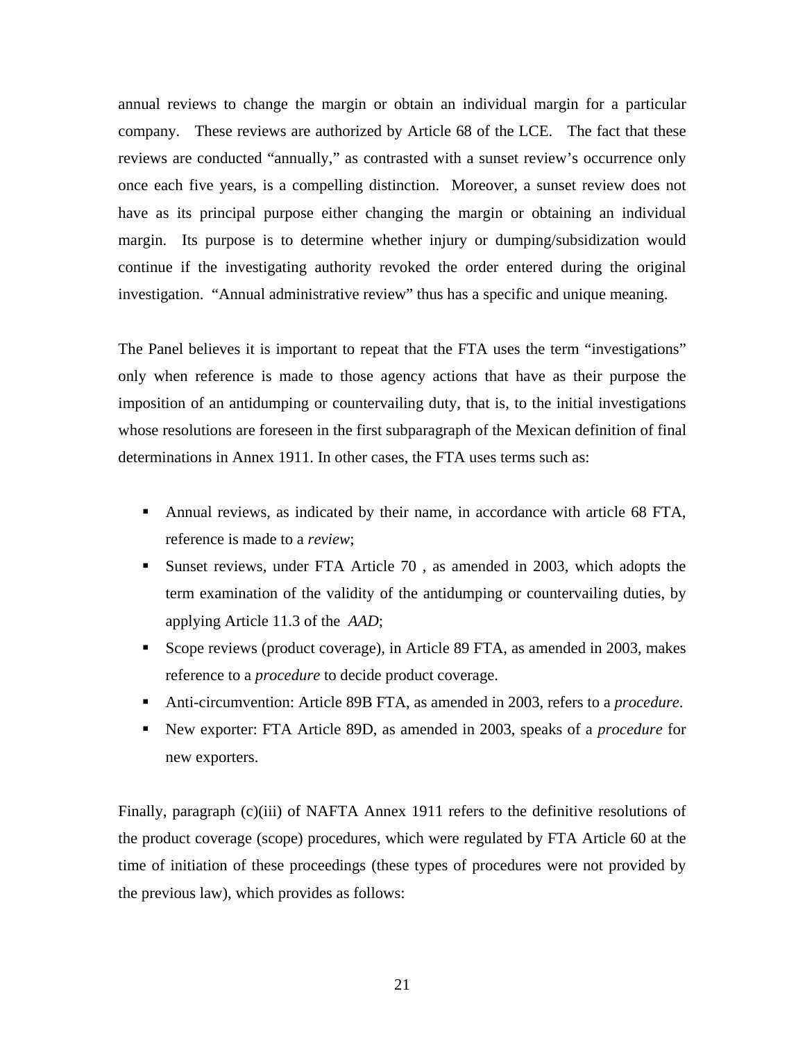annual reviews to change the margin or obtain an individual margin for a particular company. These reviews are authorized by Article 68 of the LCE. The fact that these reviews are conducted "annually," as contrasted with a sunset review's occurrence only once each five years, is a compelling distinction. Moreover, a sunset review does not have as its principal purpose either changing the margin or obtaining an individual margin. Its purpose is to determine whether injury or dumping/subsidization would continue if the investigating authority revoked the order entered during the original investigation. "Annual administrative review" thus has a specific and unique meaning.

The Panel believes it is important to repeat that the FTA uses the term "investigations" only when reference is made to those agency actions that have as their purpose the imposition of an antidumping or countervailing duty, that is, to the initial investigations whose resolutions are foreseen in the first subparagraph of the Mexican definition of final determinations in Annex 1911. In other cases, the FTA uses terms such as:

- Annual reviews, as indicated by their name, in accordance with article 68 FTA, reference is made to a *review*;
- Sunset reviews, under FTA Article 70 , as amended in 2003, which adopts the term examination of the validity of the antidumping or countervailing duties, by applying Article 11.3 of the *AAD*;
- Scope reviews (product coverage), in Article 89 FTA, as amended in 2003, makes reference to a *procedure* to decide product coverage.
- Anti-circumvention: Article 89B FTA, as amended in 2003, refers to a *procedure*.
- New exporter: FTA Article 89D, as amended in 2003, speaks of a *procedure* for new exporters.

Finally, paragraph (c)(iii) of NAFTA Annex 1911 refers to the definitive resolutions of the product coverage (scope) procedures, which were regulated by FTA Article 60 at the time of initiation of these proceedings (these types of procedures were not provided by the previous law), which provides as follows: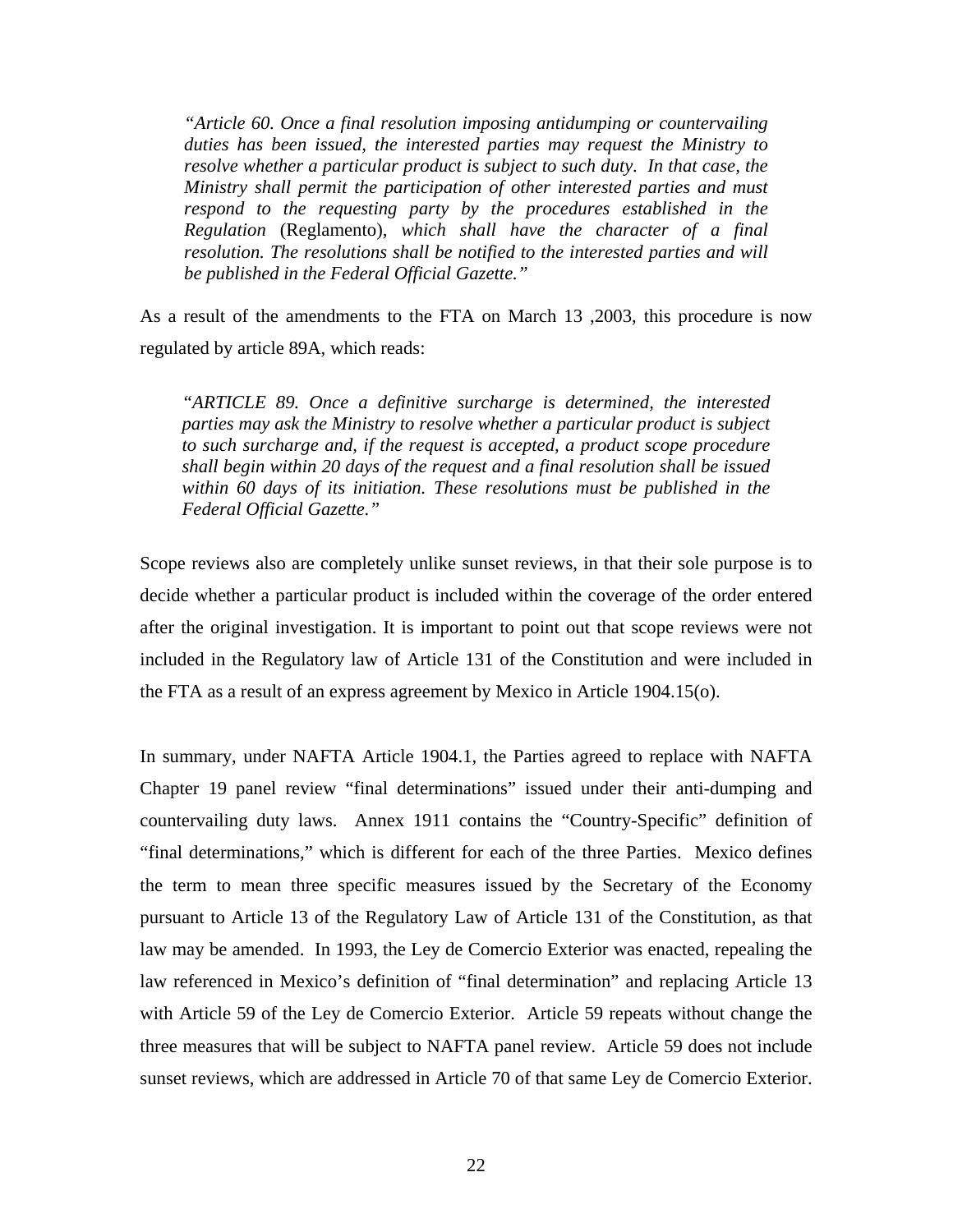> *"Article 60. Once a final resolution imposing antidumping or countervailing duties has been issued, the interested parties may request the Ministry to resolve whether a particular product is subject to such duty. In that case, the Ministry shall permit the participation of other interested parties and must respond to the requesting party by the procedures established in the Regulation* (Reglamento), *which shall have the character of a final resolution. The resolutions shall be notified to the interested parties and will be published in the Federal Official Gazette."*

As a result of the amendments to the FTA on March 13 ,2003, this procedure is now regulated by article 89A, which reads:

> *"ARTICLE 89. Once a definitive surcharge is determined, the interested parties may ask the Ministry to resolve whether a particular product is subject to such surcharge and, if the request is accepted, a product scope procedure shall begin within 20 days of the request and a final resolution shall be issued within 60 days of its initiation. These resolutions must be published in the Federal Official Gazette."*

Scope reviews also are completely unlike sunset reviews, in that their sole purpose is to decide whether a particular product is included within the coverage of the order entered after the original investigation. It is important to point out that scope reviews were not included in the Regulatory law of Article 131 of the Constitution and were included in the FTA as a result of an express agreement by Mexico in Article 1904.15(o).

In summary, under NAFTA Article 1904.1, the Parties agreed to replace with NAFTA Chapter 19 panel review "final determinations" issued under their anti-dumping and countervailing duty laws. Annex 1911 contains the "Country-Specific" definition of "final determinations," which is different for each of the three Parties. Mexico defines the term to mean three specific measures issued by the Secretary of the Economy pursuant to Article 13 of the Regulatory Law of Article 131 of the Constitution, as that law may be amended. In 1993, the Ley de Comercio Exterior was enacted, repealing the law referenced in Mexico's definition of "final determination" and replacing Article 13 with Article 59 of the Ley de Comercio Exterior. Article 59 repeats without change the three measures that will be subject to NAFTA panel review. Article 59 does not include sunset reviews, which are addressed in Article 70 of that same Ley de Comercio Exterior.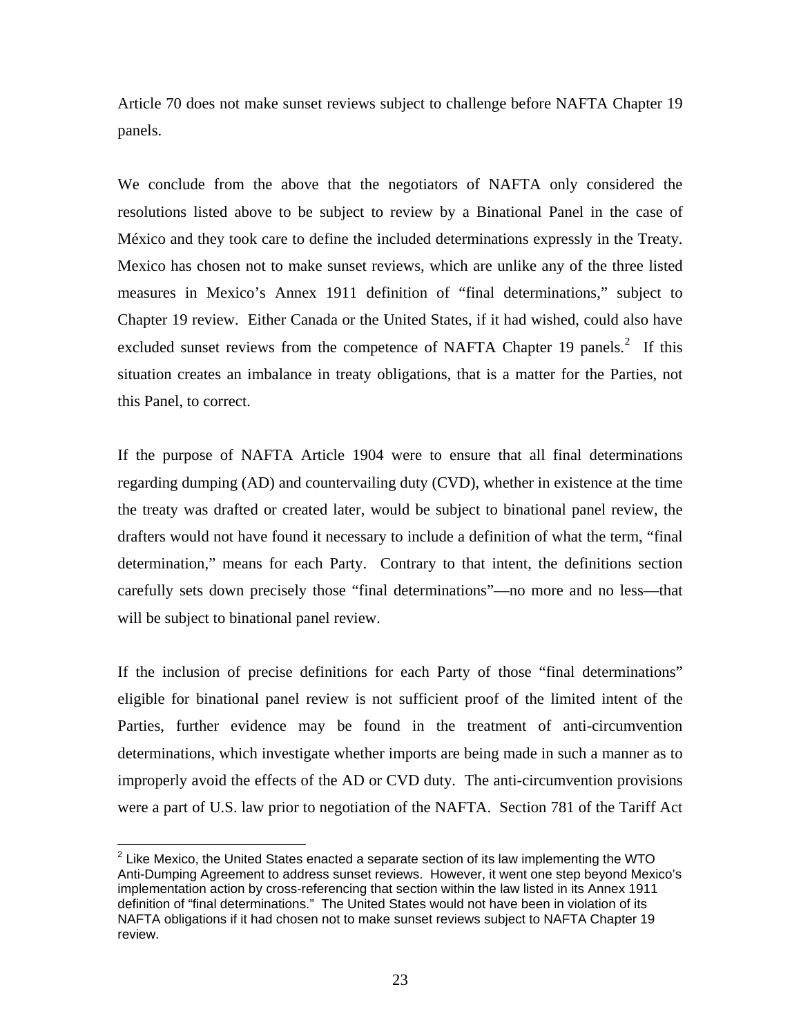Article 70 does not make sunset reviews subject to challenge before NAFTA Chapter 19 panels.

We conclude from the above that the negotiators of NAFTA only considered the resolutions listed above to be subject to review by a Binational Panel in the case of México and they took care to define the included determinations expressly in the Treaty. Mexico has chosen not to make sunset reviews, which are unlike any of the three listed measures in Mexico's Annex 1911 definition of "final determinations," subject to Chapter 19 review. Either Canada or the United States, if it had wished, could also have excluded sunset reviews from the competence of NAFTA Chapter 19 panels.[2] If this situation creates an imbalance in treaty obligations, that is a matter for the Parties, not this Panel, to correct.

If the purpose of NAFTA Article 1904 were to ensure that all final determinations regarding dumping (AD) and countervailing duty (CVD), whether in existence at the time the treaty was drafted or created later, would be subject to binational panel review, the drafters would not have found it necessary to include a definition of what the term, "final determination," means for each Party. Contrary to that intent, the definitions section carefully sets down precisely those "final determinations"—no more and no less—that will be subject to binational panel review.

If the inclusion of precise definitions for each Party of those "final determinations" eligible for binational panel review is not sufficient proof of the limited intent of the Parties, further evidence may be found in the treatment of anti-circumvention determinations, which investigate whether imports are being made in such a manner as to improperly avoid the effects of the AD or CVD duty. The anti-circumvention provisions were a part of U.S. law prior to negotiation of the NAFTA. Section 781 of the Tariff Act

[2] Like Mexico, the United States enacted a separate section of its law implementing the WTO Anti-Dumping Agreement to address sunset reviews. However, it went one step beyond Mexico's implementation action by cross-referencing that section within the law listed in its Annex 1911 definition of "final determinations." The United States would not have been in violation of its NAFTA obligations if it had chosen not to make sunset reviews subject to NAFTA Chapter 19 review.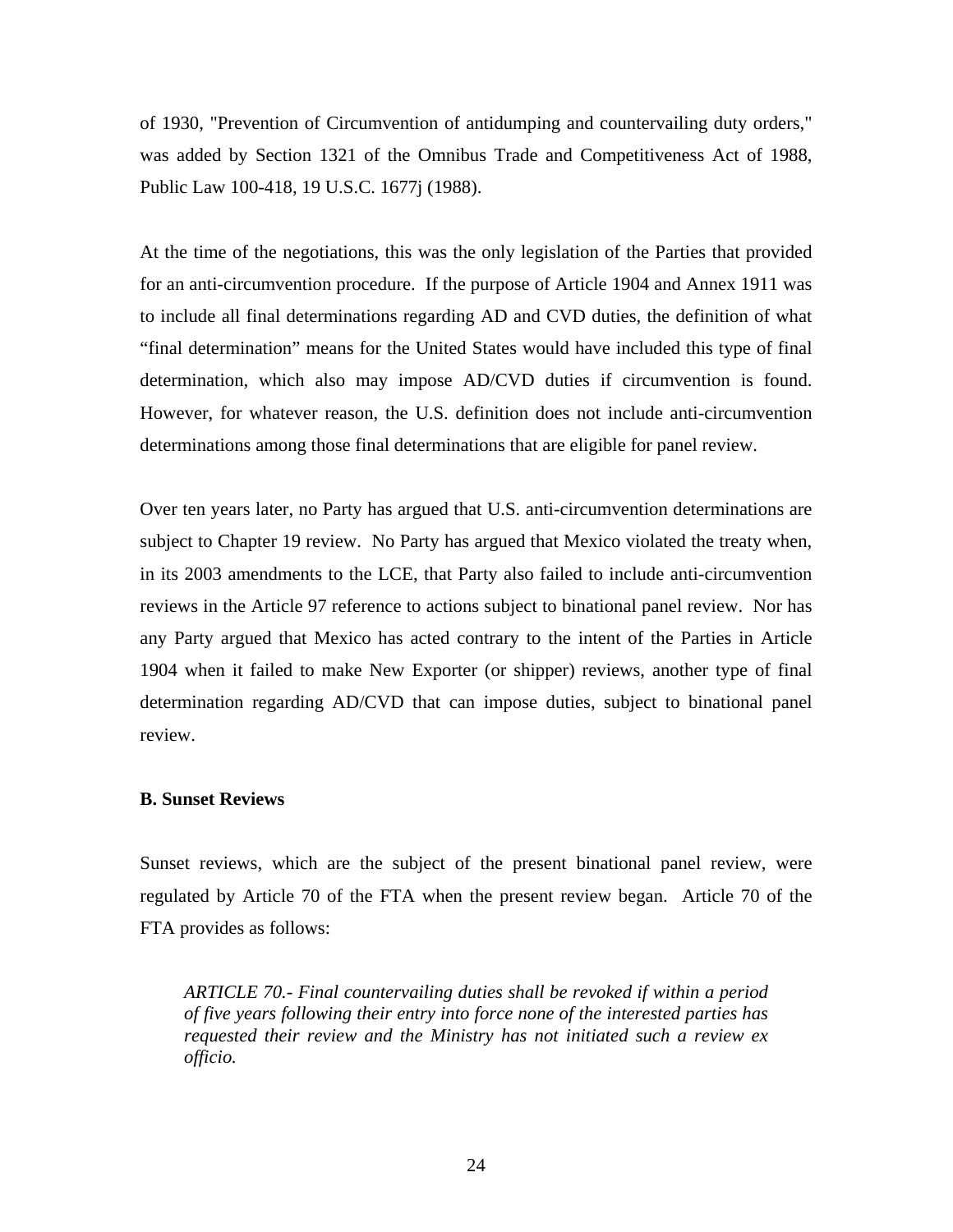of 1930, "Prevention of Circumvention of antidumping and countervailing duty orders," was added by Section 1321 of the Omnibus Trade and Competitiveness Act of 1988, Public Law 100-418, 19 U.S.C. 1677j (1988).

At the time of the negotiations, this was the only legislation of the Parties that provided for an anti-circumvention procedure. If the purpose of Article 1904 and Annex 1911 was to include all final determinations regarding AD and CVD duties, the definition of what “final determination” means for the United States would have included this type of final determination, which also may impose AD/CVD duties if circumvention is found. However, for whatever reason, the U.S. definition does not include anti-circumvention determinations among those final determinations that are eligible for panel review.

Over ten years later, no Party has argued that U.S. anti-circumvention determinations are subject to Chapter 19 review. No Party has argued that Mexico violated the treaty when, in its 2003 amendments to the LCE, that Party also failed to include anti-circumvention reviews in the Article 97 reference to actions subject to binational panel review. Nor has any Party argued that Mexico has acted contrary to the intent of the Parties in Article 1904 when it failed to make New Exporter (or shipper) reviews, another type of final determination regarding AD/CVD that can impose duties, subject to binational panel review.

**B. Sunset Reviews**

Sunset reviews, which are the subject of the present binational panel review, were regulated by Article 70 of the FTA when the present review began. Article 70 of the FTA provides as follows:

> *ARTICLE 70.- Final countervailing duties shall be revoked if within a period of five years following their entry into force none of the interested parties has requested their review and the Ministry has not initiated such a review ex officio.*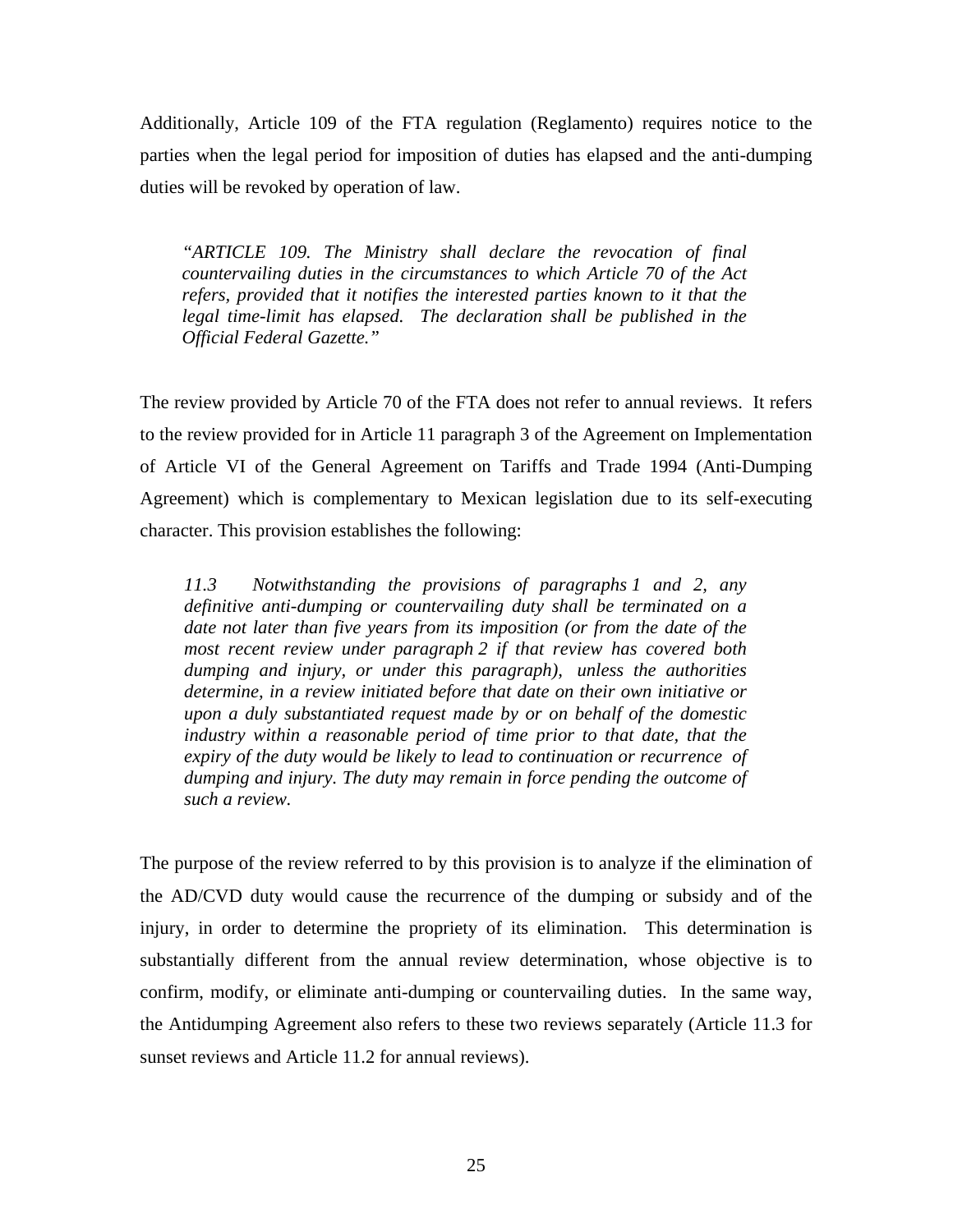Additionally, Article 109 of the FTA regulation (Reglamento) requires notice to the parties when the legal period for imposition of duties has elapsed and the anti-dumping duties will be revoked by operation of law.

> *"ARTICLE 109. The Ministry shall declare the revocation of final countervailing duties in the circumstances to which Article 70 of the Act refers, provided that it notifies the interested parties known to it that the legal time-limit has elapsed. The declaration shall be published in the Official Federal Gazette."*

The review provided by Article 70 of the FTA does not refer to annual reviews. It refers to the review provided for in Article 11 paragraph 3 of the Agreement on Implementation of Article VI of the General Agreement on Tariffs and Trade 1994 (Anti-Dumping Agreement) which is complementary to Mexican legislation due to its self-executing character. This provision establishes the following:

> *11.3 Notwithstanding the provisions of paragraphs 1 and 2, any definitive anti-dumping or countervailing duty shall be terminated on a date not later than five years from its imposition (or from the date of the most recent review under paragraph 2 if that review has covered both dumping and injury, or under this paragraph), unless the authorities determine, in a review initiated before that date on their own initiative or upon a duly substantiated request made by or on behalf of the domestic industry within a reasonable period of time prior to that date, that the expiry of the duty would be likely to lead to continuation or recurrence of dumping and injury. The duty may remain in force pending the outcome of such a review.*

The purpose of the review referred to by this provision is to analyze if the elimination of the AD/CVD duty would cause the recurrence of the dumping or subsidy and of the injury, in order to determine the propriety of its elimination. This determination is substantially different from the annual review determination, whose objective is to confirm, modify, or eliminate anti-dumping or countervailing duties. In the same way, the Antidumping Agreement also refers to these two reviews separately (Article 11.3 for sunset reviews and Article 11.2 for annual reviews).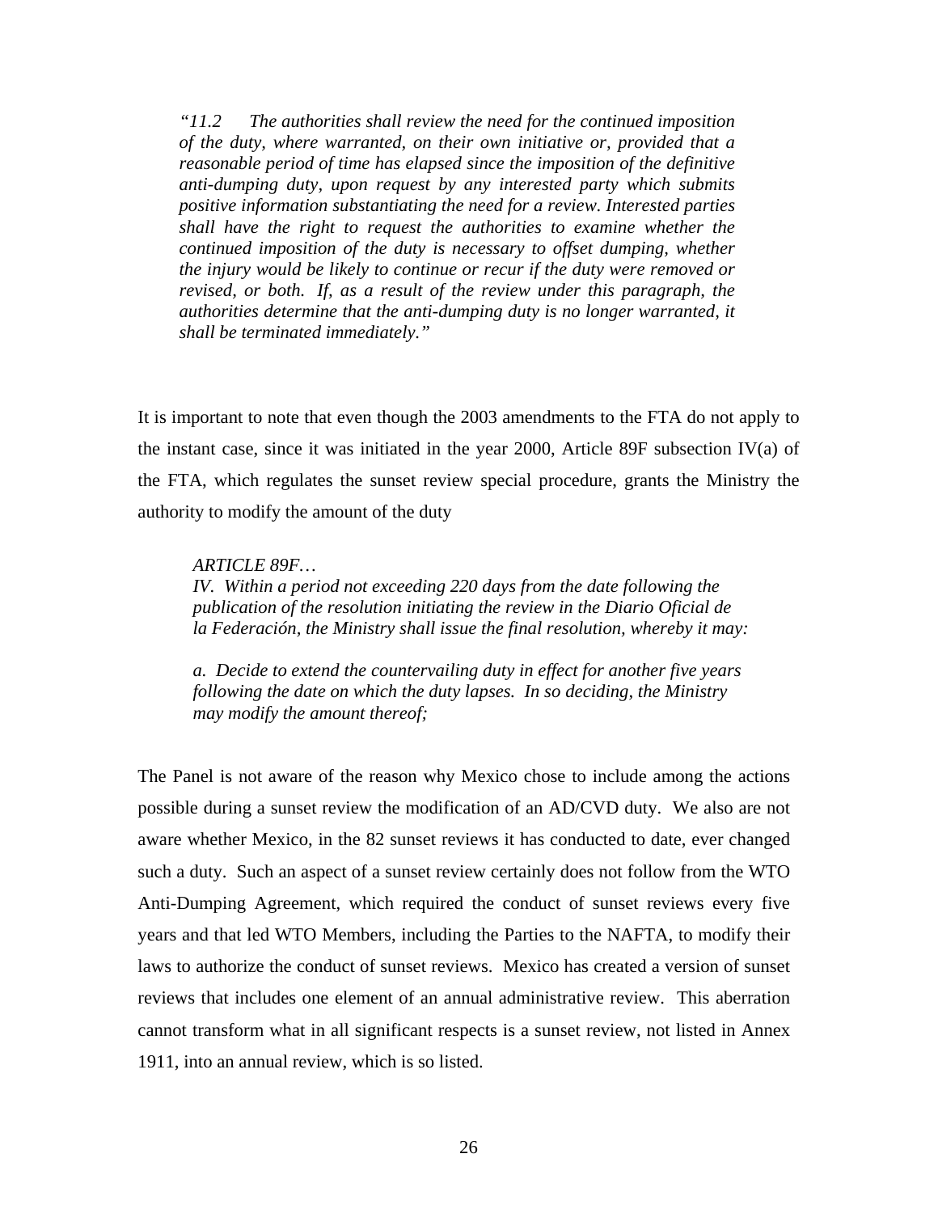> *"11.2 The authorities shall review the need for the continued imposition of the duty, where warranted, on their own initiative or, provided that a reasonable period of time has elapsed since the imposition of the definitive anti-dumping duty, upon request by any interested party which submits positive information substantiating the need for a review. Interested parties shall have the right to request the authorities to examine whether the continued imposition of the duty is necessary to offset dumping, whether the injury would be likely to continue or recur if the duty were removed or revised, or both. If, as a result of the review under this paragraph, the authorities determine that the anti-dumping duty is no longer warranted, it shall be terminated immediately."*

It is important to note that even though the 2003 amendments to the FTA do not apply to the instant case, since it was initiated in the year 2000, Article 89F subsection IV(a) of the FTA, which regulates the sunset review special procedure, grants the Ministry the authority to modify the amount of the duty

> *ARTICLE 89F…*
> *IV. Within a period not exceeding 220 days from the date following the publication of the resolution initiating the review in the Diario Oficial de la Federación, the Ministry shall issue the final resolution, whereby it may:*
>
> *a. Decide to extend the countervailing duty in effect for another five years following the date on which the duty lapses. In so deciding, the Ministry may modify the amount thereof;*

The Panel is not aware of the reason why Mexico chose to include among the actions possible during a sunset review the modification of an AD/CVD duty. We also are not aware whether Mexico, in the 82 sunset reviews it has conducted to date, ever changed such a duty. Such an aspect of a sunset review certainly does not follow from the WTO Anti-Dumping Agreement, which required the conduct of sunset reviews every five years and that led WTO Members, including the Parties to the NAFTA, to modify their laws to authorize the conduct of sunset reviews. Mexico has created a version of sunset reviews that includes one element of an annual administrative review. This aberration cannot transform what in all significant respects is a sunset review, not listed in Annex 1911, into an annual review, which is so listed.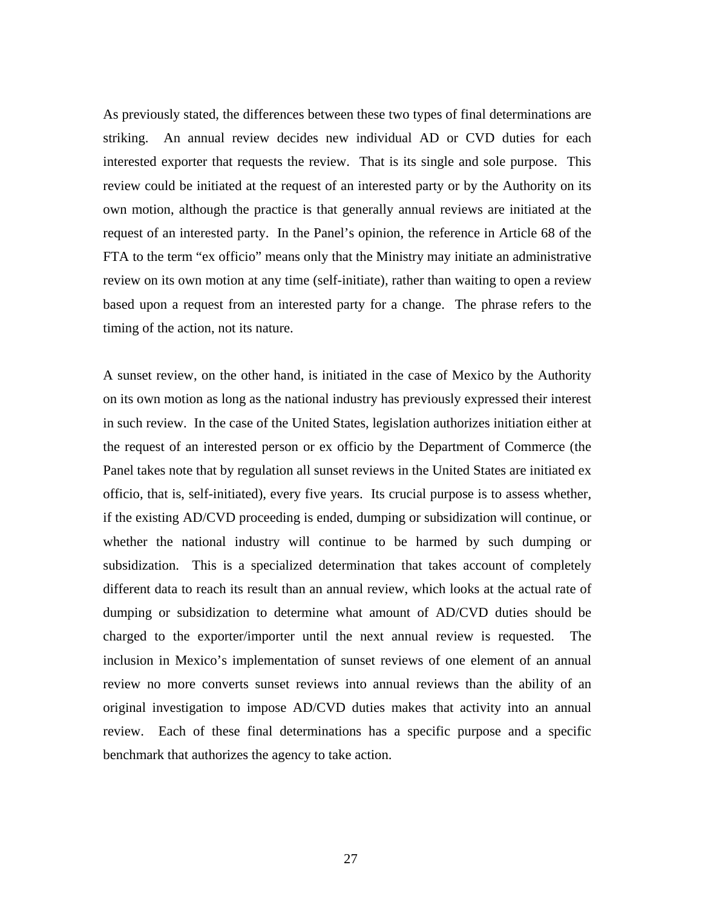As previously stated, the differences between these two types of final determinations are striking. An annual review decides new individual AD or CVD duties for each interested exporter that requests the review. That is its single and sole purpose. This review could be initiated at the request of an interested party or by the Authority on its own motion, although the practice is that generally annual reviews are initiated at the request of an interested party. In the Panel's opinion, the reference in Article 68 of the FTA to the term "ex officio" means only that the Ministry may initiate an administrative review on its own motion at any time (self-initiate), rather than waiting to open a review based upon a request from an interested party for a change. The phrase refers to the timing of the action, not its nature.

A sunset review, on the other hand, is initiated in the case of Mexico by the Authority on its own motion as long as the national industry has previously expressed their interest in such review. In the case of the United States, legislation authorizes initiation either at the request of an interested person or ex officio by the Department of Commerce (the Panel takes note that by regulation all sunset reviews in the United States are initiated ex officio, that is, self-initiated), every five years. Its crucial purpose is to assess whether, if the existing AD/CVD proceeding is ended, dumping or subsidization will continue, or whether the national industry will continue to be harmed by such dumping or subsidization. This is a specialized determination that takes account of completely different data to reach its result than an annual review, which looks at the actual rate of dumping or subsidization to determine what amount of AD/CVD duties should be charged to the exporter/importer until the next annual review is requested. The inclusion in Mexico's implementation of sunset reviews of one element of an annual review no more converts sunset reviews into annual reviews than the ability of an original investigation to impose AD/CVD duties makes that activity into an annual review. Each of these final determinations has a specific purpose and a specific benchmark that authorizes the agency to take action.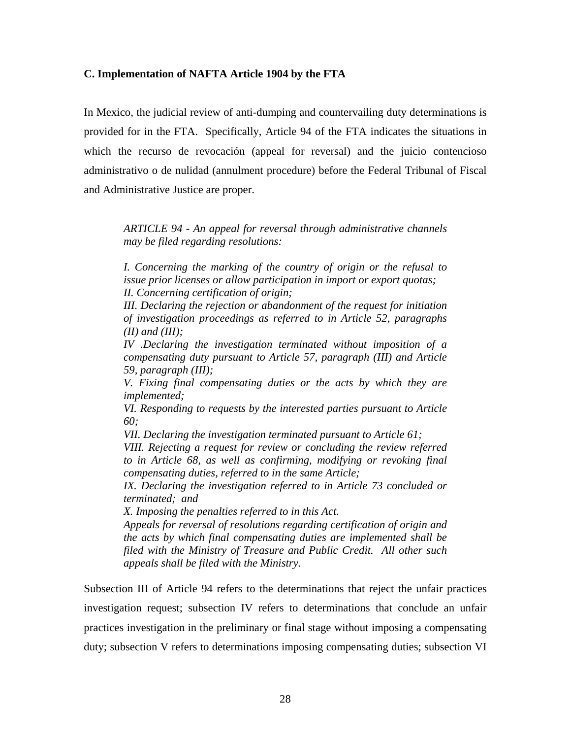**C. Implementation of NAFTA Article 1904 by the FTA**

In Mexico, the judicial review of anti-dumping and countervailing duty determinations is provided for in the FTA. Specifically, Article 94 of the FTA indicates the situations in which the recurso de revocación (appeal for reversal) and the juicio contencioso administrativo o de nulidad (annulment procedure) before the Federal Tribunal of Fiscal and Administrative Justice are proper.

> *ARTICLE 94 - An appeal for reversal through administrative channels may be filed regarding resolutions:*
>
> *I. Concerning the marking of the country of origin or the refusal to issue prior licenses or allow participation in import or export quotas;*
> *II. Concerning certification of origin;*
> *III. Declaring the rejection or abandonment of the request for initiation of investigation proceedings as referred to in Article 52, paragraphs (II) and (III);*
> *IV .Declaring the investigation terminated without imposition of a compensating duty pursuant to Article 57, paragraph (III) and Article 59, paragraph (III);*
> *V. Fixing final compensating duties or the acts by which they are implemented;*
> *VI. Responding to requests by the interested parties pursuant to Article 60;*
> *VII. Declaring the investigation terminated pursuant to Article 61;*
> *VIII. Rejecting a request for review or concluding the review referred to in Article 68, as well as confirming, modifying or revoking final compensating duties, referred to in the same Article;*
> *IX. Declaring the investigation referred to in Article 73 concluded or terminated; and*
> *X. Imposing the penalties referred to in this Act.*
> *Appeals for reversal of resolutions regarding certification of origin and the acts by which final compensating duties are implemented shall be filed with the Ministry of Treasure and Public Credit. All other such appeals shall be filed with the Ministry.*

Subsection III of Article 94 refers to the determinations that reject the unfair practices investigation request; subsection IV refers to determinations that conclude an unfair practices investigation in the preliminary or final stage without imposing a compensating duty; subsection V refers to determinations imposing compensating duties; subsection VI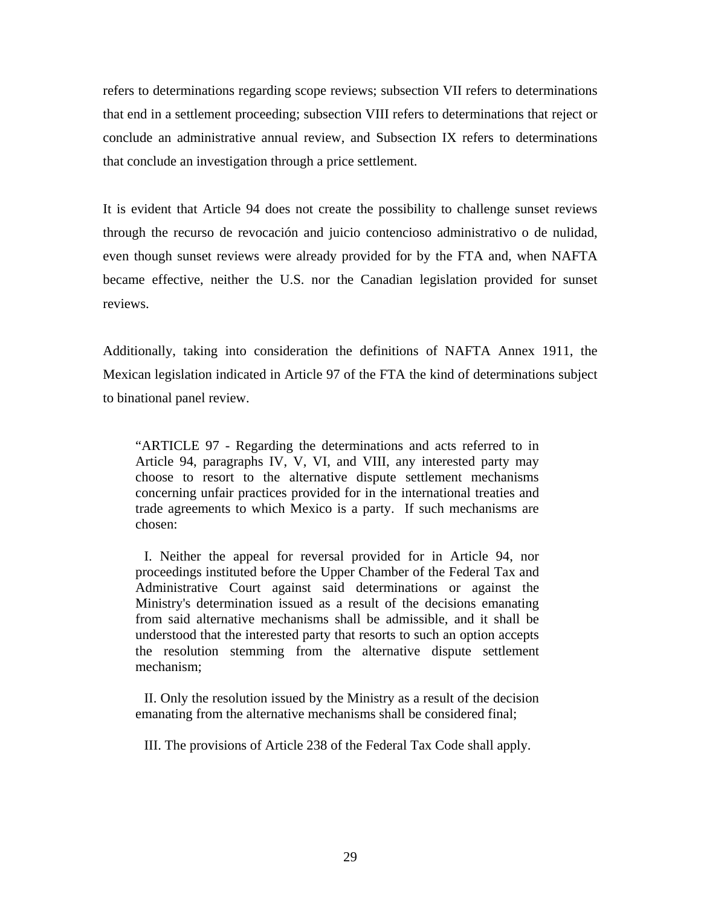refers to determinations regarding scope reviews; subsection VII refers to determinations that end in a settlement proceeding; subsection VIII refers to determinations that reject or conclude an administrative annual review, and Subsection IX refers to determinations that conclude an investigation through a price settlement.

It is evident that Article 94 does not create the possibility to challenge sunset reviews through the recurso de revocación and juicio contencioso administrativo o de nulidad, even though sunset reviews were already provided for by the FTA and, when NAFTA became effective, neither the U.S. nor the Canadian legislation provided for sunset reviews.

Additionally, taking into consideration the definitions of NAFTA Annex 1911, the Mexican legislation indicated in Article 97 of the FTA the kind of determinations subject to binational panel review.

> "ARTICLE 97 - Regarding the determinations and acts referred to in Article 94, paragraphs IV, V, VI, and VIII, any interested party may choose to resort to the alternative dispute settlement mechanisms concerning unfair practices provided for in the international treaties and trade agreements to which Mexico is a party. If such mechanisms are chosen:
>
> I. Neither the appeal for reversal provided for in Article 94, nor proceedings instituted before the Upper Chamber of the Federal Tax and Administrative Court against said determinations or against the Ministry's determination issued as a result of the decisions emanating from said alternative mechanisms shall be admissible, and it shall be understood that the interested party that resorts to such an option accepts the resolution stemming from the alternative dispute settlement mechanism;
>
> II. Only the resolution issued by the Ministry as a result of the decision emanating from the alternative mechanisms shall be considered final;
>
> III. The provisions of Article 238 of the Federal Tax Code shall apply.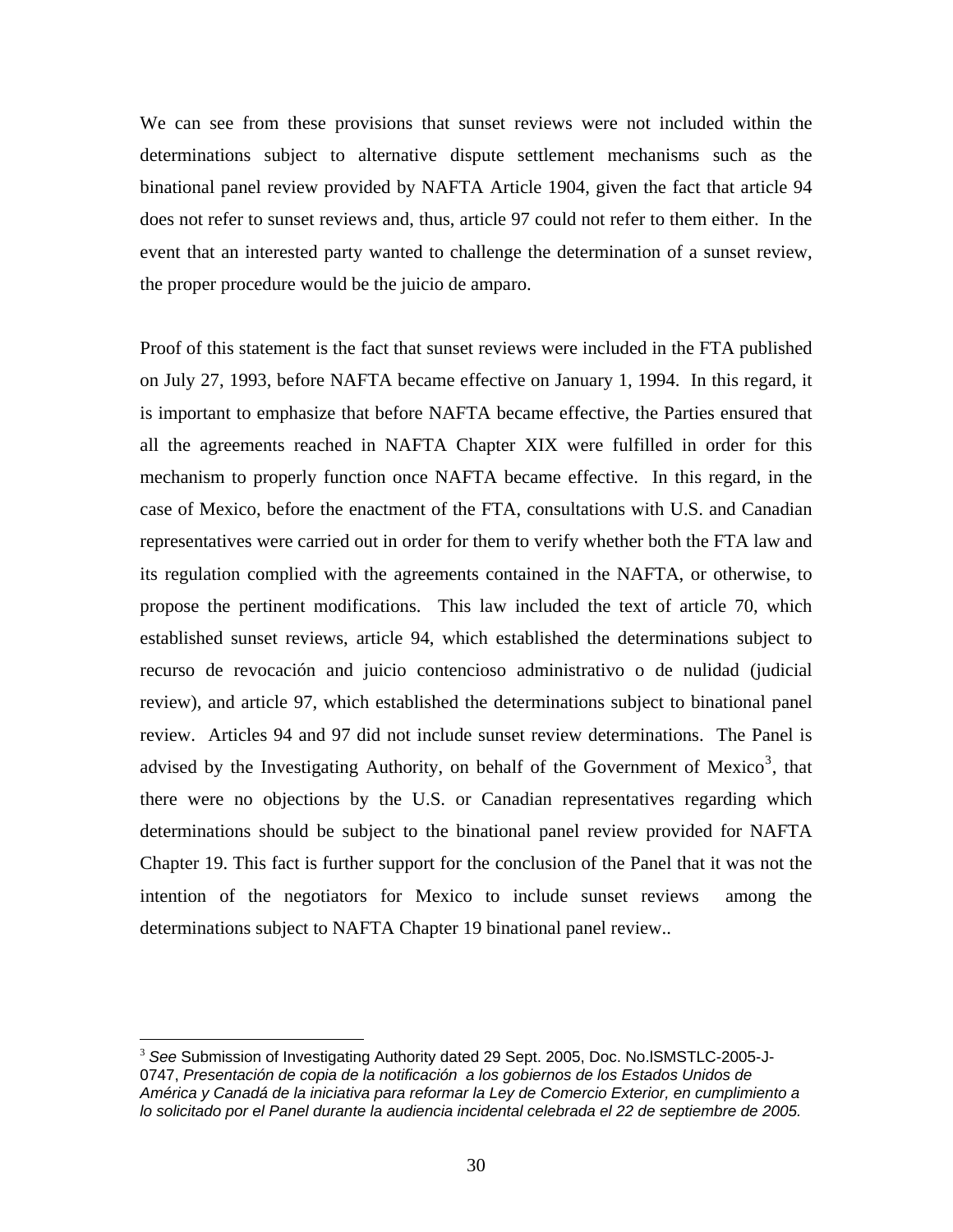We can see from these provisions that sunset reviews were not included within the determinations subject to alternative dispute settlement mechanisms such as the binational panel review provided by NAFTA Article 1904, given the fact that article 94 does not refer to sunset reviews and, thus, article 97 could not refer to them either. In the event that an interested party wanted to challenge the determination of a sunset review, the proper procedure would be the juicio de amparo.

Proof of this statement is the fact that sunset reviews were included in the FTA published on July 27, 1993, before NAFTA became effective on January 1, 1994. In this regard, it is important to emphasize that before NAFTA became effective, the Parties ensured that all the agreements reached in NAFTA Chapter XIX were fulfilled in order for this mechanism to properly function once NAFTA became effective. In this regard, in the case of Mexico, before the enactment of the FTA, consultations with U.S. and Canadian representatives were carried out in order for them to verify whether both the FTA law and its regulation complied with the agreements contained in the NAFTA, or otherwise, to propose the pertinent modifications. This law included the text of article 70, which established sunset reviews, article 94, which established the determinations subject to recurso de revocación and juicio contencioso administrativo o de nulidad (judicial review), and article 97, which established the determinations subject to binational panel review. Articles 94 and 97 did not include sunset review determinations. The Panel is advised by the Investigating Authority, on behalf of the Government of Mexico[3], that there were no objections by the U.S. or Canadian representatives regarding which determinations should be subject to the binational panel review provided for NAFTA Chapter 19. This fact is further support for the conclusion of the Panel that it was not the intention of the negotiators for Mexico to include sunset reviews among the determinations subject to NAFTA Chapter 19 binational panel review..

---

[3] *See* Submission of Investigating Authority dated 29 Sept. 2005, Doc. No.lSMSTLC-2005-J-0747, *Presentación de copia de la notificación a los gobiernos de los Estados Unidos de América y Canadá de la iniciativa para reformar la Ley de Comercio Exterior, en cumplimiento a lo solicitado por el Panel durante la audiencia incidental celebrada el 22 de septiembre de 2005.*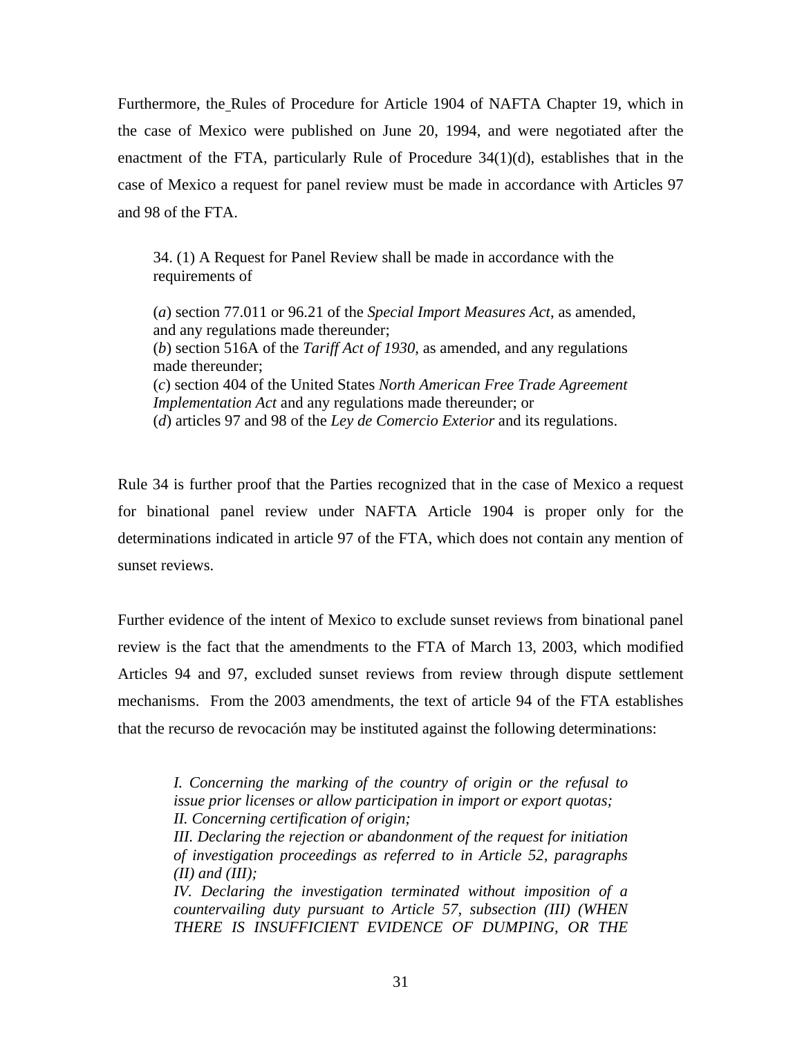Furthermore, the Rules of Procedure for Article 1904 of NAFTA Chapter 19, which in the case of Mexico were published on June 20, 1994, and were negotiated after the enactment of the FTA, particularly Rule of Procedure 34(1)(d), establishes that in the case of Mexico a request for panel review must be made in accordance with Articles 97 and 98 of the FTA.

> 34. (1) A Request for Panel Review shall be made in accordance with the requirements of
>
> (*a*) section 77.011 or 96.21 of the *Special Import Measures Act*, as amended, and any regulations made thereunder;
> (*b*) section 516A of the *Tariff Act of 1930*, as amended, and any regulations made thereunder;
> (*c*) section 404 of the United States *North American Free Trade Agreement Implementation Act* and any regulations made thereunder; or
> (*d*) articles 97 and 98 of the *Ley de Comercio Exterior* and its regulations.

Rule 34 is further proof that the Parties recognized that in the case of Mexico a request for binational panel review under NAFTA Article 1904 is proper only for the determinations indicated in article 97 of the FTA, which does not contain any mention of sunset reviews.

Further evidence of the intent of Mexico to exclude sunset reviews from binational panel review is the fact that the amendments to the FTA of March 13, 2003, which modified Articles 94 and 97, excluded sunset reviews from review through dispute settlement mechanisms. From the 2003 amendments, the text of article 94 of the FTA establishes that the recurso de revocación may be instituted against the following determinations:

> *I. Concerning the marking of the country of origin or the refusal to issue prior licenses or allow participation in import or export quotas;*
> *II. Concerning certification of origin;*
> *III. Declaring the rejection or abandonment of the request for initiation of investigation proceedings as referred to in Article 52, paragraphs (II) and (III);*
> *IV. Declaring the investigation terminated without imposition of a countervailing duty pursuant to Article 57, subsection (III) (WHEN THERE IS INSUFFICIENT EVIDENCE OF DUMPING, OR THE*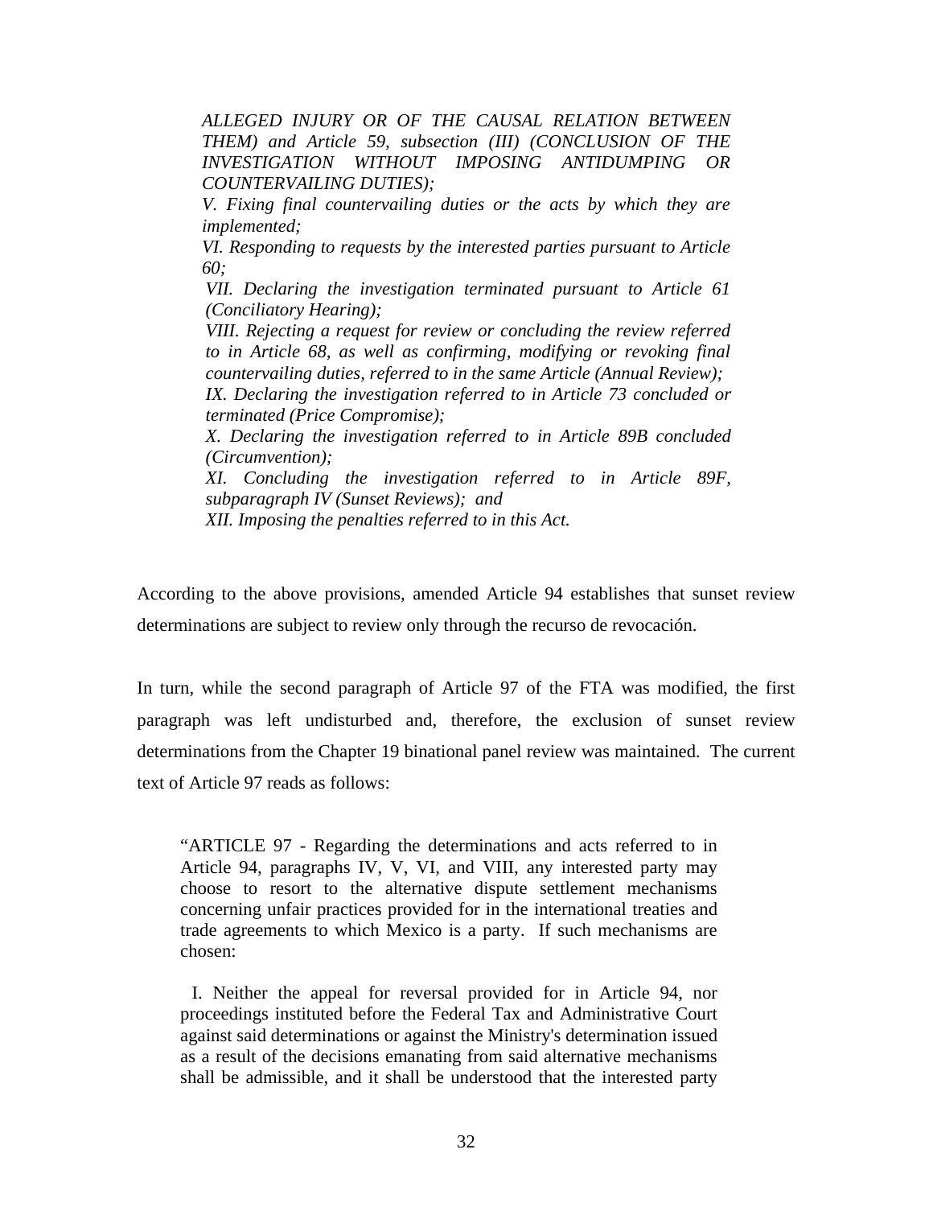> *ALLEGED INJURY OR OF THE CAUSAL RELATION BETWEEN THEM) and Article 59, subsection (III) (CONCLUSION OF THE INVESTIGATION WITHOUT IMPOSING ANTIDUMPING OR COUNTERVAILING DUTIES);*
>
> *V. Fixing final countervailing duties or the acts by which they are implemented;*
>
> *VI. Responding to requests by the interested parties pursuant to Article 60;*
>
> *VII. Declaring the investigation terminated pursuant to Article 61 (Conciliatory Hearing);*
>
> *VIII. Rejecting a request for review or concluding the review referred to in Article 68, as well as confirming, modifying or revoking final countervailing duties, referred to in the same Article (Annual Review);*
>
> *IX. Declaring the investigation referred to in Article 73 concluded or terminated (Price Compromise);*
>
> *X. Declaring the investigation referred to in Article 89B concluded (Circumvention);*
>
> *XI. Concluding the investigation referred to in Article 89F, subparagraph IV (Sunset Reviews); and*
>
> *XII. Imposing the penalties referred to in this Act.*

According to the above provisions, amended Article 94 establishes that sunset review determinations are subject to review only through the recurso de revocación.

In turn, while the second paragraph of Article 97 of the FTA was modified, the first paragraph was left undisturbed and, therefore, the exclusion of sunset review determinations from the Chapter 19 binational panel review was maintained. The current text of Article 97 reads as follows:

> "ARTICLE 97 - Regarding the determinations and acts referred to in Article 94, paragraphs IV, V, VI, and VIII, any interested party may choose to resort to the alternative dispute settlement mechanisms concerning unfair practices provided for in the international treaties and trade agreements to which Mexico is a party. If such mechanisms are chosen:
>
> I. Neither the appeal for reversal provided for in Article 94, nor proceedings instituted before the Federal Tax and Administrative Court against said determinations or against the Ministry's determination issued as a result of the decisions emanating from said alternative mechanisms shall be admissible, and it shall be understood that the interested party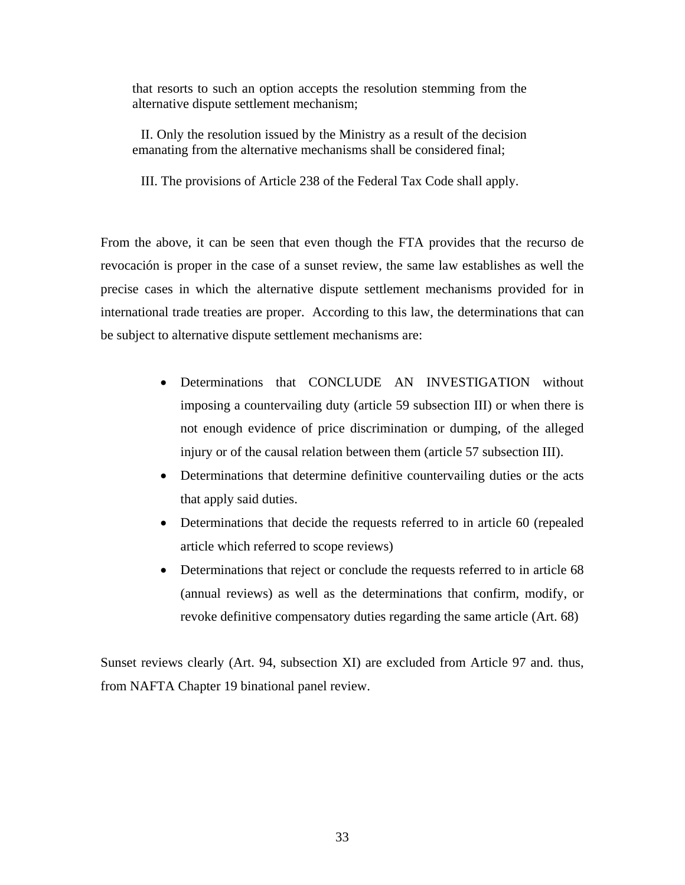> that resorts to such an option accepts the resolution stemming from the alternative dispute settlement mechanism;
>
> II. Only the resolution issued by the Ministry as a result of the decision emanating from the alternative mechanisms shall be considered final;
>
> III. The provisions of Article 238 of the Federal Tax Code shall apply.

From the above, it can be seen that even though the FTA provides that the recurso de revocación is proper in the case of a sunset review, the same law establishes as well the precise cases in which the alternative dispute settlement mechanisms provided for in international trade treaties are proper. According to this law, the determinations that can be subject to alternative dispute settlement mechanisms are:

- Determinations that CONCLUDE AN INVESTIGATION without imposing a countervailing duty (article 59 subsection III) or when there is not enough evidence of price discrimination or dumping, of the alleged injury or of the causal relation between them (article 57 subsection III).
- Determinations that determine definitive countervailing duties or the acts that apply said duties.
- Determinations that decide the requests referred to in article 60 (repealed article which referred to scope reviews)
- Determinations that reject or conclude the requests referred to in article 68 (annual reviews) as well as the determinations that confirm, modify, or revoke definitive compensatory duties regarding the same article (Art. 68)

Sunset reviews clearly (Art. 94, subsection XI) are excluded from Article 97 and. thus, from NAFTA Chapter 19 binational panel review.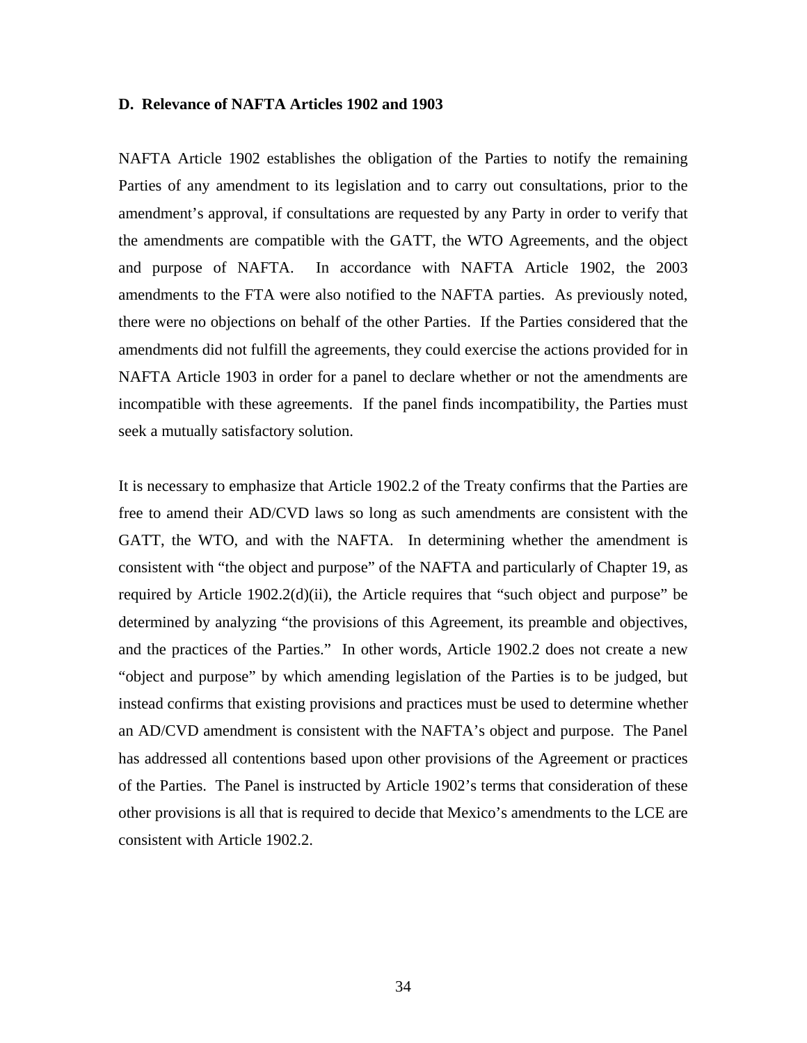**D. Relevance of NAFTA Articles 1902 and 1903**

NAFTA Article 1902 establishes the obligation of the Parties to notify the remaining Parties of any amendment to its legislation and to carry out consultations, prior to the amendment's approval, if consultations are requested by any Party in order to verify that the amendments are compatible with the GATT, the WTO Agreements, and the object and purpose of NAFTA. In accordance with NAFTA Article 1902, the 2003 amendments to the FTA were also notified to the NAFTA parties. As previously noted, there were no objections on behalf of the other Parties. If the Parties considered that the amendments did not fulfill the agreements, they could exercise the actions provided for in NAFTA Article 1903 in order for a panel to declare whether or not the amendments are incompatible with these agreements. If the panel finds incompatibility, the Parties must seek a mutually satisfactory solution.

It is necessary to emphasize that Article 1902.2 of the Treaty confirms that the Parties are free to amend their AD/CVD laws so long as such amendments are consistent with the GATT, the WTO, and with the NAFTA. In determining whether the amendment is consistent with "the object and purpose" of the NAFTA and particularly of Chapter 19, as required by Article 1902.2(d)(ii), the Article requires that "such object and purpose" be determined by analyzing "the provisions of this Agreement, its preamble and objectives, and the practices of the Parties." In other words, Article 1902.2 does not create a new "object and purpose" by which amending legislation of the Parties is to be judged, but instead confirms that existing provisions and practices must be used to determine whether an AD/CVD amendment is consistent with the NAFTA's object and purpose. The Panel has addressed all contentions based upon other provisions of the Agreement or practices of the Parties. The Panel is instructed by Article 1902's terms that consideration of these other provisions is all that is required to decide that Mexico's amendments to the LCE are consistent with Article 1902.2.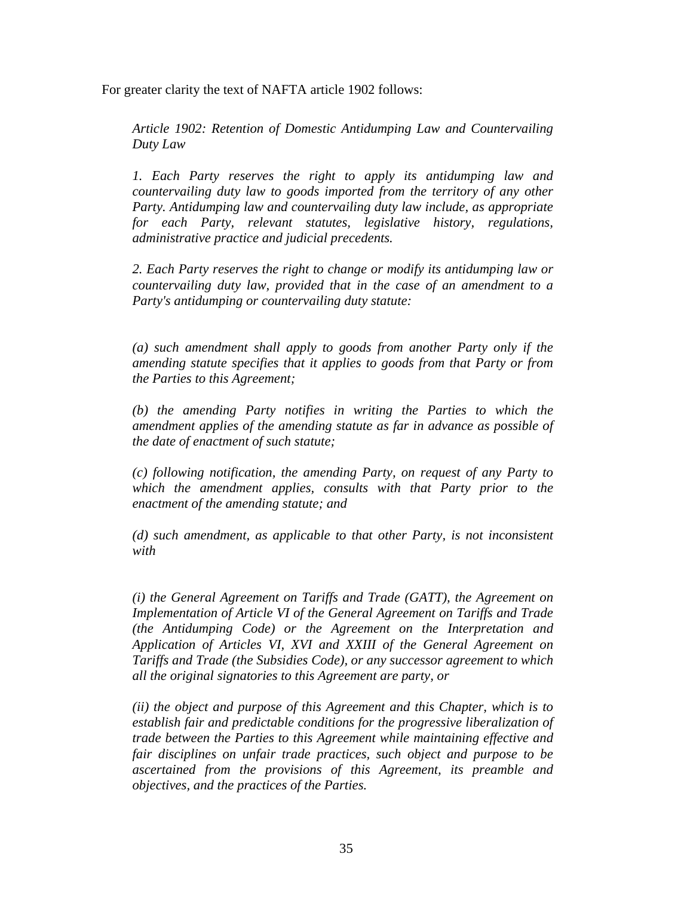For greater clarity the text of NAFTA article 1902 follows:

*Article 1902: Retention of Domestic Antidumping Law and Countervailing Duty Law*

*1. Each Party reserves the right to apply its antidumping law and countervailing duty law to goods imported from the territory of any other Party. Antidumping law and countervailing duty law include, as appropriate for each Party, relevant statutes, legislative history, regulations, administrative practice and judicial precedents.*

*2. Each Party reserves the right to change or modify its antidumping law or countervailing duty law, provided that in the case of an amendment to a Party's antidumping or countervailing duty statute:*

*(a) such amendment shall apply to goods from another Party only if the amending statute specifies that it applies to goods from that Party or from the Parties to this Agreement;*

*(b) the amending Party notifies in writing the Parties to which the amendment applies of the amending statute as far in advance as possible of the date of enactment of such statute;*

*(c) following notification, the amending Party, on request of any Party to which the amendment applies, consults with that Party prior to the enactment of the amending statute; and*

*(d) such amendment, as applicable to that other Party, is not inconsistent with*

*(i) the General Agreement on Tariffs and Trade (GATT), the Agreement on Implementation of Article VI of the General Agreement on Tariffs and Trade (the Antidumping Code) or the Agreement on the Interpretation and Application of Articles VI, XVI and XXIII of the General Agreement on Tariffs and Trade (the Subsidies Code), or any successor agreement to which all the original signatories to this Agreement are party, or*

*(ii) the object and purpose of this Agreement and this Chapter, which is to establish fair and predictable conditions for the progressive liberalization of trade between the Parties to this Agreement while maintaining effective and fair disciplines on unfair trade practices, such object and purpose to be ascertained from the provisions of this Agreement, its preamble and objectives, and the practices of the Parties.*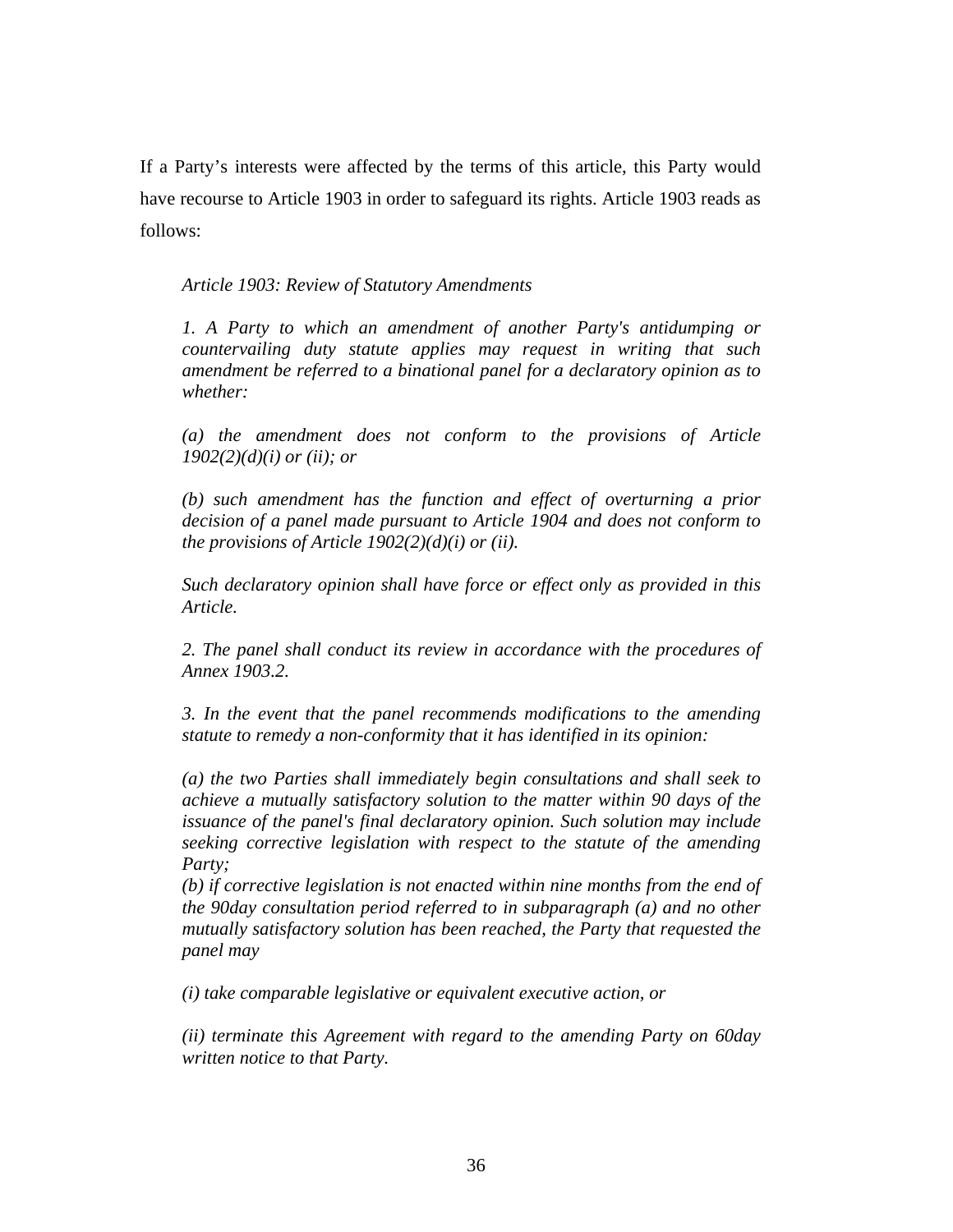If a Party's interests were affected by the terms of this article, this Party would have recourse to Article 1903 in order to safeguard its rights. Article 1903 reads as follows:

> *Article 1903: Review of Statutory Amendments*
>
> *1. A Party to which an amendment of another Party's antidumping or countervailing duty statute applies may request in writing that such amendment be referred to a binational panel for a declaratory opinion as to whether:*
>
> *(a) the amendment does not conform to the provisions of Article 1902(2)(d)(i) or (ii); or*
>
> *(b) such amendment has the function and effect of overturning a prior decision of a panel made pursuant to Article 1904 and does not conform to the provisions of Article 1902(2)(d)(i) or (ii).*
>
> *Such declaratory opinion shall have force or effect only as provided in this Article.*
>
> *2. The panel shall conduct its review in accordance with the procedures of Annex 1903.2.*
>
> *3. In the event that the panel recommends modifications to the amending statute to remedy a non-conformity that it has identified in its opinion:*
>
> *(a) the two Parties shall immediately begin consultations and shall seek to achieve a mutually satisfactory solution to the matter within 90 days of the issuance of the panel's final declaratory opinion. Such solution may include seeking corrective legislation with respect to the statute of the amending Party;*
>
> *(b) if corrective legislation is not enacted within nine months from the end of the 90day consultation period referred to in subparagraph (a) and no other mutually satisfactory solution has been reached, the Party that requested the panel may*
>
> *(i) take comparable legislative or equivalent executive action, or*
>
> *(ii) terminate this Agreement with regard to the amending Party on 60day written notice to that Party.*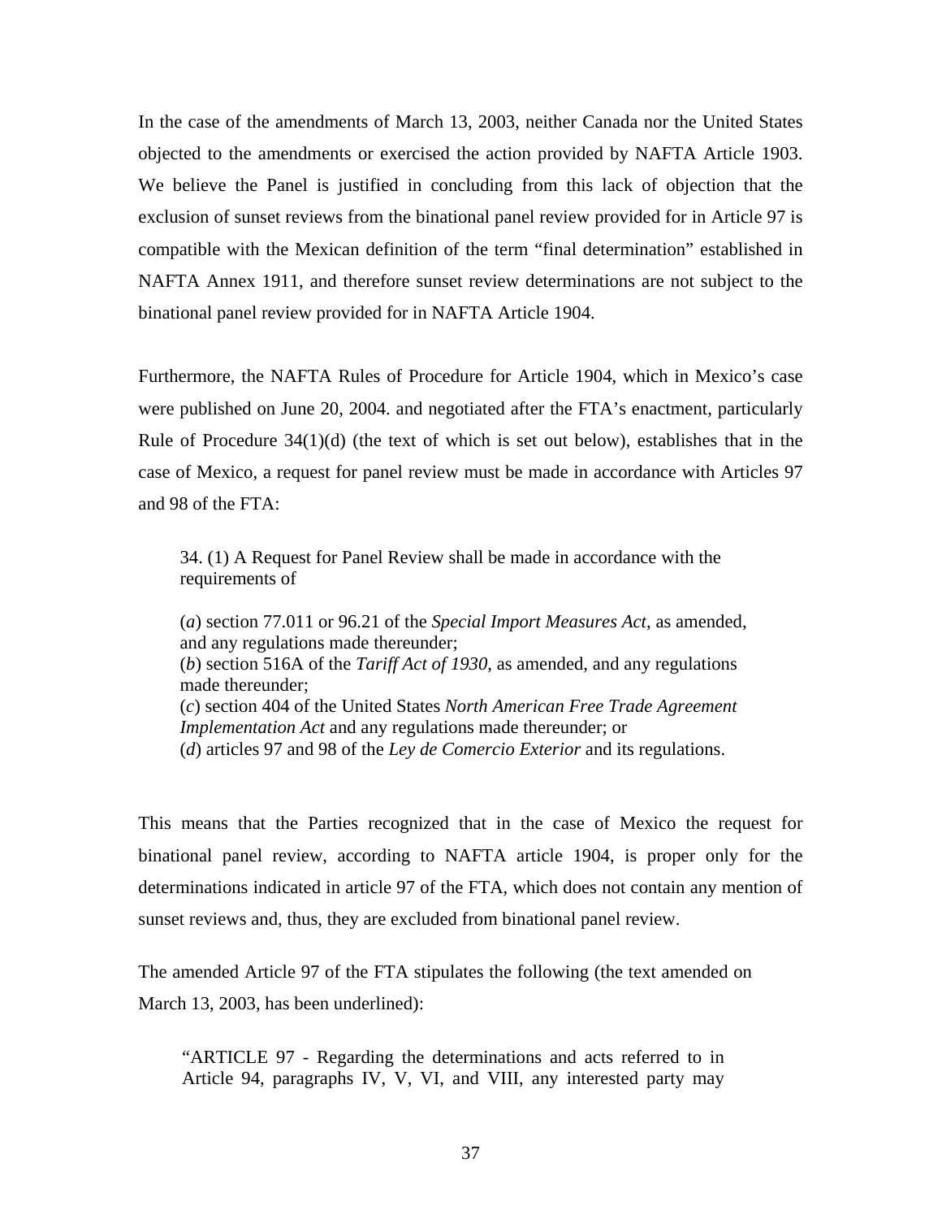In the case of the amendments of March 13, 2003, neither Canada nor the United States objected to the amendments or exercised the action provided by NAFTA Article 1903. We believe the Panel is justified in concluding from this lack of objection that the exclusion of sunset reviews from the binational panel review provided for in Article 97 is compatible with the Mexican definition of the term "final determination" established in NAFTA Annex 1911, and therefore sunset review determinations are not subject to the binational panel review provided for in NAFTA Article 1904.

Furthermore, the NAFTA Rules of Procedure for Article 1904, which in Mexico's case were published on June 20, 2004. and negotiated after the FTA's enactment, particularly Rule of Procedure 34(1)(d) (the text of which is set out below), establishes that in the case of Mexico, a request for panel review must be made in accordance with Articles 97 and 98 of the FTA:

> 34. (1) A Request for Panel Review shall be made in accordance with the requirements of
>
> (*a*) section 77.011 or 96.21 of the *Special Import Measures Act*, as amended, and any regulations made thereunder;
> (*b*) section 516A of the *Tariff Act of 1930*, as amended, and any regulations made thereunder;
> (*c*) section 404 of the United States *North American Free Trade Agreement Implementation Act* and any regulations made thereunder; or
> (*d*) articles 97 and 98 of the *Ley de Comercio Exterior* and its regulations.

This means that the Parties recognized that in the case of Mexico the request for binational panel review, according to NAFTA article 1904, is proper only for the determinations indicated in article 97 of the FTA, which does not contain any mention of sunset reviews and, thus, they are excluded from binational panel review.

The amended Article 97 of the FTA stipulates the following (the text amended on March 13, 2003, has been underlined):

> "ARTICLE 97 - Regarding the determinations and acts referred to in Article 94, paragraphs IV, V, VI, and VIII, any interested party may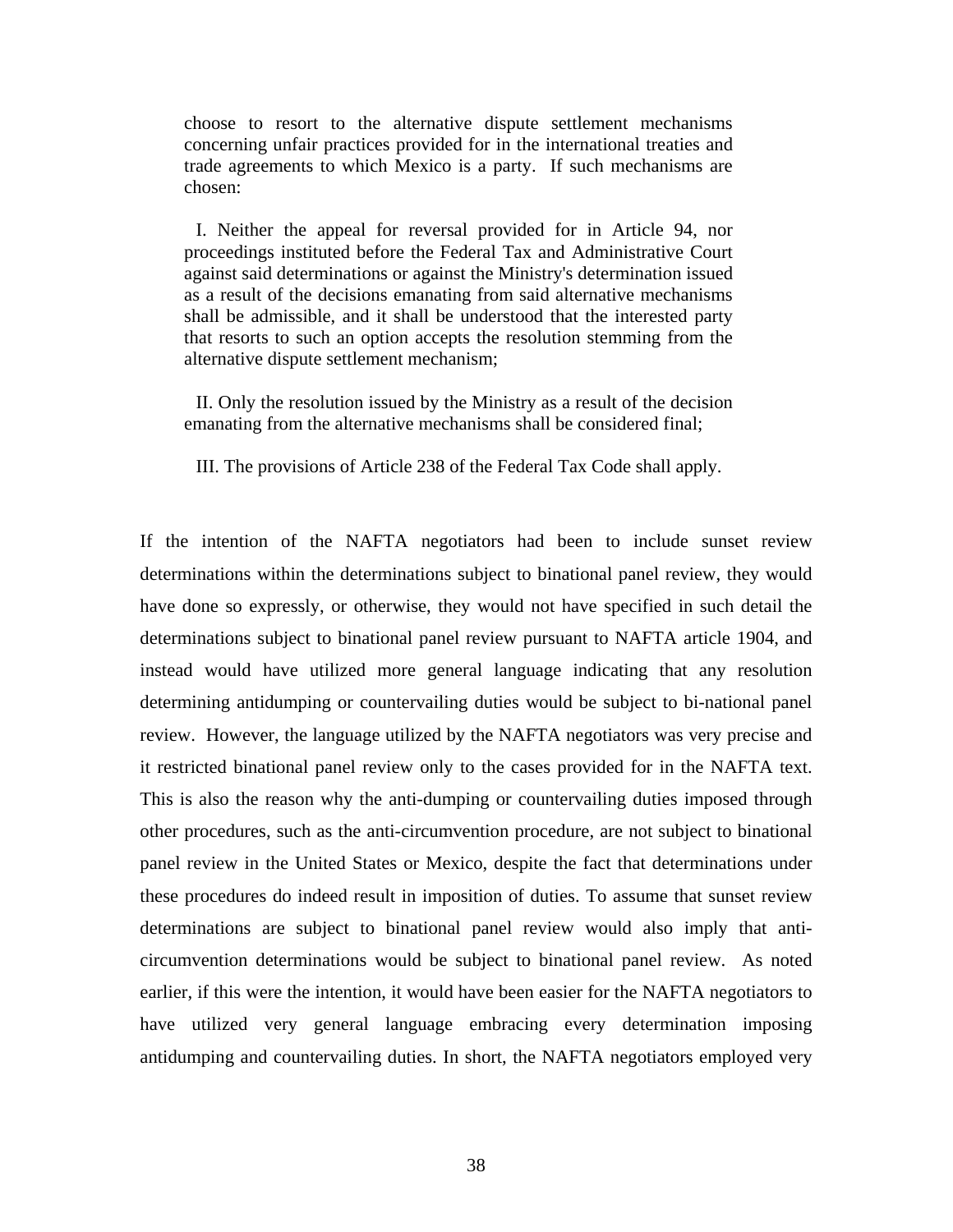> choose to resort to the alternative dispute settlement mechanisms concerning unfair practices provided for in the international treaties and trade agreements to which Mexico is a party. If such mechanisms are chosen:
>
> I. Neither the appeal for reversal provided for in Article 94, nor proceedings instituted before the Federal Tax and Administrative Court against said determinations or against the Ministry's determination issued as a result of the decisions emanating from said alternative mechanisms shall be admissible, and it shall be understood that the interested party that resorts to such an option accepts the resolution stemming from the alternative dispute settlement mechanism;
>
> II. Only the resolution issued by the Ministry as a result of the decision emanating from the alternative mechanisms shall be considered final;
>
> III. The provisions of Article 238 of the Federal Tax Code shall apply.

If the intention of the NAFTA negotiators had been to include sunset review determinations within the determinations subject to binational panel review, they would have done so expressly, or otherwise, they would not have specified in such detail the determinations subject to binational panel review pursuant to NAFTA article 1904, and instead would have utilized more general language indicating that any resolution determining antidumping or countervailing duties would be subject to bi-national panel review. However, the language utilized by the NAFTA negotiators was very precise and it restricted binational panel review only to the cases provided for in the NAFTA text. This is also the reason why the anti-dumping or countervailing duties imposed through other procedures, such as the anti-circumvention procedure, are not subject to binational panel review in the United States or Mexico, despite the fact that determinations under these procedures do indeed result in imposition of duties. To assume that sunset review determinations are subject to binational panel review would also imply that anti-circumvention determinations would be subject to binational panel review. As noted earlier, if this were the intention, it would have been easier for the NAFTA negotiators to have utilized very general language embracing every determination imposing antidumping and countervailing duties. In short, the NAFTA negotiators employed very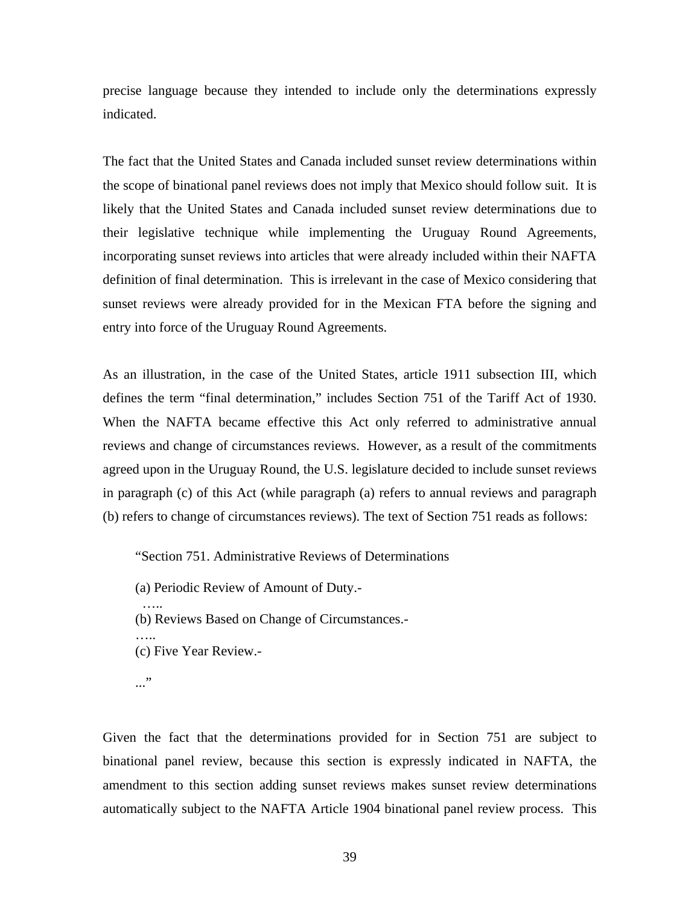precise language because they intended to include only the determinations expressly indicated.

The fact that the United States and Canada included sunset review determinations within the scope of binational panel reviews does not imply that Mexico should follow suit. It is likely that the United States and Canada included sunset review determinations due to their legislative technique while implementing the Uruguay Round Agreements, incorporating sunset reviews into articles that were already included within their NAFTA definition of final determination. This is irrelevant in the case of Mexico considering that sunset reviews were already provided for in the Mexican FTA before the signing and entry into force of the Uruguay Round Agreements.

As an illustration, in the case of the United States, article 1911 subsection III, which defines the term "final determination," includes Section 751 of the Tariff Act of 1930. When the NAFTA became effective this Act only referred to administrative annual reviews and change of circumstances reviews. However, as a result of the commitments agreed upon in the Uruguay Round, the U.S. legislature decided to include sunset reviews in paragraph (c) of this Act (while paragraph (a) refers to annual reviews and paragraph (b) refers to change of circumstances reviews). The text of Section 751 reads as follows:

> "Section 751. Administrative Reviews of Determinations
>
> (a) Periodic Review of Amount of Duty.-
> …..
> (b) Reviews Based on Change of Circumstances.-
> …..
> (c) Five Year Review.-
>
> ..."

Given the fact that the determinations provided for in Section 751 are subject to binational panel review, because this section is expressly indicated in NAFTA, the amendment to this section adding sunset reviews makes sunset review determinations automatically subject to the NAFTA Article 1904 binational panel review process. This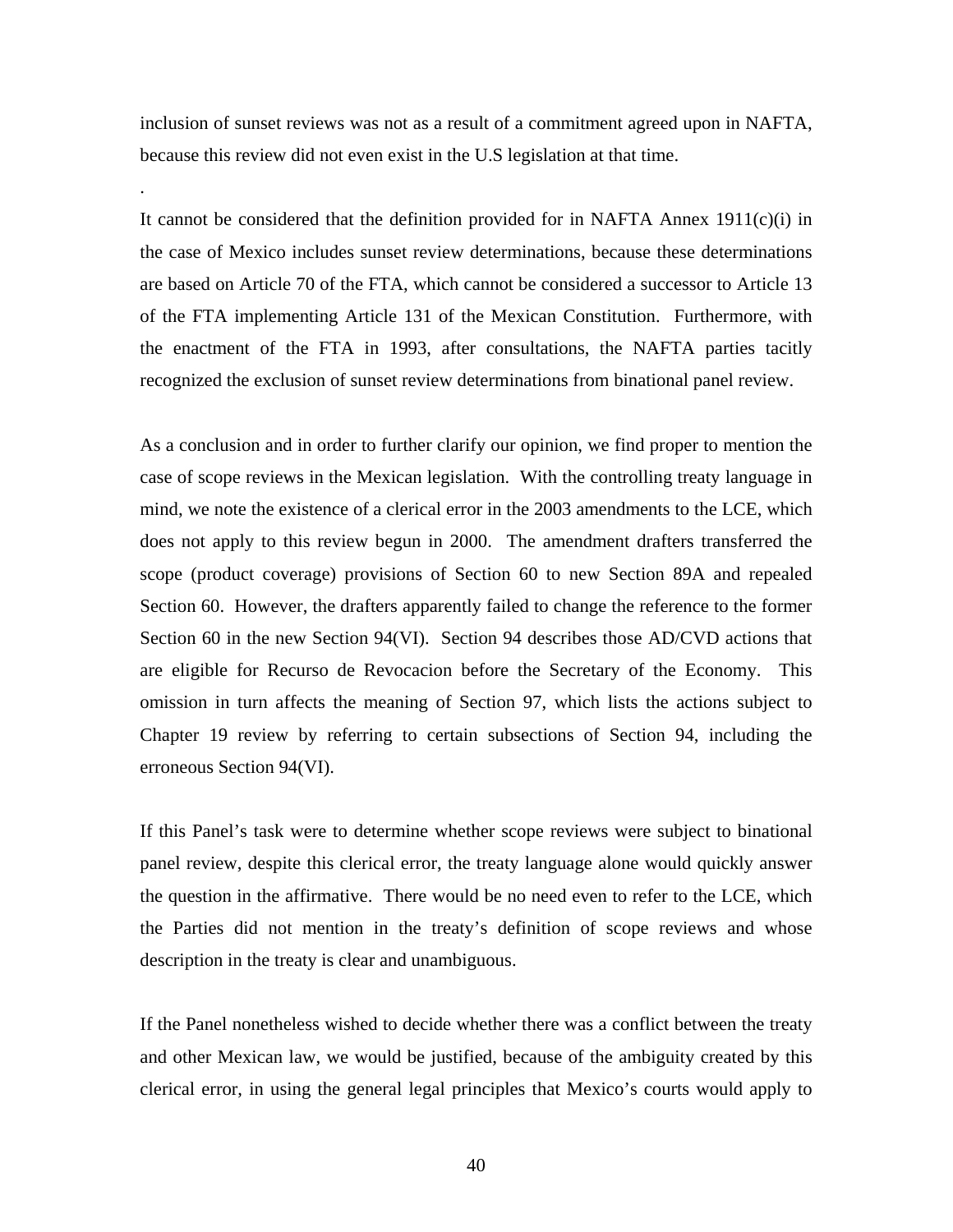inclusion of sunset reviews was not as a result of a commitment agreed upon in NAFTA, because this review did not even exist in the U.S legislation at that time.

.

It cannot be considered that the definition provided for in NAFTA Annex 1911(c)(i) in the case of Mexico includes sunset review determinations, because these determinations are based on Article 70 of the FTA, which cannot be considered a successor to Article 13 of the FTA implementing Article 131 of the Mexican Constitution. Furthermore, with the enactment of the FTA in 1993, after consultations, the NAFTA parties tacitly recognized the exclusion of sunset review determinations from binational panel review.

As a conclusion and in order to further clarify our opinion, we find proper to mention the case of scope reviews in the Mexican legislation. With the controlling treaty language in mind, we note the existence of a clerical error in the 2003 amendments to the LCE, which does not apply to this review begun in 2000. The amendment drafters transferred the scope (product coverage) provisions of Section 60 to new Section 89A and repealed Section 60. However, the drafters apparently failed to change the reference to the former Section 60 in the new Section 94(VI). Section 94 describes those AD/CVD actions that are eligible for Recurso de Revocacion before the Secretary of the Economy. This omission in turn affects the meaning of Section 97, which lists the actions subject to Chapter 19 review by referring to certain subsections of Section 94, including the erroneous Section 94(VI).

If this Panel's task were to determine whether scope reviews were subject to binational panel review, despite this clerical error, the treaty language alone would quickly answer the question in the affirmative. There would be no need even to refer to the LCE, which the Parties did not mention in the treaty's definition of scope reviews and whose description in the treaty is clear and unambiguous.

If the Panel nonetheless wished to decide whether there was a conflict between the treaty and other Mexican law, we would be justified, because of the ambiguity created by this clerical error, in using the general legal principles that Mexico's courts would apply to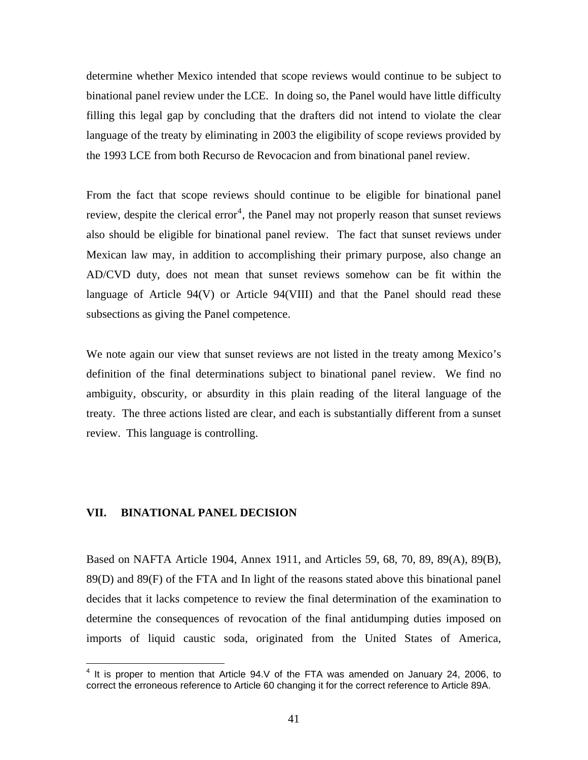determine whether Mexico intended that scope reviews would continue to be subject to binational panel review under the LCE. In doing so, the Panel would have little difficulty filling this legal gap by concluding that the drafters did not intend to violate the clear language of the treaty by eliminating in 2003 the eligibility of scope reviews provided by the 1993 LCE from both Recurso de Revocacion and from binational panel review.

From the fact that scope reviews should continue to be eligible for binational panel review, despite the clerical error[4], the Panel may not properly reason that sunset reviews also should be eligible for binational panel review. The fact that sunset reviews under Mexican law may, in addition to accomplishing their primary purpose, also change an AD/CVD duty, does not mean that sunset reviews somehow can be fit within the language of Article 94(V) or Article 94(VIII) and that the Panel should read these subsections as giving the Panel competence.

We note again our view that sunset reviews are not listed in the treaty among Mexico's definition of the final determinations subject to binational panel review. We find no ambiguity, obscurity, or absurdity in this plain reading of the literal language of the treaty. The three actions listed are clear, and each is substantially different from a sunset review. This language is controlling.

## VII. BINATIONAL PANEL DECISION

Based on NAFTA Article 1904, Annex 1911, and Articles 59, 68, 70, 89, 89(A), 89(B), 89(D) and 89(F) of the FTA and In light of the reasons stated above this binational panel decides that it lacks competence to review the final determination of the examination to determine the consequences of revocation of the final antidumping duties imposed on imports of liquid caustic soda, originated from the United States of America,

[4] It is proper to mention that Article 94.V of the FTA was amended on January 24, 2006, to correct the erroneous reference to Article 60 changing it for the correct reference to Article 89A.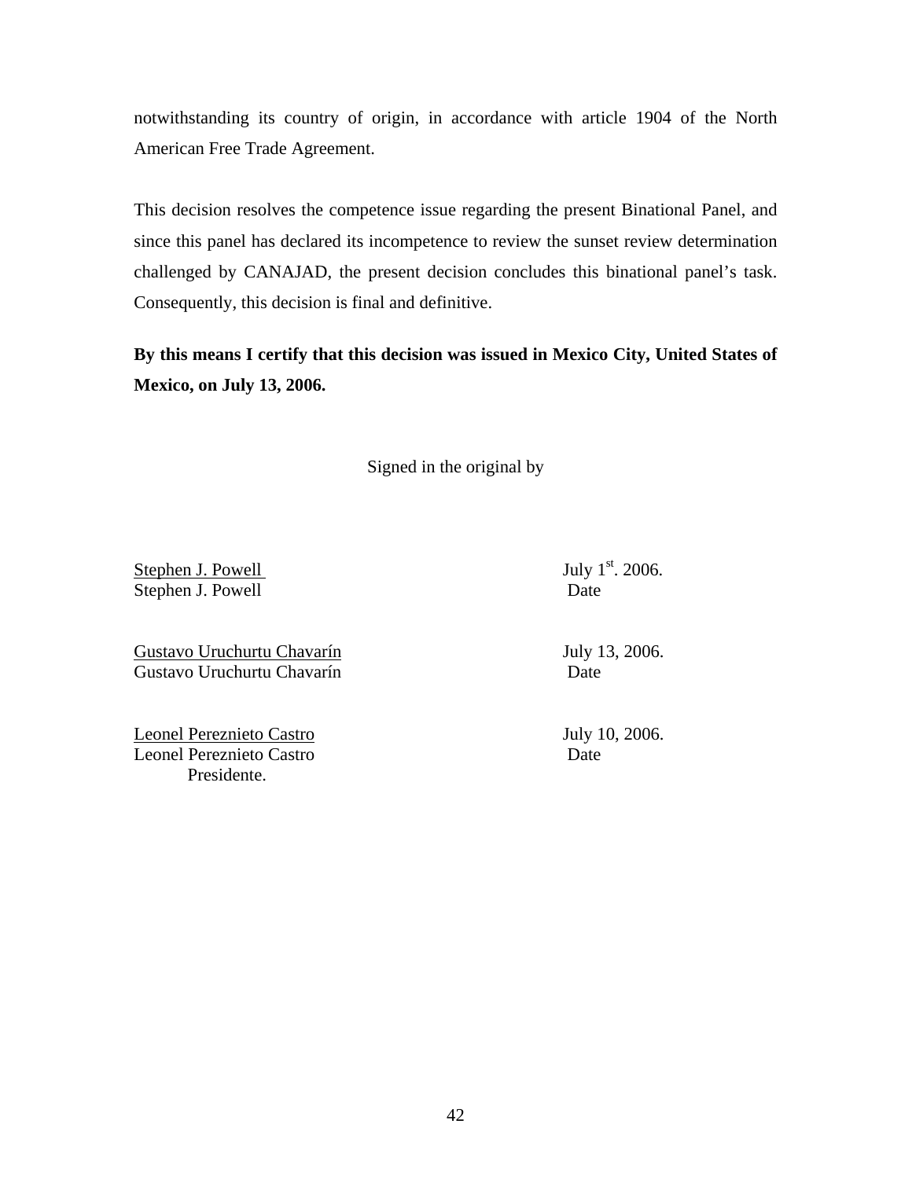notwithstanding its country of origin, in accordance with article 1904 of the North American Free Trade Agreement.

This decision resolves the competence issue regarding the present Binational Panel, and since this panel has declared its incompetence to review the sunset review determination challenged by CANAJAD, the present decision concludes this binational panel's task. Consequently, this decision is final and definitive.

**By this means I certify that this decision was issued in Mexico City, United States of Mexico, on July 13, 2006.**

Signed in the original by

Stephen J. Powell — July 1st. 2006.
Stephen J. Powell — Date

Gustavo Uruchurtu Chavarín — July 13, 2006.
Gustavo Uruchurtu Chavarín — Date

Leonel Pereznieto Castro — July 10, 2006.
Leonel Pereznieto Castro — Date
Presidente.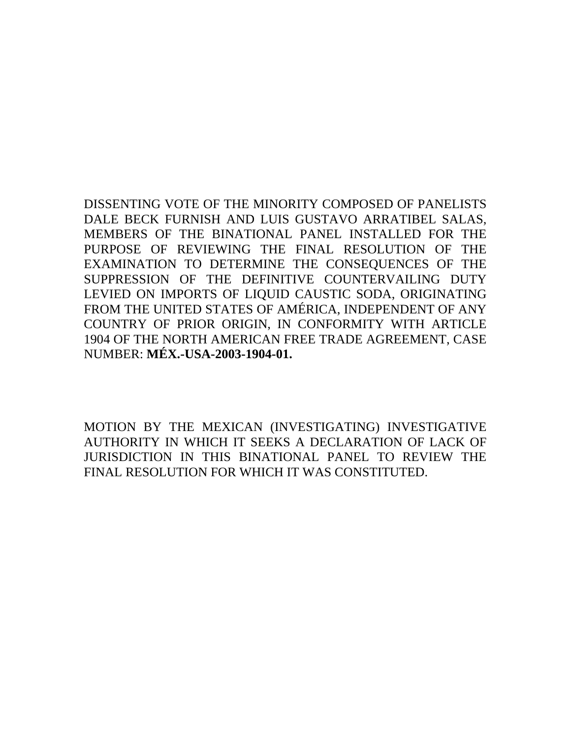DISSENTING VOTE OF THE MINORITY COMPOSED OF PANELISTS DALE BECK FURNISH AND LUIS GUSTAVO ARRATIBEL SALAS, MEMBERS OF THE BINATIONAL PANEL INSTALLED FOR THE PURPOSE OF REVIEWING THE FINAL RESOLUTION OF THE EXAMINATION TO DETERMINE THE CONSEQUENCES OF THE SUPPRESSION OF THE DEFINITIVE COUNTERVAILING DUTY LEVIED ON IMPORTS OF LIQUID CAUSTIC SODA, ORIGINATING FROM THE UNITED STATES OF AMÉRICA, INDEPENDENT OF ANY COUNTRY OF PRIOR ORIGIN, IN CONFORMITY WITH ARTICLE 1904 OF THE NORTH AMERICAN FREE TRADE AGREEMENT, CASE NUMBER: **MÉX.-USA-2003-1904-01.**

MOTION BY THE MEXICAN (INVESTIGATING) INVESTIGATIVE AUTHORITY IN WHICH IT SEEKS A DECLARATION OF LACK OF JURISDICTION IN THIS BINATIONAL PANEL TO REVIEW THE FINAL RESOLUTION FOR WHICH IT WAS CONSTITUTED.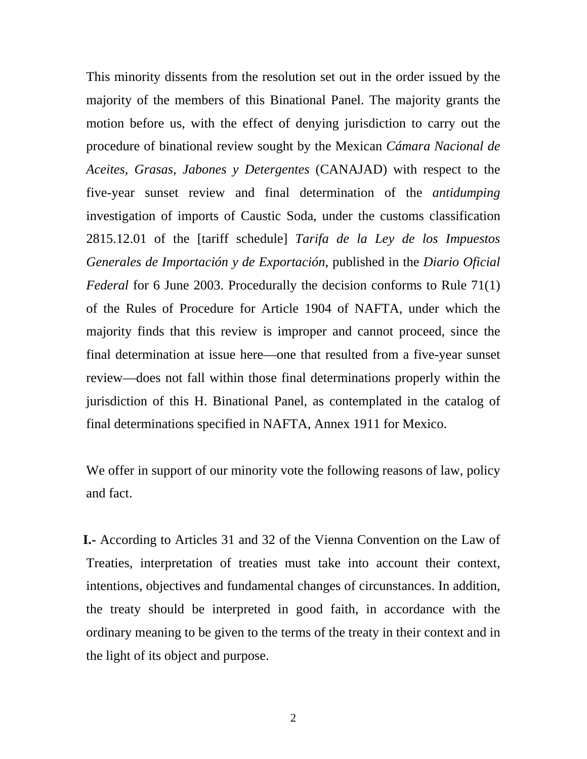This minority dissents from the resolution set out in the order issued by the majority of the members of this Binational Panel. The majority grants the motion before us, with the effect of denying jurisdiction to carry out the procedure of binational review sought by the Mexican *Cámara Nacional de Aceites, Grasas, Jabones y Detergentes* (CANAJAD) with respect to the five-year sunset review and final determination of the *antidumping* investigation of imports of Caustic Soda, under the customs classification 2815.12.01 of the [tariff schedule] *Tarifa de la Ley de los Impuestos Generales de Importación y de Exportación*, published in the *Diario Oficial Federal* for 6 June 2003. Procedurally the decision conforms to Rule 71(1) of the Rules of Procedure for Article 1904 of NAFTA, under which the majority finds that this review is improper and cannot proceed, since the final determination at issue here—one that resulted from a five-year sunset review—does not fall within those final determinations properly within the jurisdiction of this H. Binational Panel, as contemplated in the catalog of final determinations specified in NAFTA, Annex 1911 for Mexico.

We offer in support of our minority vote the following reasons of law, policy and fact.

**I.-** According to Articles 31 and 32 of the Vienna Convention on the Law of Treaties, interpretation of treaties must take into account their context, intentions, objectives and fundamental changes of circunstances. In addition, the treaty should be interpreted in good faith, in accordance with the ordinary meaning to be given to the terms of the treaty in their context and in the light of its object and purpose.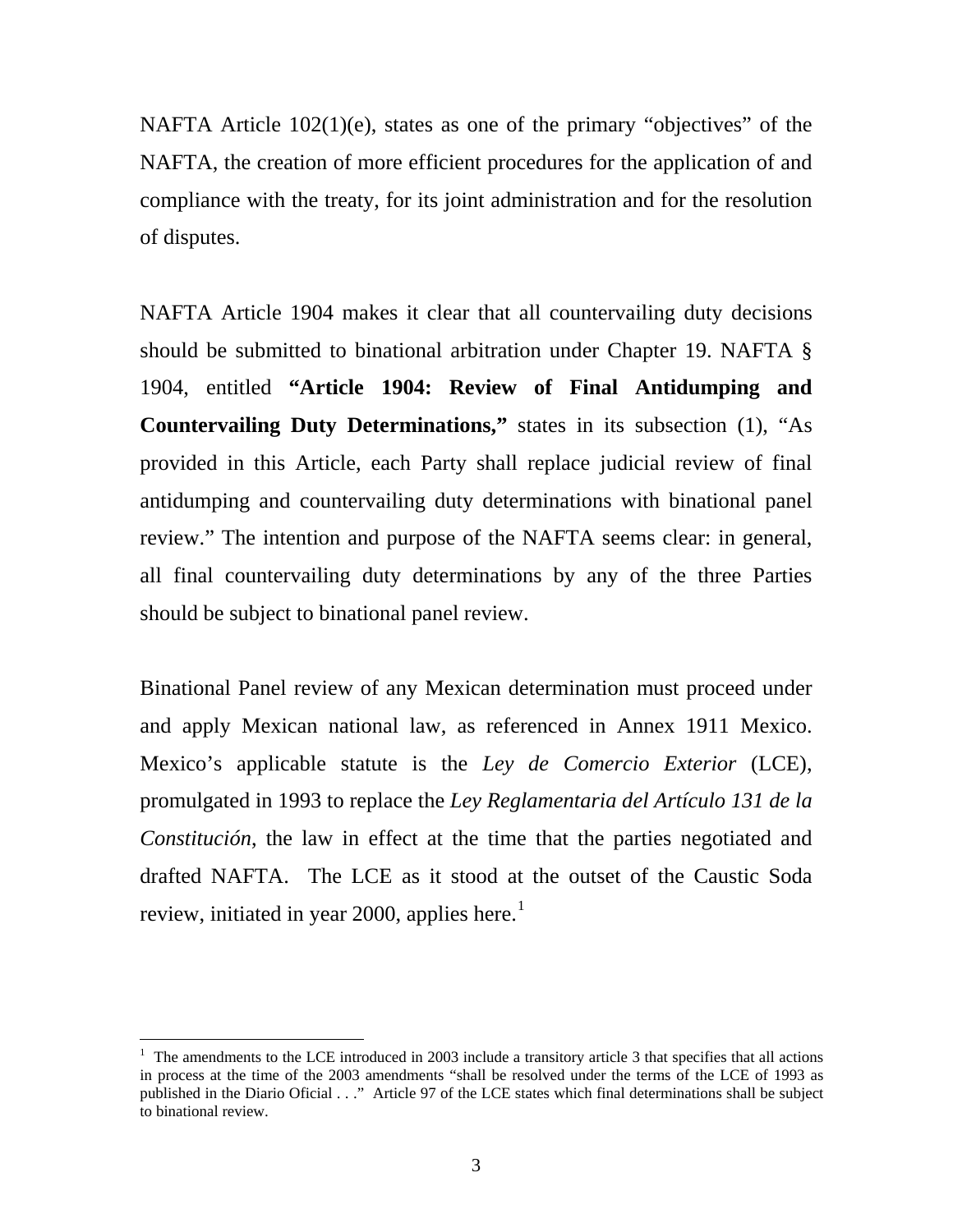NAFTA Article 102(1)(e), states as one of the primary "objectives" of the NAFTA, the creation of more efficient procedures for the application of and compliance with the treaty, for its joint administration and for the resolution of disputes.

NAFTA Article 1904 makes it clear that all countervailing duty decisions should be submitted to binational arbitration under Chapter 19. NAFTA § 1904, entitled **"Article 1904: Review of Final Antidumping and Countervailing Duty Determinations,"** states in its subsection (1), "As provided in this Article, each Party shall replace judicial review of final antidumping and countervailing duty determinations with binational panel review." The intention and purpose of the NAFTA seems clear: in general, all final countervailing duty determinations by any of the three Parties should be subject to binational panel review.

Binational Panel review of any Mexican determination must proceed under and apply Mexican national law, as referenced in Annex 1911 Mexico. Mexico's applicable statute is the *Ley de Comercio Exterior* (LCE), promulgated in 1993 to replace the *Ley Reglamentaria del Artículo 131 de la Constitución*, the law in effect at the time that the parties negotiated and drafted NAFTA. The LCE as it stood at the outset of the Caustic Soda review, initiated in year 2000, applies here.[1]

---

[1] The amendments to the LCE introduced in 2003 include a transitory article 3 that specifies that all actions in process at the time of the 2003 amendments "shall be resolved under the terms of the LCE of 1993 as published in the Diario Oficial . . ." Article 97 of the LCE states which final determinations shall be subject to binational review.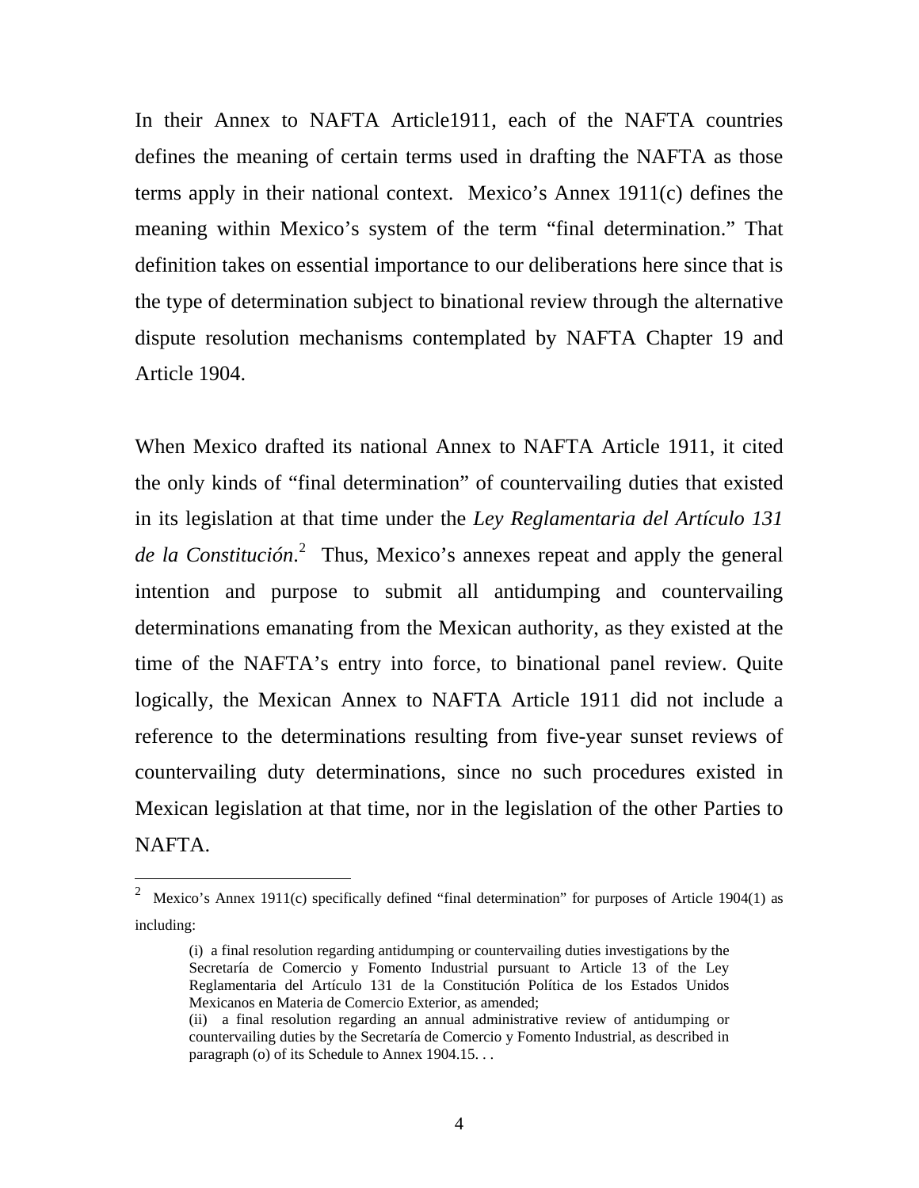In their Annex to NAFTA Article1911, each of the NAFTA countries defines the meaning of certain terms used in drafting the NAFTA as those terms apply in their national context. Mexico's Annex 1911(c) defines the meaning within Mexico's system of the term "final determination." That definition takes on essential importance to our deliberations here since that is the type of determination subject to binational review through the alternative dispute resolution mechanisms contemplated by NAFTA Chapter 19 and Article 1904.

When Mexico drafted its national Annex to NAFTA Article 1911, it cited the only kinds of "final determination" of countervailing duties that existed in its legislation at that time under the *Ley Reglamentaria del Artículo 131 de la Constitución*.[2] Thus, Mexico's annexes repeat and apply the general intention and purpose to submit all antidumping and countervailing determinations emanating from the Mexican authority, as they existed at the time of the NAFTA's entry into force, to binational panel review. Quite logically, the Mexican Annex to NAFTA Article 1911 did not include a reference to the determinations resulting from five-year sunset reviews of countervailing duty determinations, since no such procedures existed in Mexican legislation at that time, nor in the legislation of the other Parties to NAFTA.

---

[2] Mexico's Annex 1911(c) specifically defined "final determination" for purposes of Article 1904(1) as including:

> (i) a final resolution regarding antidumping or countervailing duties investigations by the Secretaría de Comercio y Fomento Industrial pursuant to Article 13 of the Ley Reglamentaria del Artículo 131 de la Constitución Política de los Estados Unidos Mexicanos en Materia de Comercio Exterior, as amended;
>
> (ii) a final resolution regarding an annual administrative review of antidumping or countervailing duties by the Secretaría de Comercio y Fomento Industrial, as described in paragraph (o) of its Schedule to Annex 1904.15. . .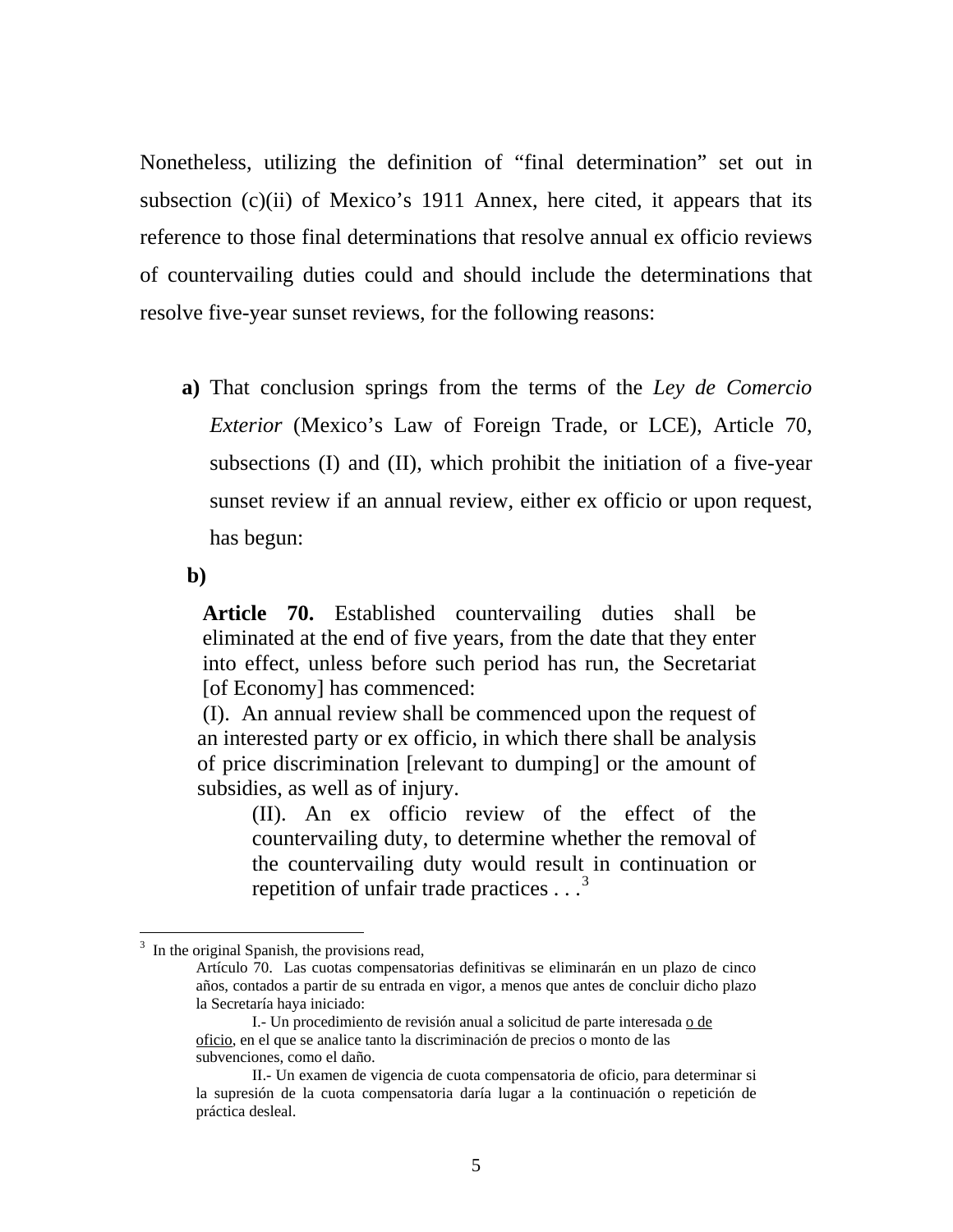Nonetheless, utilizing the definition of "final determination" set out in subsection (c)(ii) of Mexico's 1911 Annex, here cited, it appears that its reference to those final determinations that resolve annual ex officio reviews of countervailing duties could and should include the determinations that resolve five-year sunset reviews, for the following reasons:

**a)** That conclusion springs from the terms of the *Ley de Comercio Exterior* (Mexico's Law of Foreign Trade, or LCE), Article 70, subsections (I) and (II), which prohibit the initiation of a five-year sunset review if an annual review, either ex officio or upon request, has begun:

**b)**

> **Article 70.** Established countervailing duties shall be eliminated at the end of five years, from the date that they enter into effect, unless before such period has run, the Secretariat [of Economy] has commenced:
>
> (I). An annual review shall be commenced upon the request of an interested party or ex officio, in which there shall be analysis of price discrimination [relevant to dumping] or the amount of subsidies, as well as of injury.
>
> (II). An ex officio review of the effect of the countervailing duty, to determine whether the removal of the countervailing duty would result in continuation or repetition of unfair trade practices . . .[3]

---

[3] In the original Spanish, the provisions read,

> Artículo 70. Las cuotas compensatorias definitivas se eliminarán en un plazo de cinco años, contados a partir de su entrada en vigor, a menos que antes de concluir dicho plazo la Secretaría haya iniciado:
>
> I.- Un procedimiento de revisión anual a solicitud de parte interesada <u>o de oficio</u>, en el que se analice tanto la discriminación de precios o monto de las subvenciones, como el daño.
>
> II.- Un examen de vigencia de cuota compensatoria de oficio, para determinar si la supresión de la cuota compensatoria daría lugar a la continuación o repetición de práctica desleal.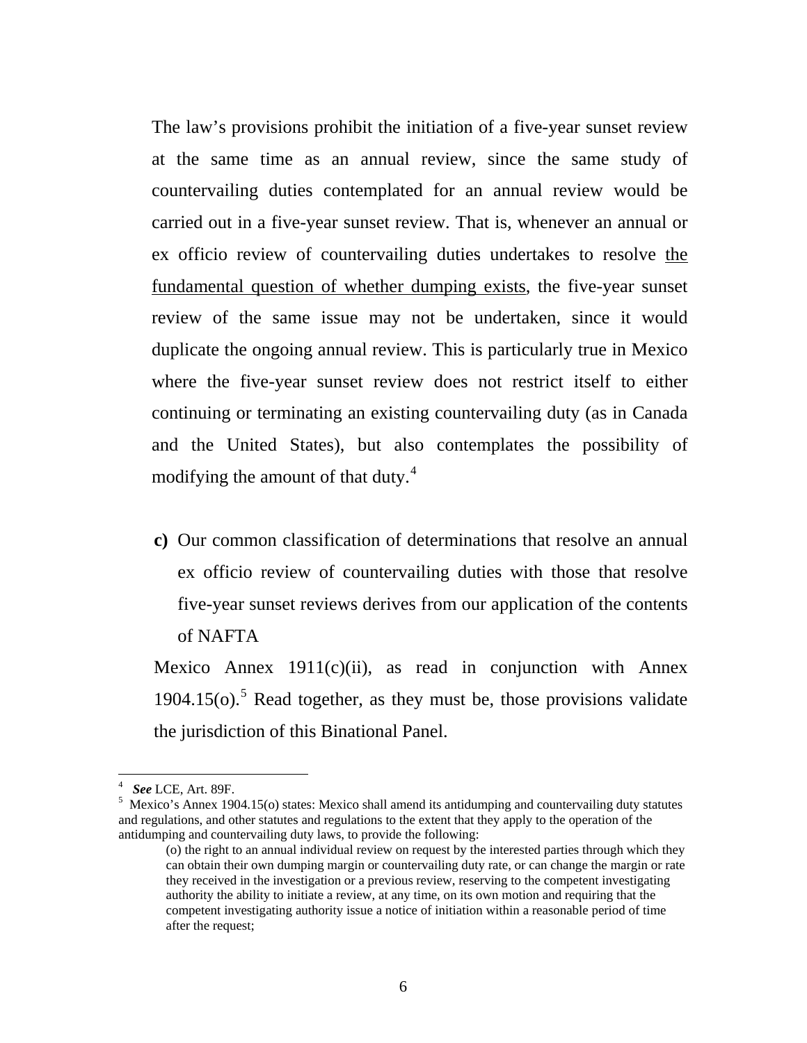The law's provisions prohibit the initiation of a five-year sunset review at the same time as an annual review, since the same study of countervailing duties contemplated for an annual review would be carried out in a five-year sunset review. That is, whenever an annual or ex officio review of countervailing duties undertakes to resolve <u>the fundamental question of whether dumping exists</u>, the five-year sunset review of the same issue may not be undertaken, since it would duplicate the ongoing annual review. This is particularly true in Mexico where the five-year sunset review does not restrict itself to either continuing or terminating an existing countervailing duty (as in Canada and the United States), but also contemplates the possibility of modifying the amount of that duty.[4]

**c)** Our common classification of determinations that resolve an annual ex officio review of countervailing duties with those that resolve five-year sunset reviews derives from our application of the contents of NAFTA

Mexico Annex 1911(c)(ii), as read in conjunction with Annex 1904.15(o).[5] Read together, as they must be, those provisions validate the jurisdiction of this Binational Panel.

---

[4] ***See*** LCE, Art. 89F.

[5] Mexico's Annex 1904.15(o) states: Mexico shall amend its antidumping and countervailing duty statutes and regulations, and other statutes and regulations to the extent that they apply to the operation of the antidumping and countervailing duty laws, to provide the following:

> (o) the right to an annual individual review on request by the interested parties through which they can obtain their own dumping margin or countervailing duty rate, or can change the margin or rate they received in the investigation or a previous review, reserving to the competent investigating authority the ability to initiate a review, at any time, on its own motion and requiring that the competent investigating authority issue a notice of initiation within a reasonable period of time after the request;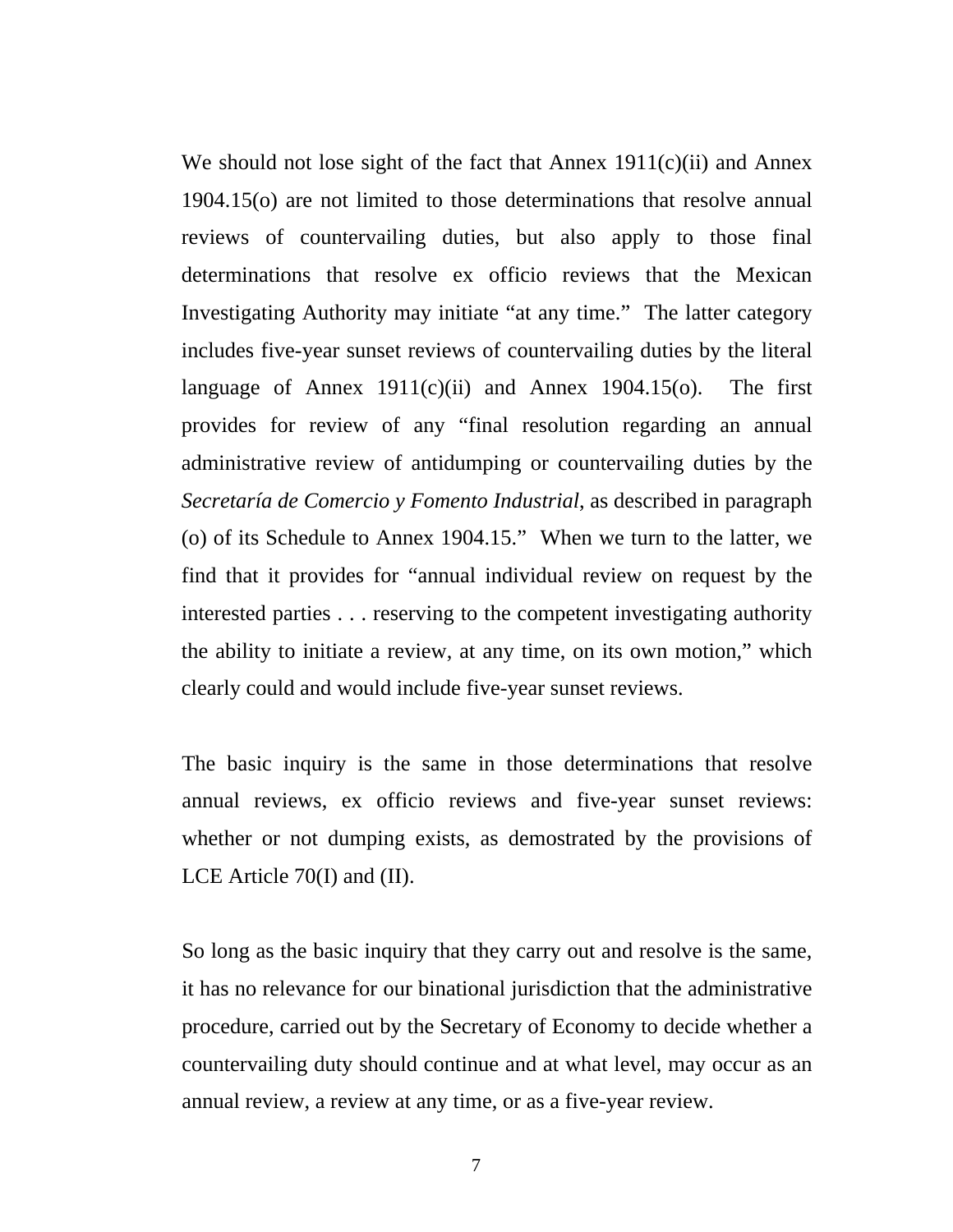We should not lose sight of the fact that Annex 1911(c)(ii) and Annex 1904.15(o) are not limited to those determinations that resolve annual reviews of countervailing duties, but also apply to those final determinations that resolve ex officio reviews that the Mexican Investigating Authority may initiate "at any time." The latter category includes five-year sunset reviews of countervailing duties by the literal language of Annex 1911(c)(ii) and Annex 1904.15(o). The first provides for review of any "final resolution regarding an annual administrative review of antidumping or countervailing duties by the *Secretaría de Comercio y Fomento Industrial*, as described in paragraph (o) of its Schedule to Annex 1904.15." When we turn to the latter, we find that it provides for "annual individual review on request by the interested parties . . . reserving to the competent investigating authority the ability to initiate a review, at any time, on its own motion," which clearly could and would include five-year sunset reviews.

The basic inquiry is the same in those determinations that resolve annual reviews, ex officio reviews and five-year sunset reviews: whether or not dumping exists, as demostrated by the provisions of LCE Article 70(I) and (II).

So long as the basic inquiry that they carry out and resolve is the same, it has no relevance for our binational jurisdiction that the administrative procedure, carried out by the Secretary of Economy to decide whether a countervailing duty should continue and at what level, may occur as an annual review, a review at any time, or as a five-year review.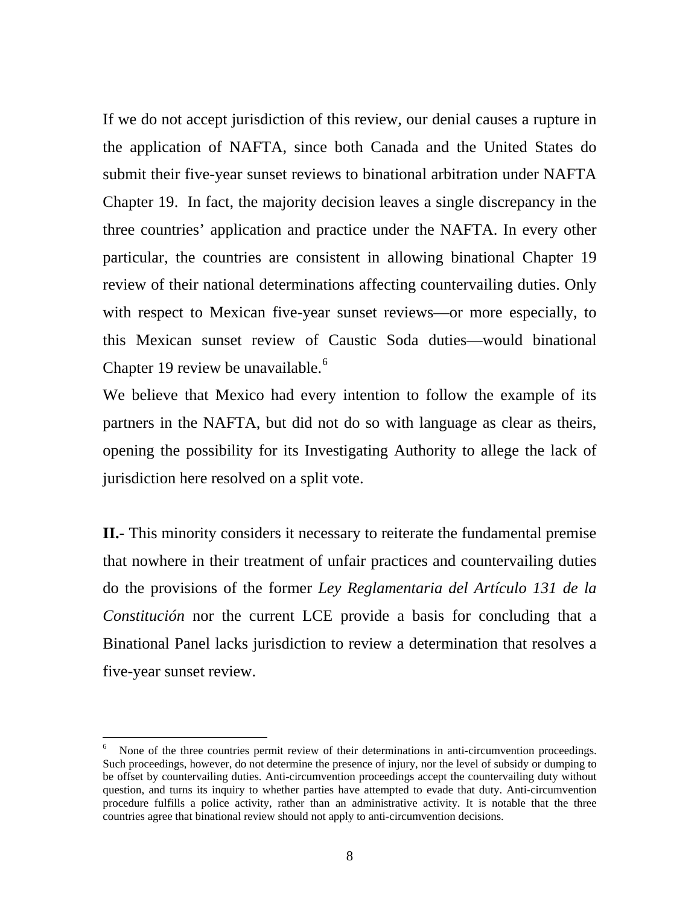If we do not accept jurisdiction of this review, our denial causes a rupture in the application of NAFTA, since both Canada and the United States do submit their five-year sunset reviews to binational arbitration under NAFTA Chapter 19. In fact, the majority decision leaves a single discrepancy in the three countries' application and practice under the NAFTA. In every other particular, the countries are consistent in allowing binational Chapter 19 review of their national determinations affecting countervailing duties. Only with respect to Mexican five-year sunset reviews—or more especially, to this Mexican sunset review of Caustic Soda duties—would binational Chapter 19 review be unavailable.[6]

We believe that Mexico had every intention to follow the example of its partners in the NAFTA, but did not do so with language as clear as theirs, opening the possibility for its Investigating Authority to allege the lack of jurisdiction here resolved on a split vote.

**II.-** This minority considers it necessary to reiterate the fundamental premise that nowhere in their treatment of unfair practices and countervailing duties do the provisions of the former *Ley Reglamentaria del Artículo 131 de la Constitución* nor the current LCE provide a basis for concluding that a Binational Panel lacks jurisdiction to review a determination that resolves a five-year sunset review.

---

[6] None of the three countries permit review of their determinations in anti-circumvention proceedings. Such proceedings, however, do not determine the presence of injury, nor the level of subsidy or dumping to be offset by countervailing duties. Anti-circumvention proceedings accept the countervailing duty without question, and turns its inquiry to whether parties have attempted to evade that duty. Anti-circumvention procedure fulfills a police activity, rather than an administrative activity. It is notable that the three countries agree that binational review should not apply to anti-circumvention decisions.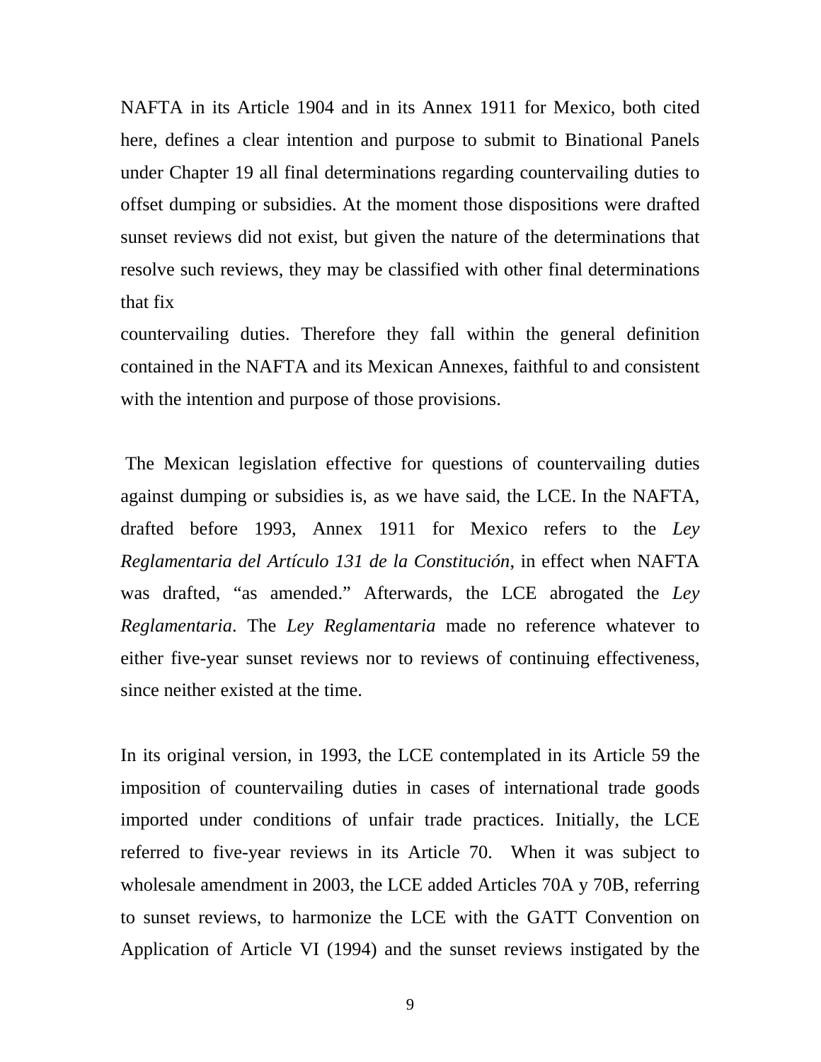NAFTA in its Article 1904 and in its Annex 1911 for Mexico, both cited here, defines a clear intention and purpose to submit to Binational Panels under Chapter 19 all final determinations regarding countervailing duties to offset dumping or subsidies. At the moment those dispositions were drafted sunset reviews did not exist, but given the nature of the determinations that resolve such reviews, they may be classified with other final determinations that fix countervailing duties. Therefore they fall within the general definition contained in the NAFTA and its Mexican Annexes, faithful to and consistent with the intention and purpose of those provisions.

The Mexican legislation effective for questions of countervailing duties against dumping or subsidies is, as we have said, the LCE. In the NAFTA, drafted before 1993, Annex 1911 for Mexico refers to the *Ley Reglamentaria del Artículo 131 de la Constitución*, in effect when NAFTA was drafted, "as amended." Afterwards, the LCE abrogated the *Ley Reglamentaria*. The *Ley Reglamentaria* made no reference whatever to either five-year sunset reviews nor to reviews of continuing effectiveness, since neither existed at the time.

In its original version, in 1993, the LCE contemplated in its Article 59 the imposition of countervailing duties in cases of international trade goods imported under conditions of unfair trade practices. Initially, the LCE referred to five-year reviews in its Article 70. When it was subject to wholesale amendment in 2003, the LCE added Articles 70A y 70B, referring to sunset reviews, to harmonize the LCE with the GATT Convention on Application of Article VI (1994) and the sunset reviews instigated by the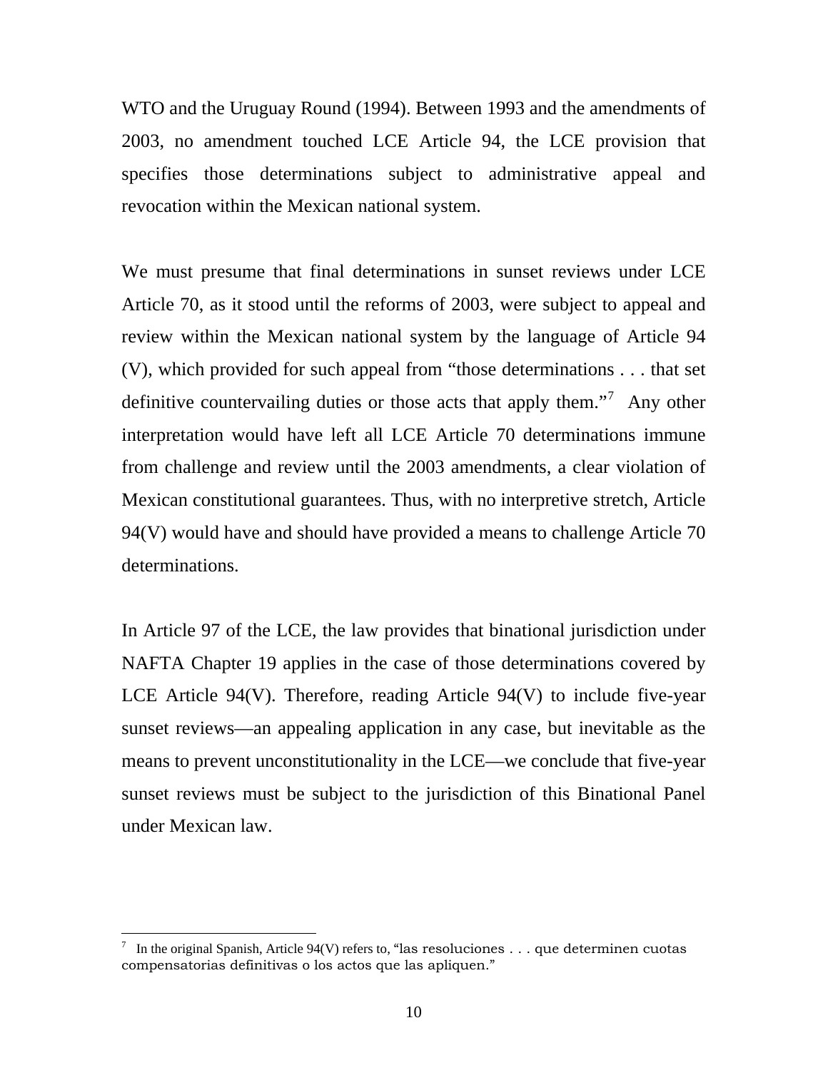WTO and the Uruguay Round (1994). Between 1993 and the amendments of 2003, no amendment touched LCE Article 94, the LCE provision that specifies those determinations subject to administrative appeal and revocation within the Mexican national system.

We must presume that final determinations in sunset reviews under LCE Article 70, as it stood until the reforms of 2003, were subject to appeal and review within the Mexican national system by the language of Article 94 (V), which provided for such appeal from "those determinations . . . that set definitive countervailing duties or those acts that apply them."[7] Any other interpretation would have left all LCE Article 70 determinations immune from challenge and review until the 2003 amendments, a clear violation of Mexican constitutional guarantees. Thus, with no interpretive stretch, Article 94(V) would have and should have provided a means to challenge Article 70 determinations.

In Article 97 of the LCE, the law provides that binational jurisdiction under NAFTA Chapter 19 applies in the case of those determinations covered by LCE Article 94(V). Therefore, reading Article 94(V) to include five-year sunset reviews—an appealing application in any case, but inevitable as the means to prevent unconstitutionality in the LCE—we conclude that five-year sunset reviews must be subject to the jurisdiction of this Binational Panel under Mexican law.

---

[7] In the original Spanish, Article 94(V) refers to, "las resoluciones . . . que determinen cuotas compensatorias definitivas o los actos que las apliquen."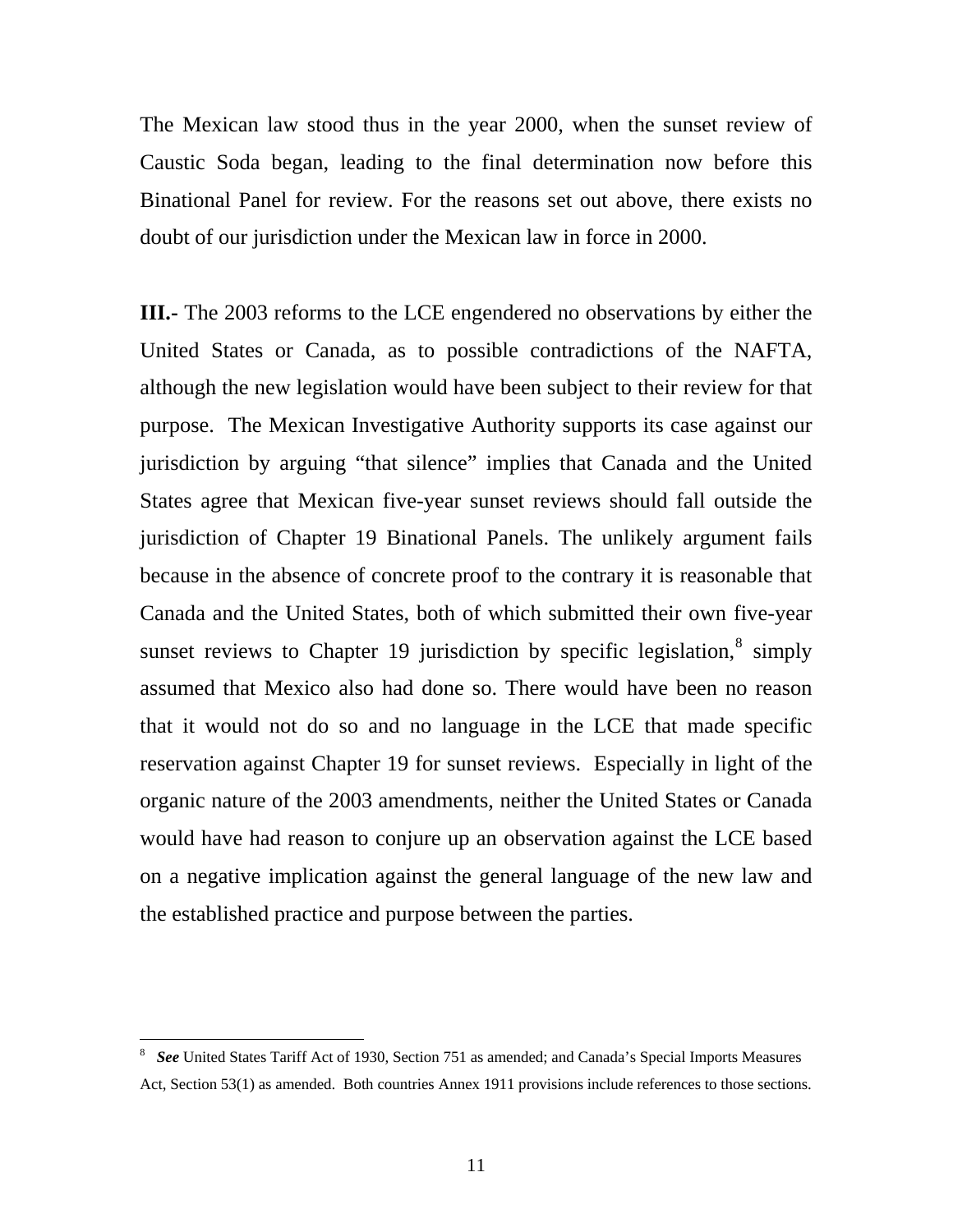The Mexican law stood thus in the year 2000, when the sunset review of Caustic Soda began, leading to the final determination now before this Binational Panel for review. For the reasons set out above, there exists no doubt of our jurisdiction under the Mexican law in force in 2000.

**III.-** The 2003 reforms to the LCE engendered no observations by either the United States or Canada, as to possible contradictions of the NAFTA, although the new legislation would have been subject to their review for that purpose. The Mexican Investigative Authority supports its case against our jurisdiction by arguing "that silence" implies that Canada and the United States agree that Mexican five-year sunset reviews should fall outside the jurisdiction of Chapter 19 Binational Panels. The unlikely argument fails because in the absence of concrete proof to the contrary it is reasonable that Canada and the United States, both of which submitted their own five-year sunset reviews to Chapter 19 jurisdiction by specific legislation,[8] simply assumed that Mexico also had done so. There would have been no reason that it would not do so and no language in the LCE that made specific reservation against Chapter 19 for sunset reviews. Especially in light of the organic nature of the 2003 amendments, neither the United States or Canada would have had reason to conjure up an observation against the LCE based on a negative implication against the general language of the new law and the established practice and purpose between the parties.

---

[8] ***See*** United States Tariff Act of 1930, Section 751 as amended; and Canada's Special Imports Measures Act, Section 53(1) as amended. Both countries Annex 1911 provisions include references to those sections.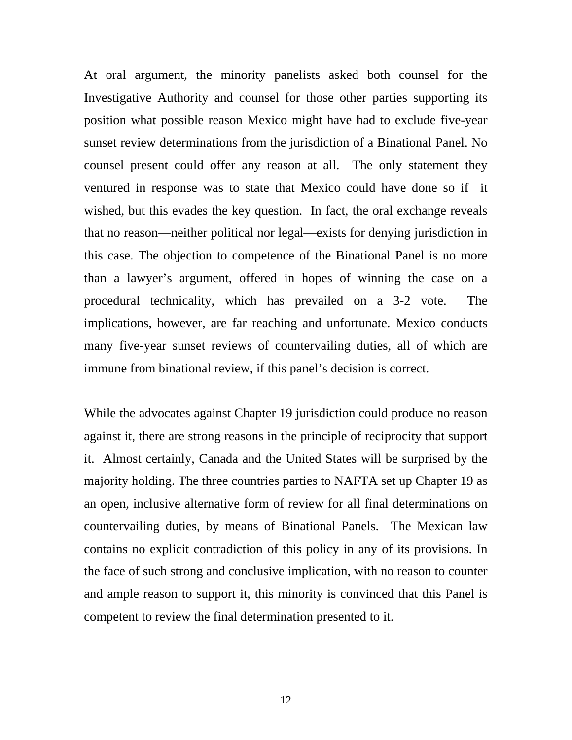At oral argument, the minority panelists asked both counsel for the Investigative Authority and counsel for those other parties supporting its position what possible reason Mexico might have had to exclude five-year sunset review determinations from the jurisdiction of a Binational Panel. No counsel present could offer any reason at all. The only statement they ventured in response was to state that Mexico could have done so if it wished, but this evades the key question. In fact, the oral exchange reveals that no reason—neither political nor legal—exists for denying jurisdiction in this case. The objection to competence of the Binational Panel is no more than a lawyer's argument, offered in hopes of winning the case on a procedural technicality, which has prevailed on a 3-2 vote. The implications, however, are far reaching and unfortunate. Mexico conducts many five-year sunset reviews of countervailing duties, all of which are immune from binational review, if this panel's decision is correct.

While the advocates against Chapter 19 jurisdiction could produce no reason against it, there are strong reasons in the principle of reciprocity that support it. Almost certainly, Canada and the United States will be surprised by the majority holding. The three countries parties to NAFTA set up Chapter 19 as an open, inclusive alternative form of review for all final determinations on countervailing duties, by means of Binational Panels. The Mexican law contains no explicit contradiction of this policy in any of its provisions. In the face of such strong and conclusive implication, with no reason to counter and ample reason to support it, this minority is convinced that this Panel is competent to review the final determination presented to it.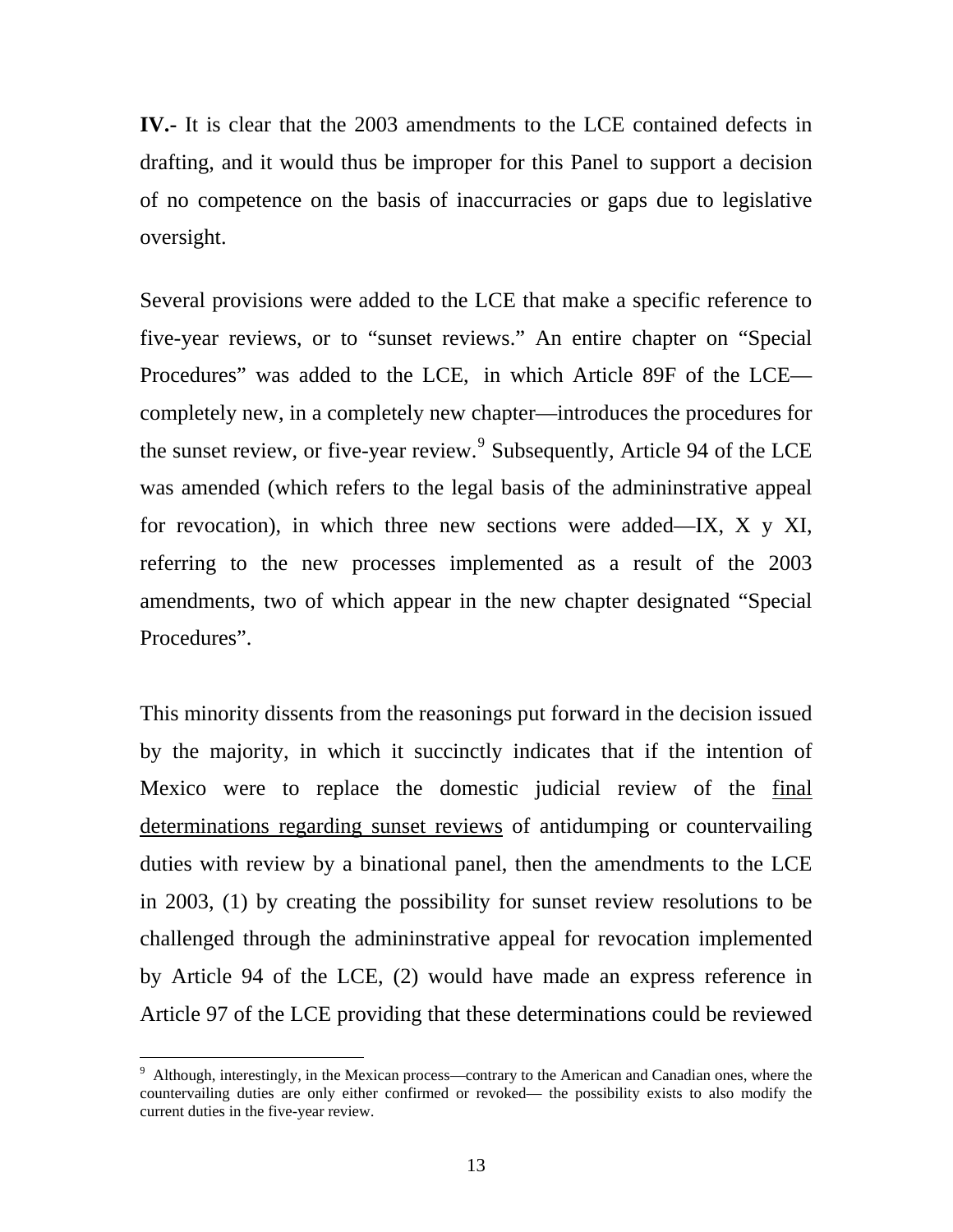**IV.-** It is clear that the 2003 amendments to the LCE contained defects in drafting, and it would thus be improper for this Panel to support a decision of no competence on the basis of inaccurracies or gaps due to legislative oversight.

Several provisions were added to the LCE that make a specific reference to five-year reviews, or to "sunset reviews." An entire chapter on "Special Procedures" was added to the LCE, in which Article 89F of the LCE—completely new, in a completely new chapter—introduces the procedures for the sunset review, or five-year review.[9] Subsequently, Article 94 of the LCE was amended (which refers to the legal basis of the admininstrative appeal for revocation), in which three new sections were added—IX, X y XI, referring to the new processes implemented as a result of the 2003 amendments, two of which appear in the new chapter designated "Special Procedures".

This minority dissents from the reasonings put forward in the decision issued by the majority, in which it succinctly indicates that if the intention of Mexico were to replace the domestic judicial review of the final determinations regarding sunset reviews of antidumping or countervailing duties with review by a binational panel, then the amendments to the LCE in 2003, (1) by creating the possibility for sunset review resolutions to be challenged through the admininstrative appeal for revocation implemented by Article 94 of the LCE, (2) would have made an express reference in Article 97 of the LCE providing that these determinations could be reviewed

[9] Although, interestingly, in the Mexican process—contrary to the American and Canadian ones, where the countervailing duties are only either confirmed or revoked— the possibility exists to also modify the current duties in the five-year review.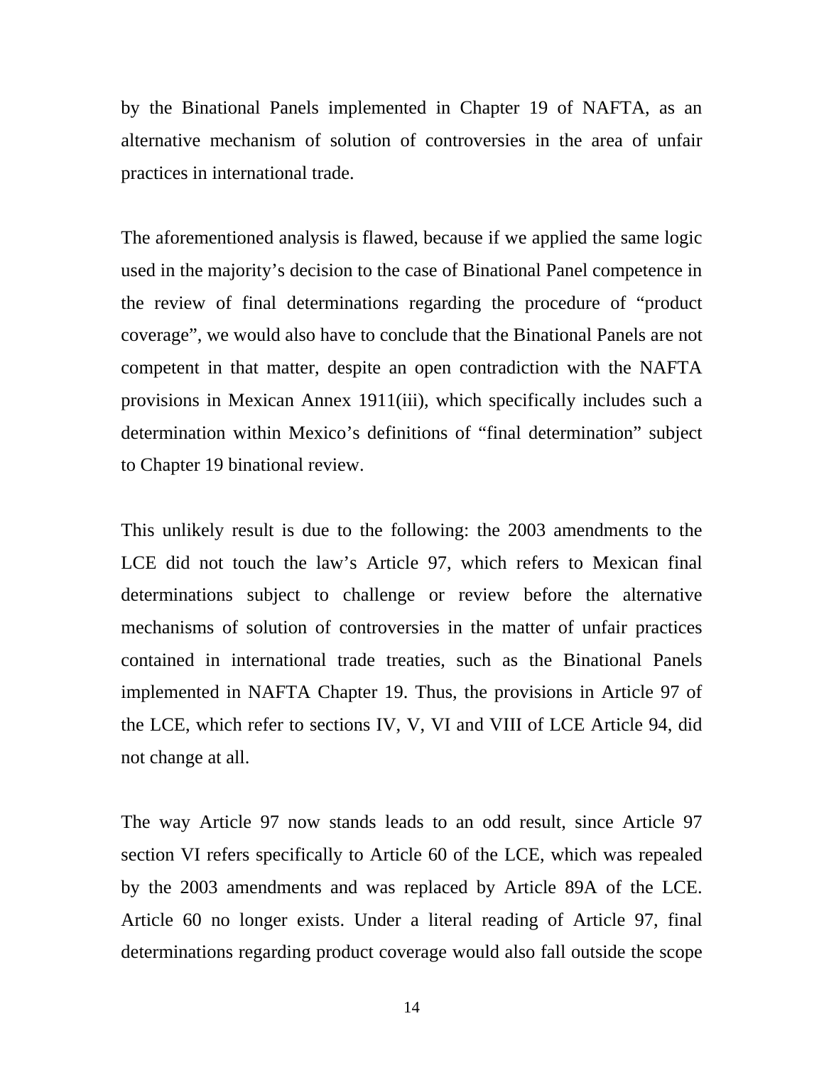by the Binational Panels implemented in Chapter 19 of NAFTA, as an alternative mechanism of solution of controversies in the area of unfair practices in international trade.

The aforementioned analysis is flawed, because if we applied the same logic used in the majority's decision to the case of Binational Panel competence in the review of final determinations regarding the procedure of "product coverage", we would also have to conclude that the Binational Panels are not competent in that matter, despite an open contradiction with the NAFTA provisions in Mexican Annex 1911(iii), which specifically includes such a determination within Mexico's definitions of "final determination" subject to Chapter 19 binational review.

This unlikely result is due to the following: the 2003 amendments to the LCE did not touch the law's Article 97, which refers to Mexican final determinations subject to challenge or review before the alternative mechanisms of solution of controversies in the matter of unfair practices contained in international trade treaties, such as the Binational Panels implemented in NAFTA Chapter 19. Thus, the provisions in Article 97 of the LCE, which refer to sections IV, V, VI and VIII of LCE Article 94, did not change at all.

The way Article 97 now stands leads to an odd result, since Article 97 section VI refers specifically to Article 60 of the LCE, which was repealed by the 2003 amendments and was replaced by Article 89A of the LCE. Article 60 no longer exists. Under a literal reading of Article 97, final determinations regarding product coverage would also fall outside the scope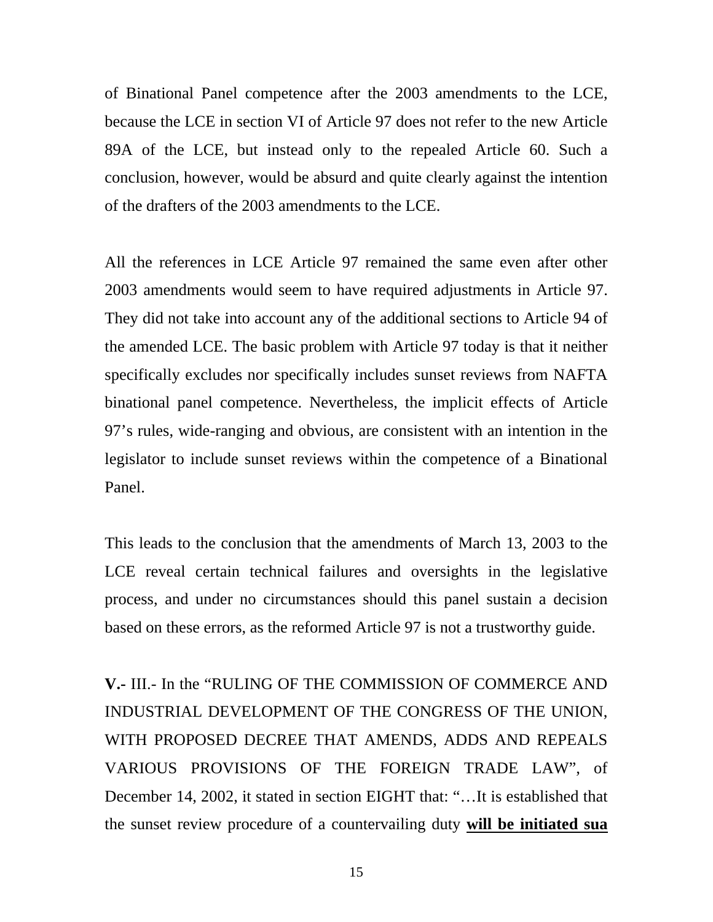of Binational Panel competence after the 2003 amendments to the LCE, because the LCE in section VI of Article 97 does not refer to the new Article 89A of the LCE, but instead only to the repealed Article 60. Such a conclusion, however, would be absurd and quite clearly against the intention of the drafters of the 2003 amendments to the LCE.

All the references in LCE Article 97 remained the same even after other 2003 amendments would seem to have required adjustments in Article 97. They did not take into account any of the additional sections to Article 94 of the amended LCE. The basic problem with Article 97 today is that it neither specifically excludes nor specifically includes sunset reviews from NAFTA binational panel competence. Nevertheless, the implicit effects of Article 97's rules, wide-ranging and obvious, are consistent with an intention in the legislator to include sunset reviews within the competence of a Binational Panel.

This leads to the conclusion that the amendments of March 13, 2003 to the LCE reveal certain technical failures and oversights in the legislative process, and under no circumstances should this panel sustain a decision based on these errors, as the reformed Article 97 is not a trustworthy guide.

**V.-** III.- In the "RULING OF THE COMMISSION OF COMMERCE AND INDUSTRIAL DEVELOPMENT OF THE CONGRESS OF THE UNION, WITH PROPOSED DECREE THAT AMENDS, ADDS AND REPEALS VARIOUS PROVISIONS OF THE FOREIGN TRADE LAW", of December 14, 2002, it stated in section EIGHT that: "…It is established that the sunset review procedure of a countervailing duty **will be initiated sua**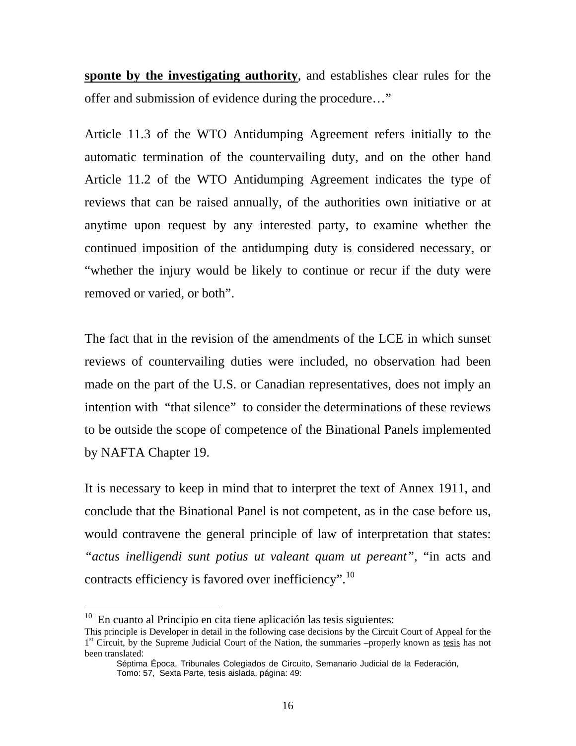**sponte by the investigating authority**, and establishes clear rules for the offer and submission of evidence during the procedure…"

Article 11.3 of the WTO Antidumping Agreement refers initially to the automatic termination of the countervailing duty, and on the other hand Article 11.2 of the WTO Antidumping Agreement indicates the type of reviews that can be raised annually, of the authorities own initiative or at anytime upon request by any interested party, to examine whether the continued imposition of the antidumping duty is considered necessary, or "whether the injury would be likely to continue or recur if the duty were removed or varied, or both".

The fact that in the revision of the amendments of the LCE in which sunset reviews of countervailing duties were included, no observation had been made on the part of the U.S. or Canadian representatives, does not imply an intention with "that silence" to consider the determinations of these reviews to be outside the scope of competence of the Binational Panels implemented by NAFTA Chapter 19.

It is necessary to keep in mind that to interpret the text of Annex 1911, and conclude that the Binational Panel is not competent, as in the case before us, would contravene the general principle of law of interpretation that states: *"actus inelligendi sunt potius ut valeant quam ut pereant"*, "in acts and contracts efficiency is favored over inefficiency".[10]

---

[10] En cuanto al Principio en cita tiene aplicación las tesis siguientes:
This principle is Developer in detail in the following case decisions by the Circuit Court of Appeal for the 1st Circuit, by the Supreme Judicial Court of the Nation, the summaries –properly known as tesis has not been translated:

Séptima Época, Tribunales Colegiados de Circuito, Semanario Judicial de la Federación, Tomo: 57, Sexta Parte, tesis aislada, página: 49: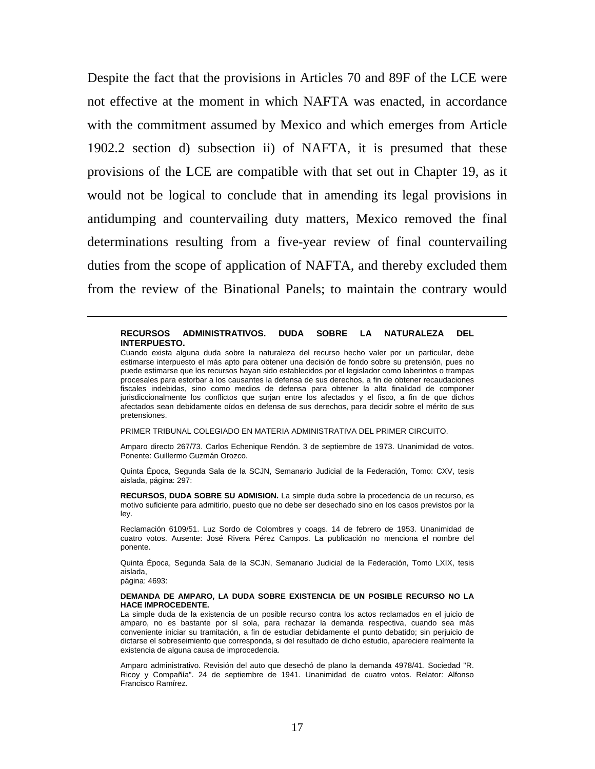Despite the fact that the provisions in Articles 70 and 89F of the LCE were not effective at the moment in which NAFTA was enacted, in accordance with the commitment assumed by Mexico and which emerges from Article 1902.2 section d) subsection ii) of NAFTA, it is presumed that these provisions of the LCE are compatible with that set out in Chapter 19, as it would not be logical to conclude that in amending its legal provisions in antidumping and countervailing duty matters, Mexico removed the final determinations resulting from a five-year review of final countervailing duties from the scope of application of NAFTA, and thereby excluded them from the review of the Binational Panels; to maintain the contrary would

---

**RECURSOS ADMINISTRATIVOS. DUDA SOBRE LA NATURALEZA DEL INTERPUESTO.**
Cuando exista alguna duda sobre la naturaleza del recurso hecho valer por un particular, debe estimarse interpuesto el más apto para obtener una decisión de fondo sobre su pretensión, pues no puede estimarse que los recursos hayan sido establecidos por el legislador como laberintos o trampas procesales para estorbar a los causantes la defensa de sus derechos, a fin de obtener recaudaciones fiscales indebidas, sino como medios de defensa para obtener la alta finalidad de componer jurisdiccionalmente los conflictos que surjan entre los afectados y el fisco, a fin de que dichos afectados sean debidamente oídos en defensa de sus derechos, para decidir sobre el mérito de sus pretensiones.

PRIMER TRIBUNAL COLEGIADO EN MATERIA ADMINISTRATIVA DEL PRIMER CIRCUITO.

Amparo directo 267/73. Carlos Echenique Rendón. 3 de septiembre de 1973. Unanimidad de votos. Ponente: Guillermo Guzmán Orozco.

Quinta Época, Segunda Sala de la SCJN, Semanario Judicial de la Federación, Tomo: CXV, tesis aislada, página: 297:

**RECURSOS, DUDA SOBRE SU ADMISION.** La simple duda sobre la procedencia de un recurso, es motivo suficiente para admitirlo, puesto que no debe ser desechado sino en los casos previstos por la ley.

Reclamación 6109/51. Luz Sordo de Colombres y coags. 14 de febrero de 1953. Unanimidad de cuatro votos. Ausente: José Rivera Pérez Campos. La publicación no menciona el nombre del ponente.

Quinta Época, Segunda Sala de la SCJN, Semanario Judicial de la Federación, Tomo LXIX, tesis aislada,
página: 4693:

**DEMANDA DE AMPARO, LA DUDA SOBRE EXISTENCIA DE UN POSIBLE RECURSO NO LA HACE IMPROCEDENTE.**
La simple duda de la existencia de un posible recurso contra los actos reclamados en el juicio de amparo, no es bastante por sí sola, para rechazar la demanda respectiva, cuando sea más conveniente iniciar su tramitación, a fin de estudiar debidamente el punto debatido; sin perjuicio de dictarse el sobreseimiento que corresponda, si del resultado de dicho estudio, apareciere realmente la existencia de alguna causa de improcedencia.

Amparo administrativo. Revisión del auto que desechó de plano la demanda 4978/41. Sociedad "R. Ricoy y Compañía". 24 de septiembre de 1941. Unanimidad de cuatro votos. Relator: Alfonso Francisco Ramírez.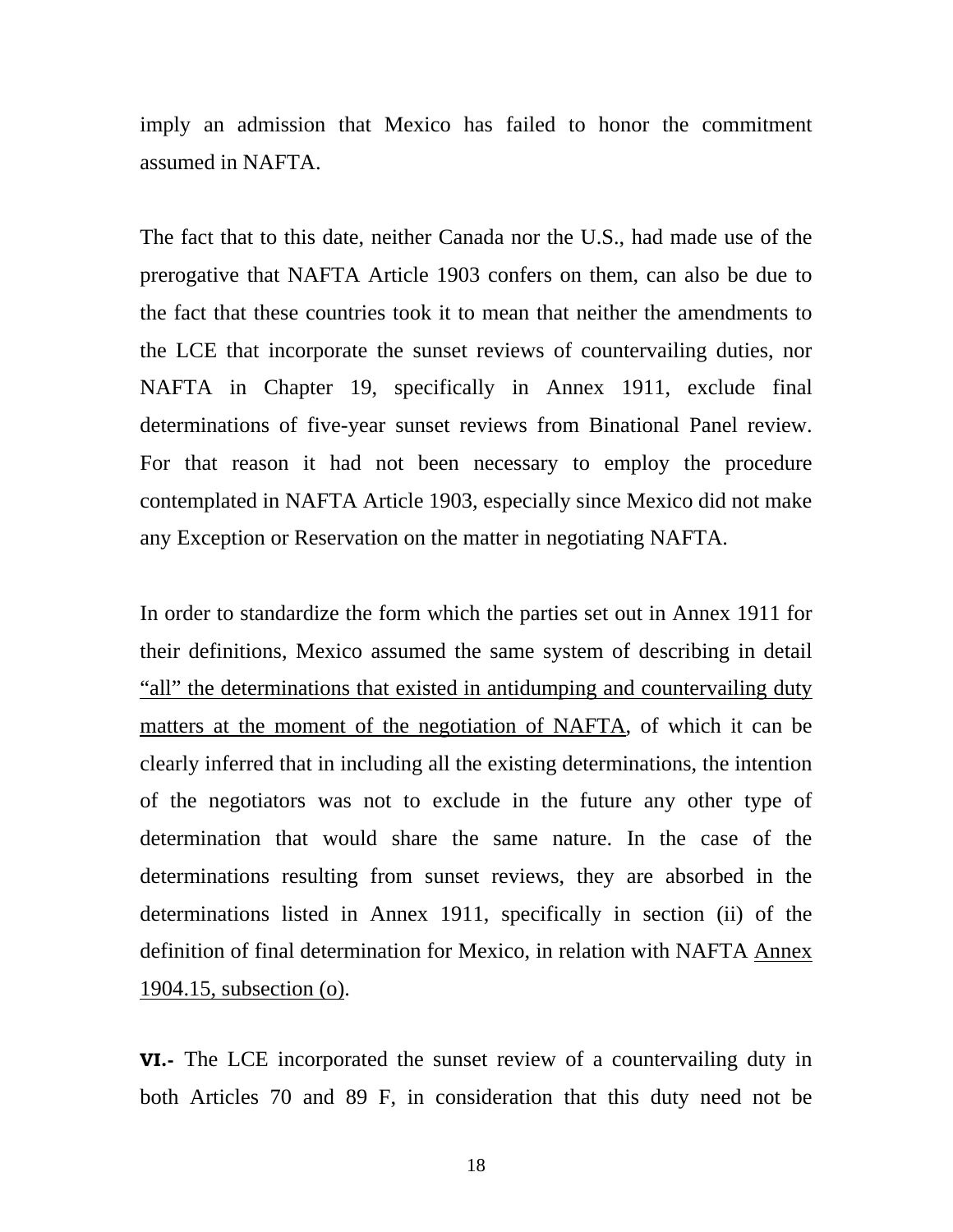imply an admission that Mexico has failed to honor the commitment assumed in NAFTA.

The fact that to this date, neither Canada nor the U.S., had made use of the prerogative that NAFTA Article 1903 confers on them, can also be due to the fact that these countries took it to mean that neither the amendments to the LCE that incorporate the sunset reviews of countervailing duties, nor NAFTA in Chapter 19, specifically in Annex 1911, exclude final determinations of five-year sunset reviews from Binational Panel review. For that reason it had not been necessary to employ the procedure contemplated in NAFTA Article 1903, especially since Mexico did not make any Exception or Reservation on the matter in negotiating NAFTA.

In order to standardize the form which the parties set out in Annex 1911 for their definitions, Mexico assumed the same system of describing in detail <u>“all” the determinations that existed in antidumping and countervailing duty matters at the moment of the negotiation of NAFTA</u>, of which it can be clearly inferred that in including all the existing determinations, the intention of the negotiators was not to exclude in the future any other type of determination that would share the same nature. In the case of the determinations resulting from sunset reviews, they are absorbed in the determinations listed in Annex 1911, specifically in section (ii) of the definition of final determination for Mexico, in relation with NAFTA <u>Annex 1904.15, subsection (o)</u>.

**VI.-** The LCE incorporated the sunset review of a countervailing duty in both Articles 70 and 89 F, in consideration that this duty need not be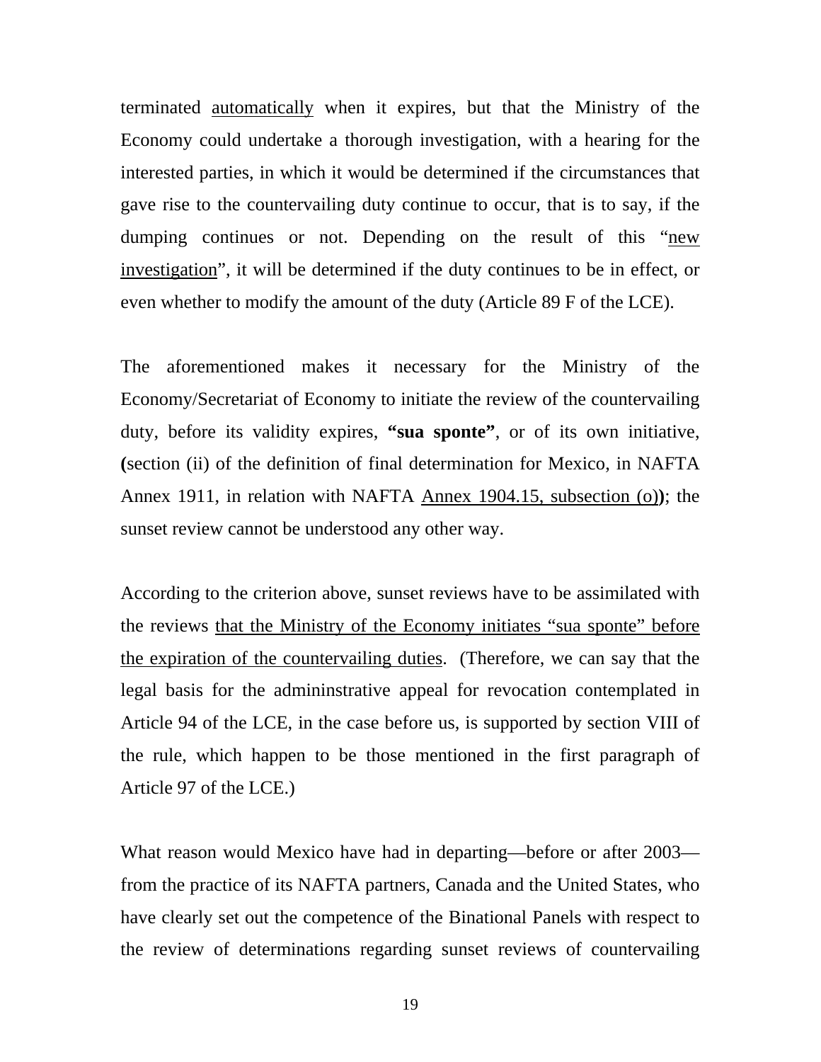terminated automatically when it expires, but that the Ministry of the Economy could undertake a thorough investigation, with a hearing for the interested parties, in which it would be determined if the circumstances that gave rise to the countervailing duty continue to occur, that is to say, if the dumping continues or not. Depending on the result of this "new investigation", it will be determined if the duty continues to be in effect, or even whether to modify the amount of the duty (Article 89 F of the LCE).

The aforementioned makes it necessary for the Ministry of the Economy/Secretariat of Economy to initiate the review of the countervailing duty, before its validity expires, **"sua sponte"**, or of its own initiative, **(**section (ii) of the definition of final determination for Mexico, in NAFTA Annex 1911, in relation with NAFTA Annex 1904.15, subsection (o)**)**; the sunset review cannot be understood any other way.

According to the criterion above, sunset reviews have to be assimilated with the reviews that the Ministry of the Economy initiates "sua sponte" before the expiration of the countervailing duties. (Therefore, we can say that the legal basis for the admininstrative appeal for revocation contemplated in Article 94 of the LCE, in the case before us, is supported by section VIII of the rule, which happen to be those mentioned in the first paragraph of Article 97 of the LCE.)

What reason would Mexico have had in departing—before or after 2003—from the practice of its NAFTA partners, Canada and the United States, who have clearly set out the competence of the Binational Panels with respect to the review of determinations regarding sunset reviews of countervailing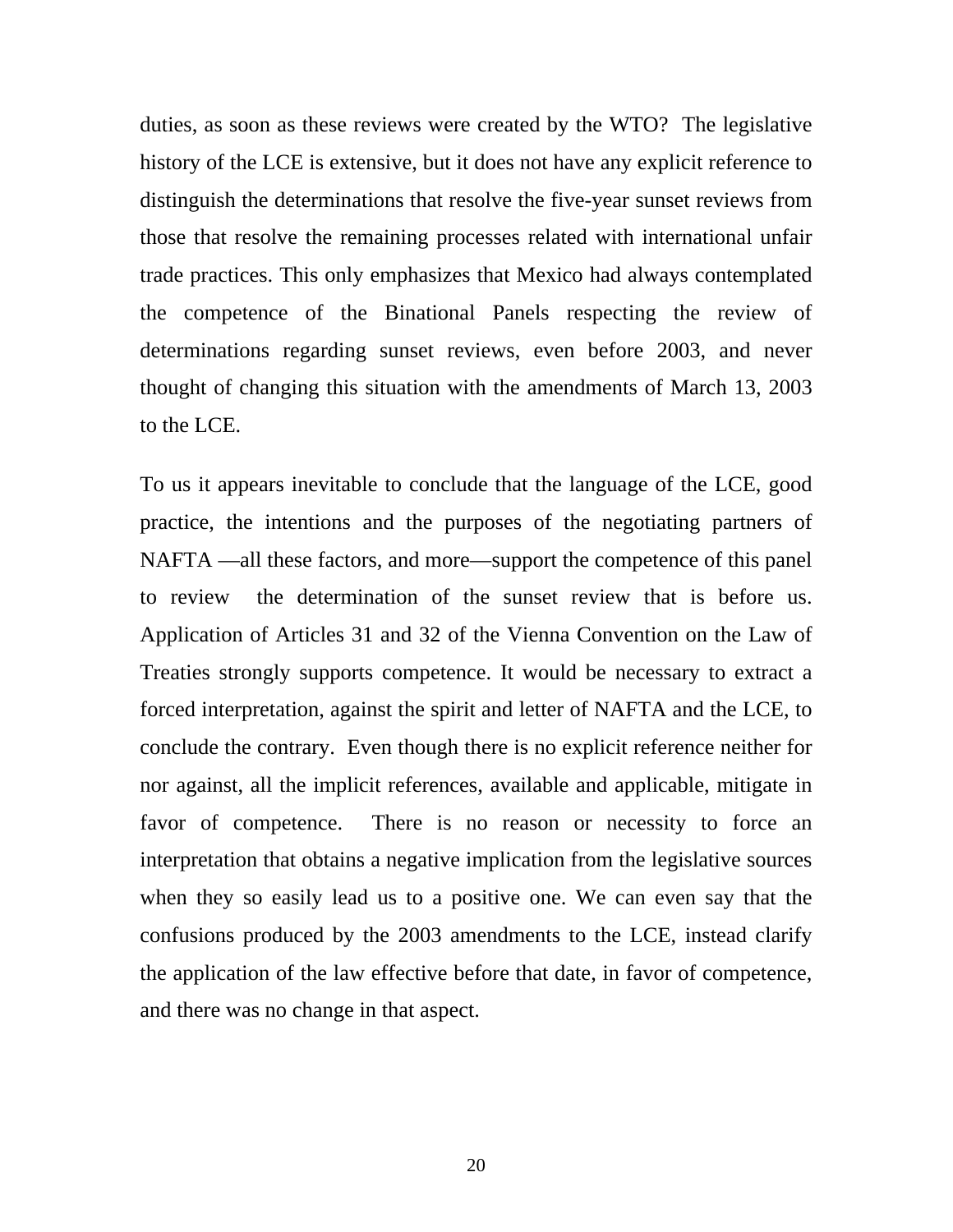duties, as soon as these reviews were created by the WTO? The legislative history of the LCE is extensive, but it does not have any explicit reference to distinguish the determinations that resolve the five-year sunset reviews from those that resolve the remaining processes related with international unfair trade practices. This only emphasizes that Mexico had always contemplated the competence of the Binational Panels respecting the review of determinations regarding sunset reviews, even before 2003, and never thought of changing this situation with the amendments of March 13, 2003 to the LCE.

To us it appears inevitable to conclude that the language of the LCE, good practice, the intentions and the purposes of the negotiating partners of NAFTA —all these factors, and more—support the competence of this panel to review the determination of the sunset review that is before us. Application of Articles 31 and 32 of the Vienna Convention on the Law of Treaties strongly supports competence. It would be necessary to extract a forced interpretation, against the spirit and letter of NAFTA and the LCE, to conclude the contrary. Even though there is no explicit reference neither for nor against, all the implicit references, available and applicable, mitigate in favor of competence. There is no reason or necessity to force an interpretation that obtains a negative implication from the legislative sources when they so easily lead us to a positive one. We can even say that the confusions produced by the 2003 amendments to the LCE, instead clarify the application of the law effective before that date, in favor of competence, and there was no change in that aspect.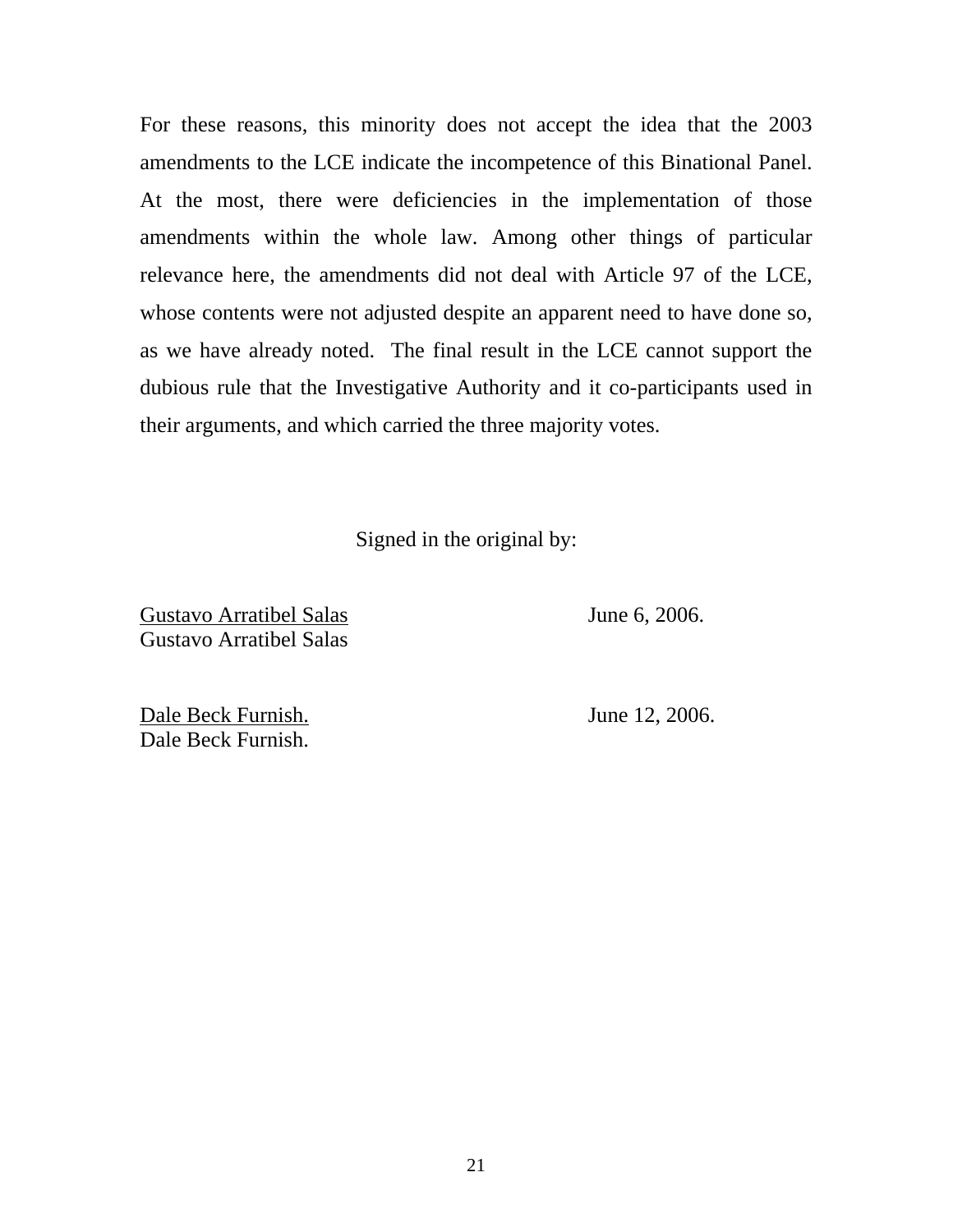For these reasons, this minority does not accept the idea that the 2003 amendments to the LCE indicate the incompetence of this Binational Panel. At the most, there were deficiencies in the implementation of those amendments within the whole law. Among other things of particular relevance here, the amendments did not deal with Article 97 of the LCE, whose contents were not adjusted despite an apparent need to have done so, as we have already noted. The final result in the LCE cannot support the dubious rule that the Investigative Authority and it co-participants used in their arguments, and which carried the three majority votes.

Signed in the original by:

<u>Gustavo Arratibel Salas</u>
Gustavo Arratibel Salas
June 6, 2006.

<u>Dale Beck Furnish.</u>
Dale Beck Furnish.
June 12, 2006.